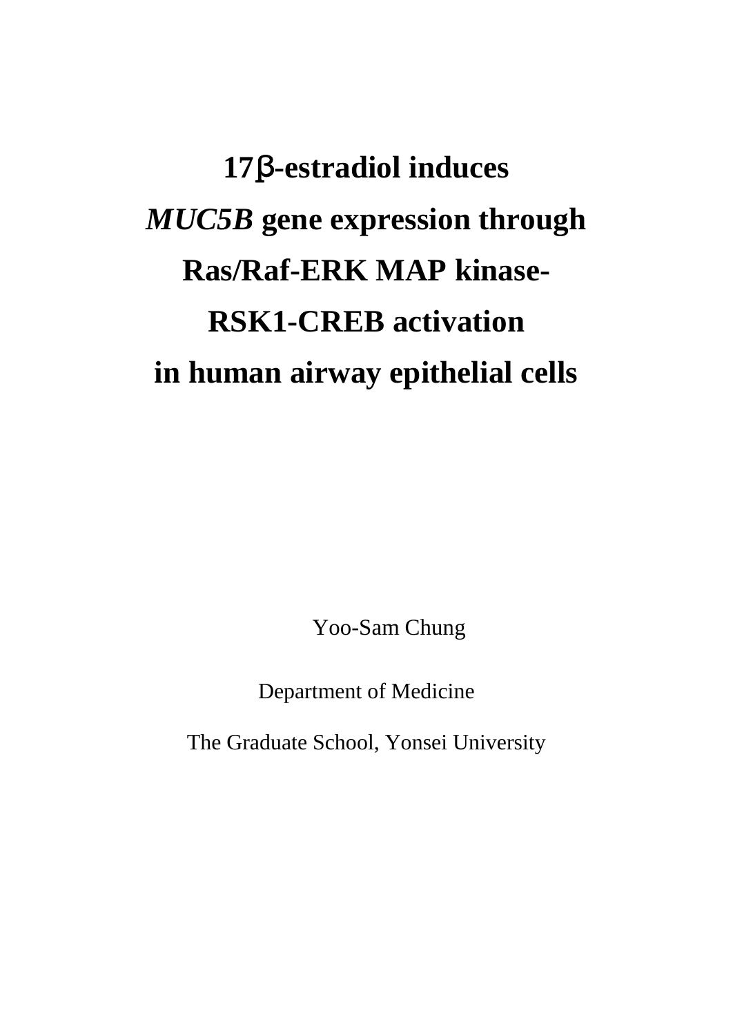# 17β-estradiol induces *MUC5B* gene expression through Ras/Raf-ERK MAP kinase-RSK1-CREB activation in human airway epithelial cells

Yoo-Sam Chung

Department of Medicine

The Graduate School, Yonsei University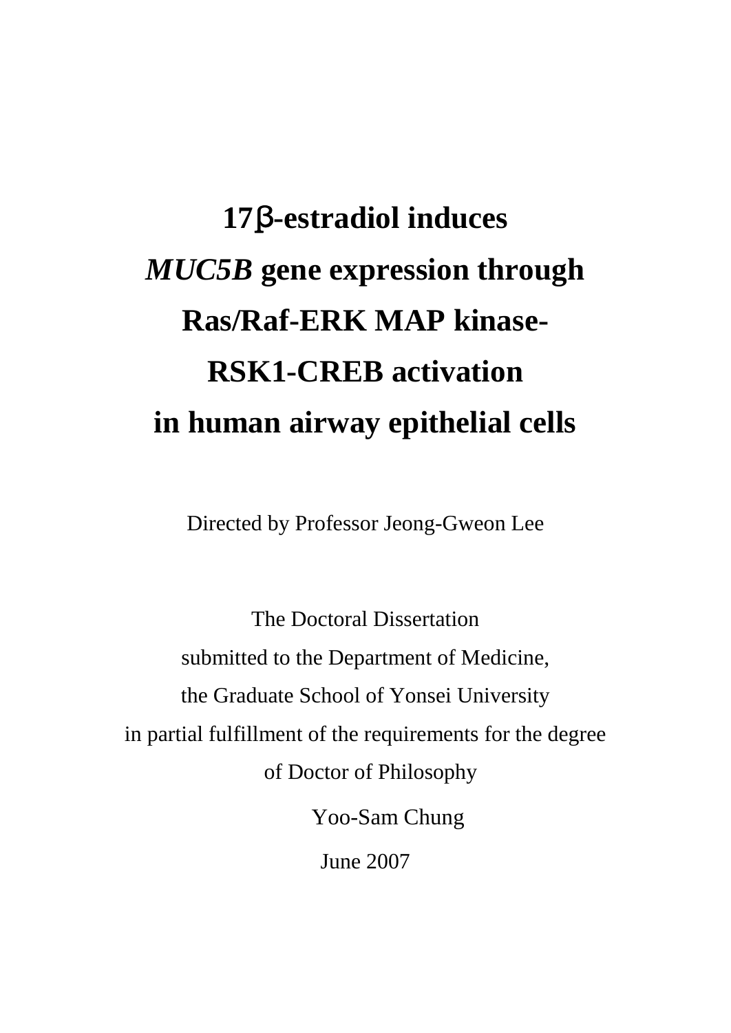# 17β-estradiol induces *MUC5B* gene expression through Ras/Raf-ERK MAP kinase-RSK1-CREB activation in human airway epithelial cells

Directed by Professor Jeong-Gweon Lee

The Doctoral Dissertation
submitted to the Department of Medicine,
the Graduate School of Yonsei University
in partial fulfillment of the requirements for the degree
of Doctor of Philosophy

Yoo-Sam Chung

June 2007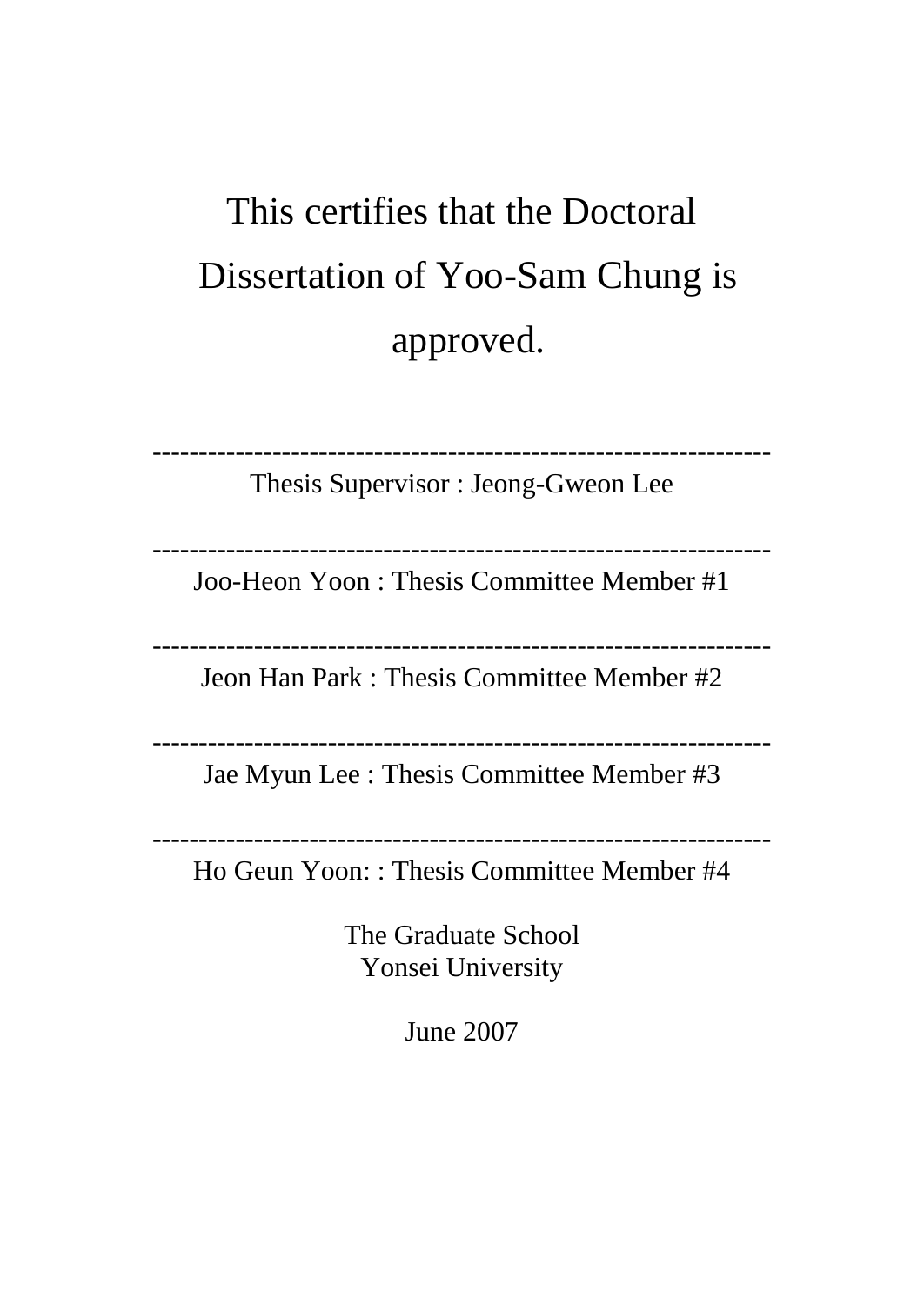This certifies that the Doctoral Dissertation of Yoo-Sam Chung is approved.

---------------------------------------------------------------

Thesis Supervisor : Jeong-Gweon Lee

---------------------------------------------------------------

Joo-Heon Yoon : Thesis Committee Member #1

---------------------------------------------------------------

Jeon Han Park : Thesis Committee Member #2

---------------------------------------------------------------

Jae Myun Lee : Thesis Committee Member #3

---------------------------------------------------------------

Ho Geun Yoon: : Thesis Committee Member #4

The Graduate School
Yonsei University

June 2007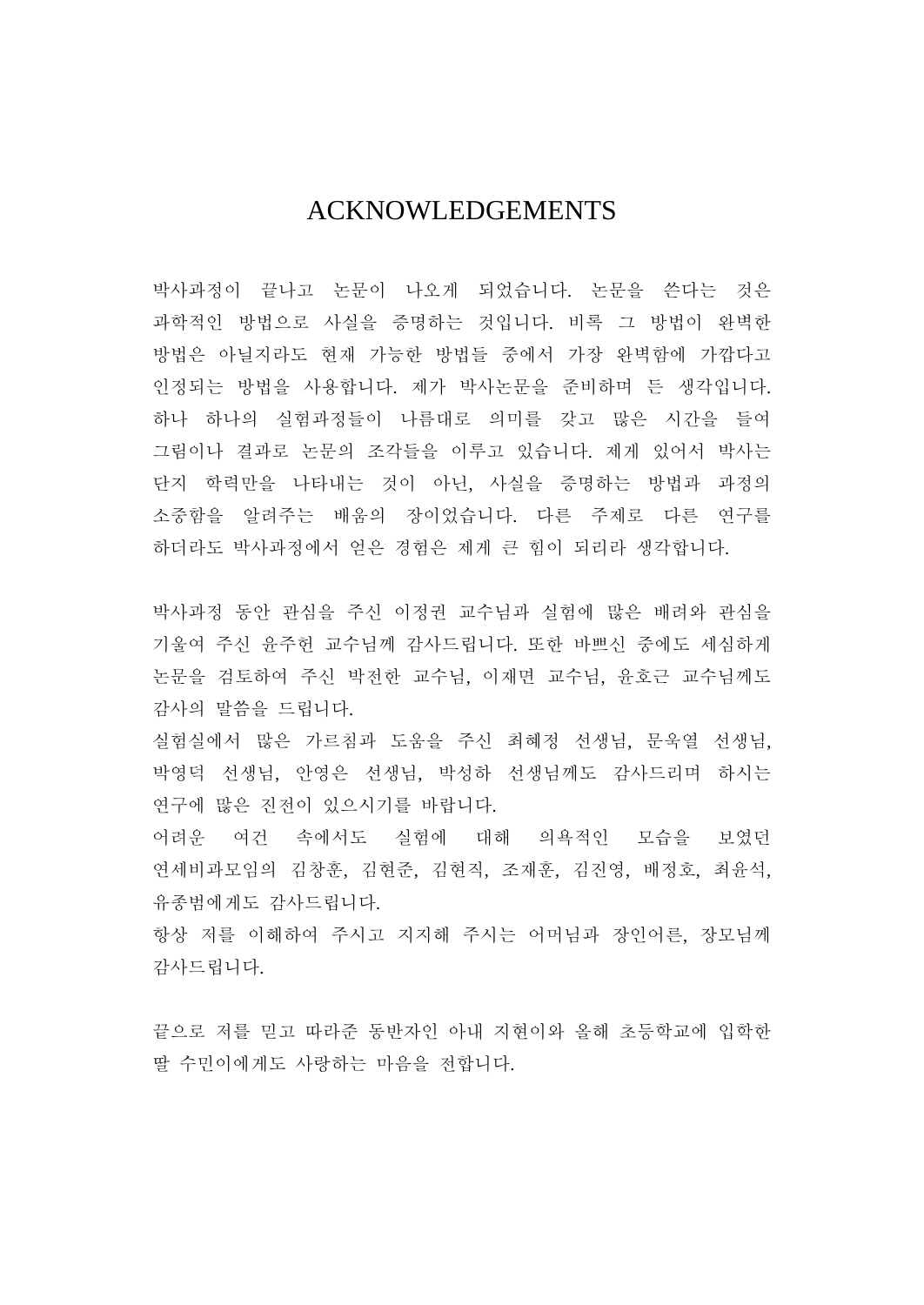# ACKNOWLEDGEMENTS

박사과정이 끝나고 논문이 나오게 되었습니다. 논문을 쓴다는 것은 과학적인 방법으로 사실을 증명하는 것입니다. 비록 그 방법이 완벽한 방법은 아닐지라도 현재 가능한 방법들 중에서 가장 완벽함에 가깝다고 인정되는 방법을 사용합니다. 제가 박사논문을 준비하며 든 생각입니다. 하나 하나의 실험과정들이 나름대로 의미를 갖고 많은 시간을 들여 그림이나 결과로 논문의 조각들을 이루고 있습니다. 제게 있어서 박사는 단지 학력만을 나타내는 것이 아닌, 사실을 증명하는 방법과 과정의 소중함을 알려주는 배움의 장이었습니다. 다른 주제로 다른 연구를 하더라도 박사과정에서 얻은 경험은 제게 큰 힘이 되리라 생각합니다.

박사과정 동안 관심을 주신 이정권 교수님과 실험에 많은 배려와 관심을 기울여 주신 윤주헌 교수님께 감사드립니다. 또한 바쁘신 중에도 세심하게 논문을 검토하여 주신 박전한 교수님, 이재면 교수님, 윤호근 교수님께도 감사의 말씀을 드립니다.

실험실에서 많은 가르침과 도움을 주신 최혜정 선생님, 문욱열 선생님, 박영덕 선생님, 안영은 선생님, 박성하 선생님께도 감사드리며 하시는 연구에 많은 진전이 있으시기를 바랍니다.

어려운 여건 속에서도 실험에 대해 의욕적인 모습을 보였던 연세비과모임의 김창훈, 김현준, 김현직, 조재훈, 김진영, 배정호, 최윤석, 유종범에게도 감사드립니다.

항상 저를 이해하여 주시고 지지해 주시는 어머님과 장인어른, 장모님께 감사드립니다.

끝으로 저를 믿고 따라준 동반자인 아내 지현이와 올해 초등학교에 입학한 딸 수민이에게도 사랑하는 마음을 전합니다.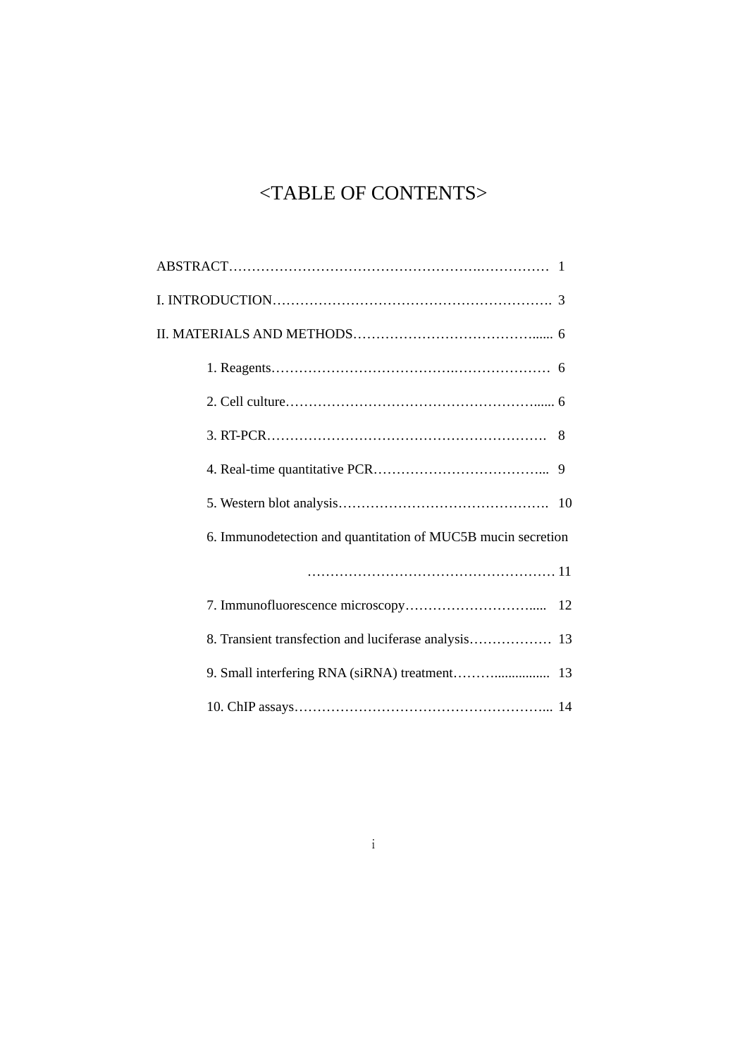# <TABLE OF CONTENTS>

ABSTRACT………………………………………………………………… 1

I. INTRODUCTION…………………………………………………………. 3

II. MATERIALS AND METHODS………………………………….…...... 6

- 1. Reagents……………………………………………………………… 6
- 2. Cell culture……………………………………………………….…..... 6
- 3. RT-PCR…………………………………………………………… 8
- 4. Real-time quantitative PCR……………………………………... 9
- 5. Western blot analysis………………………………………………. 10
- 6. Immunodetection and quantitation of MUC5B mucin secretion ……………………………………………… 11
- 7. Immunofluorescence microscopy………………………….…... 12
- 8. Transient transfection and luciferase analysis……………… 13
- 9. Small interfering RNA (siRNA) treatment……….............. 13
- 10. ChIP assays…………………………………………………... 14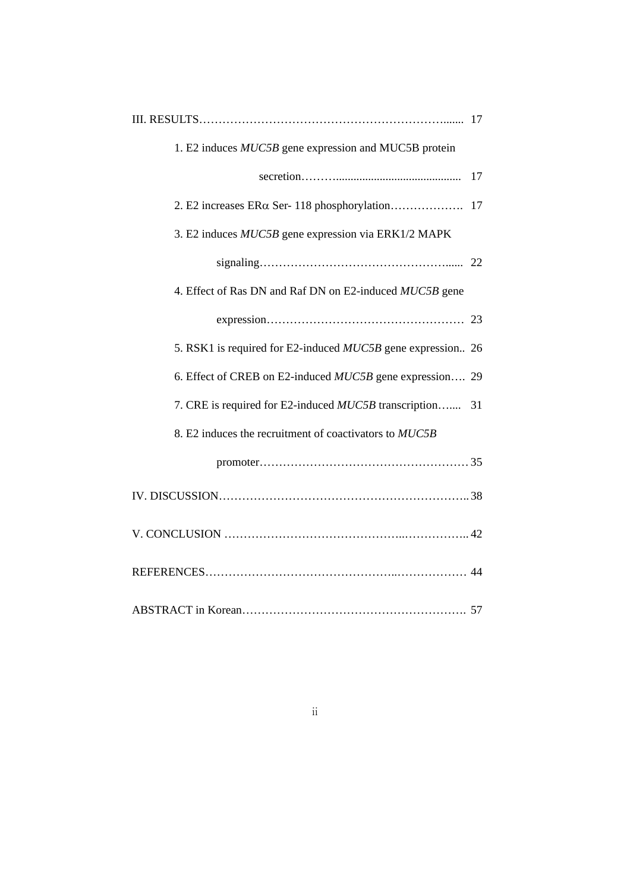III. RESULTS……………………………………………………………...... 17

1. E2 induces *MUC5B* gene expression and MUC5B protein secretion………........................................... 17

2. E2 increases ERα Ser- 118 phosphorylation………………. 17

3. E2 induces *MUC5B* gene expression via ERK1/2 MAPK signaling…………………………………………...... 22

4. Effect of Ras DN and Raf DN on E2-induced *MUC5B* gene expression…………………………………………… 23

5. RSK1 is required for E2-induced *MUC5B* gene expression.. 26

6. Effect of CREB on E2-induced *MUC5B* gene expression…. 29

7. CRE is required for E2-induced *MUC5B* transcription…... 31

8. E2 induces the recruitment of coactivators to *MUC5B* promoter……………………………………………… 35

IV. DISCUSSION……………………………………………………….. 38

V. CONCLUSION ……………………………………..…………….. 42

REFERENCES…………………………………………..……………… 44

ABSTRACT in Korean…………………………………………………. 57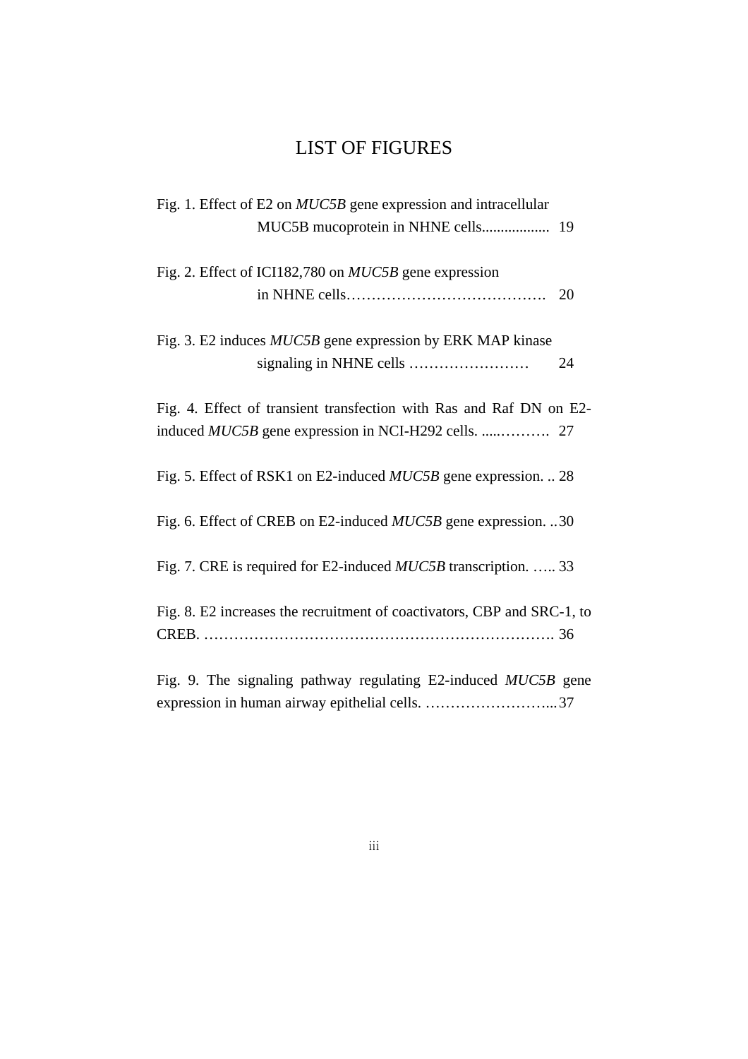# LIST OF FIGURES

Fig. 1. Effect of E2 on *MUC5B* gene expression and intracellular MUC5B mucoprotein in NHNE cells.................. 19

Fig. 2. Effect of ICI182,780 on *MUC5B* gene expression in NHNE cells…………………………………. 20

Fig. 3. E2 induces *MUC5B* gene expression by ERK MAP kinase signaling in NHNE cells …………………… 24

Fig. 4. Effect of transient transfection with Ras and Raf DN on E2-induced *MUC5B* gene expression in NCI-H292 cells. .....………. 27

Fig. 5. Effect of RSK1 on E2-induced *MUC5B* gene expression. .. 28

Fig. 6. Effect of CREB on E2-induced *MUC5B* gene expression. .. 30

Fig. 7. CRE is required for E2-induced *MUC5B* transcription. ….. 33

Fig. 8. E2 increases the recruitment of coactivators, CBP and SRC-1, to CREB. …………………………………………………………. 36

Fig. 9. The signaling pathway regulating E2-induced *MUC5B* gene expression in human airway epithelial cells. ……………………... 37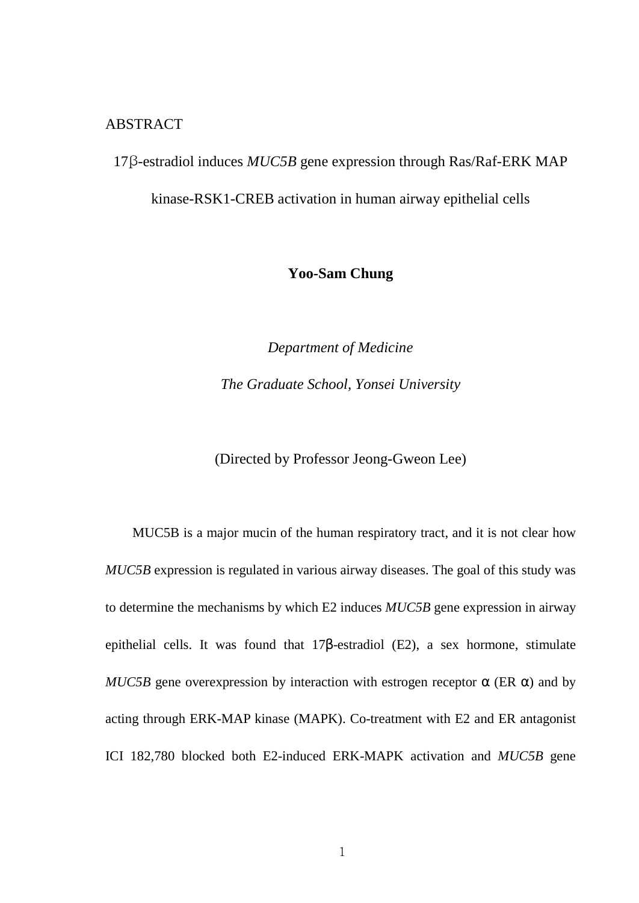# ABSTRACT

## 17β-estradiol induces *MUC5B* gene expression through Ras/Raf-ERK MAP kinase-RSK1-CREB activation in human airway epithelial cells

**Yoo-Sam Chung**

*Department of Medicine*

*The Graduate School, Yonsei University*

(Directed by Professor Jeong-Gweon Lee)

MUC5B is a major mucin of the human respiratory tract, and it is not clear how *MUC5B* expression is regulated in various airway diseases. The goal of this study was to determine the mechanisms by which E2 induces *MUC5B* gene expression in airway epithelial cells. It was found that 17β-estradiol (E2), a sex hormone, stimulate *MUC5B* gene overexpression by interaction with estrogen receptor α (ER α) and by acting through ERK-MAP kinase (MAPK). Co-treatment with E2 and ER antagonist ICI 182,780 blocked both E2-induced ERK-MAPK activation and *MUC5B* gene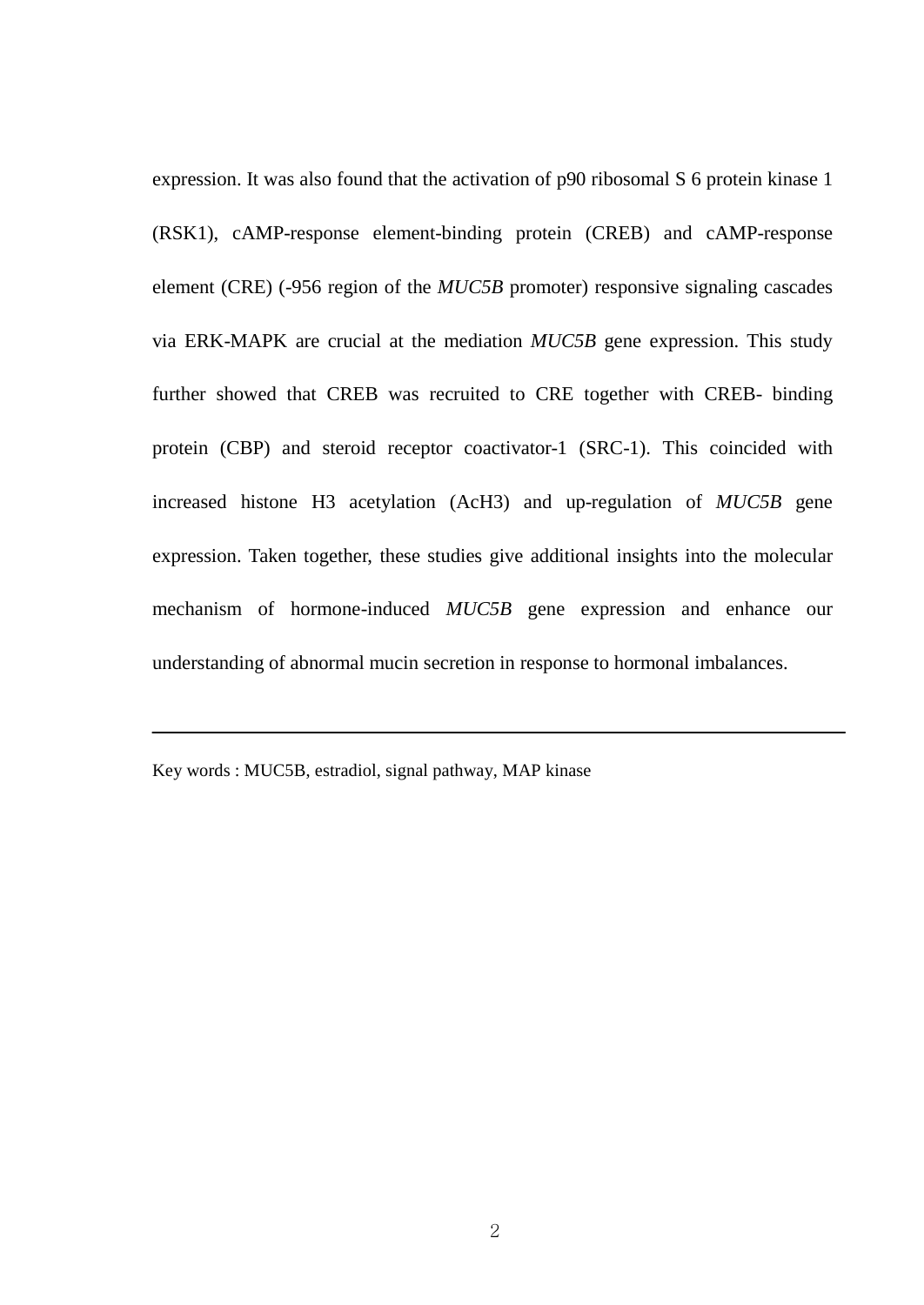expression. It was also found that the activation of p90 ribosomal S 6 protein kinase 1 (RSK1), cAMP-response element-binding protein (CREB) and cAMP-response element (CRE) (-956 region of the *MUC5B* promoter) responsive signaling cascades via ERK-MAPK are crucial at the mediation *MUC5B* gene expression. This study further showed that CREB was recruited to CRE together with CREB- binding protein (CBP) and steroid receptor coactivator-1 (SRC-1). This coincided with increased histone H3 acetylation (AcH3) and up-regulation of *MUC5B* gene expression. Taken together, these studies give additional insights into the molecular mechanism of hormone-induced *MUC5B* gene expression and enhance our understanding of abnormal mucin secretion in response to hormonal imbalances.

---

Key words : MUC5B, estradiol, signal pathway, MAP kinase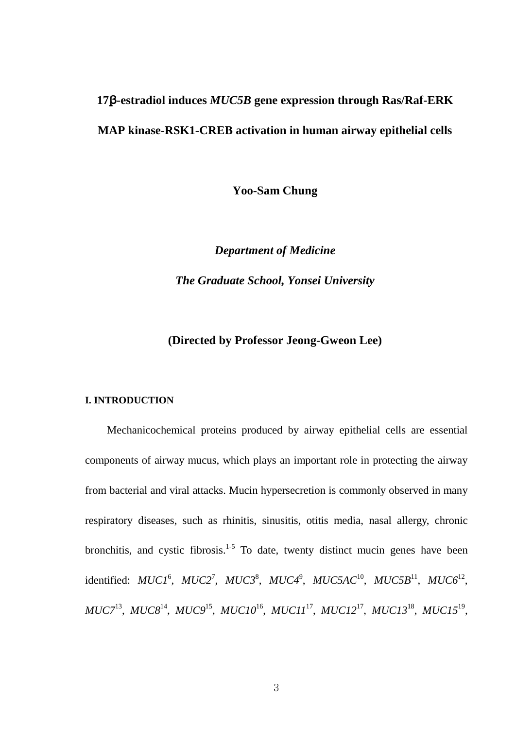# 17β-estradiol induces *MUC5B* gene expression through Ras/Raf-ERK MAP kinase-RSK1-CREB activation in human airway epithelial cells

**Yoo-Sam Chung**

***Department of Medicine***

***The Graduate School, Yonsei University***

**(Directed by Professor Jeong-Gweon Lee)**

## I. INTRODUCTION

Mechanicochemical proteins produced by airway epithelial cells are essential components of airway mucus, which plays an important role in protecting the airway from bacterial and viral attacks. Mucin hypersecretion is commonly observed in many respiratory diseases, such as rhinitis, sinusitis, otitis media, nasal allergy, chronic bronchitis, and cystic fibrosis.[1-5] To date, twenty distinct mucin genes have been identified: *MUC1*[6], *MUC2*[7], *MUC3*[8], *MUC4*[9], *MUC5AC*[10], *MUC5B*[11], *MUC6*[12], *MUC7*[13], *MUC8*[14], *MUC9*[15], *MUC10*[16], *MUC11*[17], *MUC12*[17], *MUC13*[18], *MUC15*[19],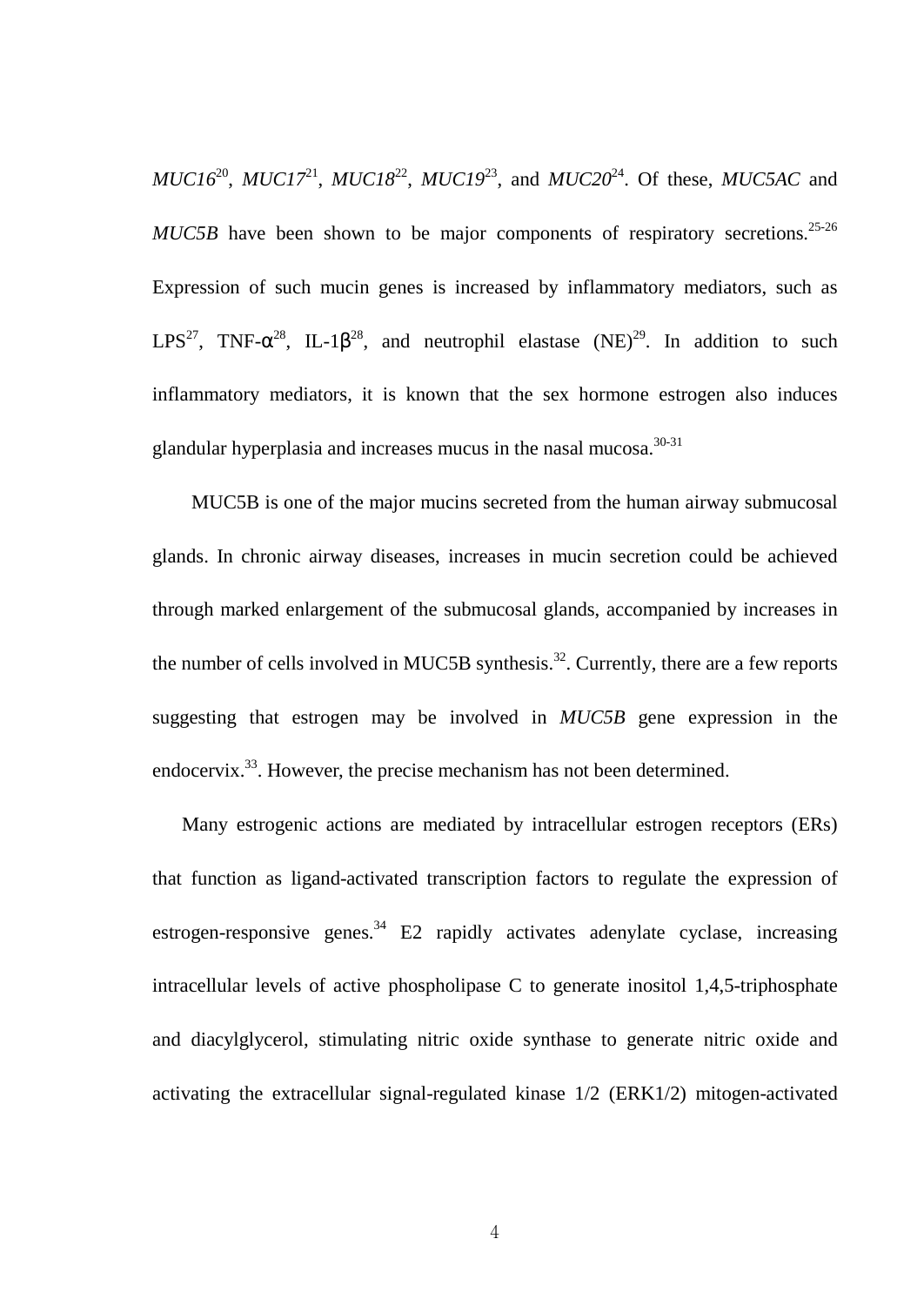*MUC16*[20], *MUC17*[21], *MUC18*[22], *MUC19*[23], and *MUC20*[24]. Of these, *MUC5AC* and *MUC5B* have been shown to be major components of respiratory secretions.[25-26] Expression of such mucin genes is increased by inflammatory mediators, such as LPS[27], TNF-α[28], IL-1β[28], and neutrophil elastase (NE)[29]. In addition to such inflammatory mediators, it is known that the sex hormone estrogen also induces glandular hyperplasia and increases mucus in the nasal mucosa.[30-31]

MUC5B is one of the major mucins secreted from the human airway submucosal glands. In chronic airway diseases, increases in mucin secretion could be achieved through marked enlargement of the submucosal glands, accompanied by increases in the number of cells involved in MUC5B synthesis.[32]. Currently, there are a few reports suggesting that estrogen may be involved in *MUC5B* gene expression in the endocervix.[33]. However, the precise mechanism has not been determined.

Many estrogenic actions are mediated by intracellular estrogen receptors (ERs) that function as ligand-activated transcription factors to regulate the expression of estrogen-responsive genes.[34] E2 rapidly activates adenylate cyclase, increasing intracellular levels of active phospholipase C to generate inositol 1,4,5-triphosphate and diacylglycerol, stimulating nitric oxide synthase to generate nitric oxide and activating the extracellular signal-regulated kinase 1/2 (ERK1/2) mitogen-activated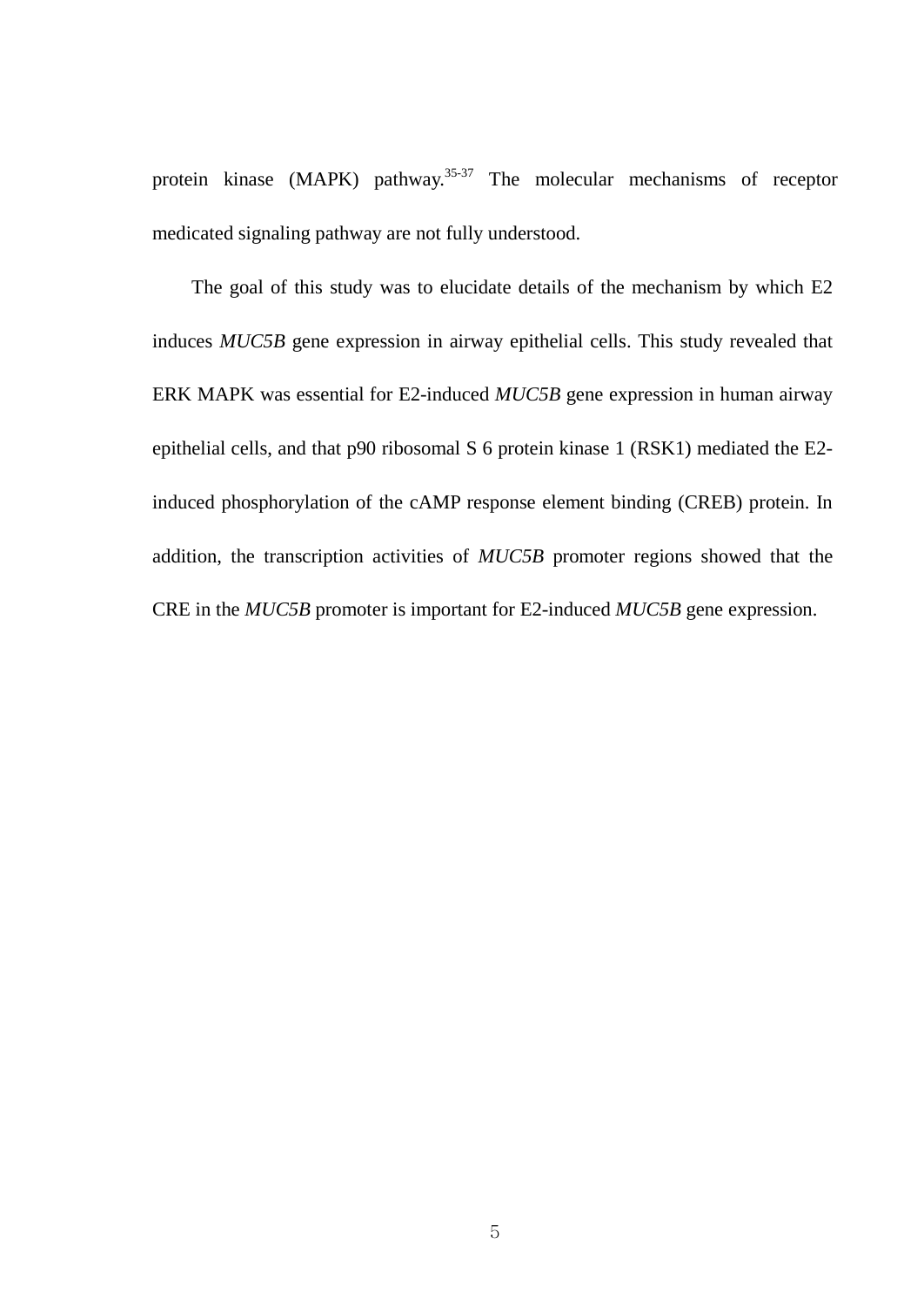protein kinase (MAPK) pathway.[35-37] The molecular mechanisms of receptor medicated signaling pathway are not fully understood.

The goal of this study was to elucidate details of the mechanism by which E2 induces *MUC5B* gene expression in airway epithelial cells. This study revealed that ERK MAPK was essential for E2-induced *MUC5B* gene expression in human airway epithelial cells, and that p90 ribosomal S 6 protein kinase 1 (RSK1) mediated the E2-induced phosphorylation of the cAMP response element binding (CREB) protein. In addition, the transcription activities of *MUC5B* promoter regions showed that the CRE in the *MUC5B* promoter is important for E2-induced *MUC5B* gene expression.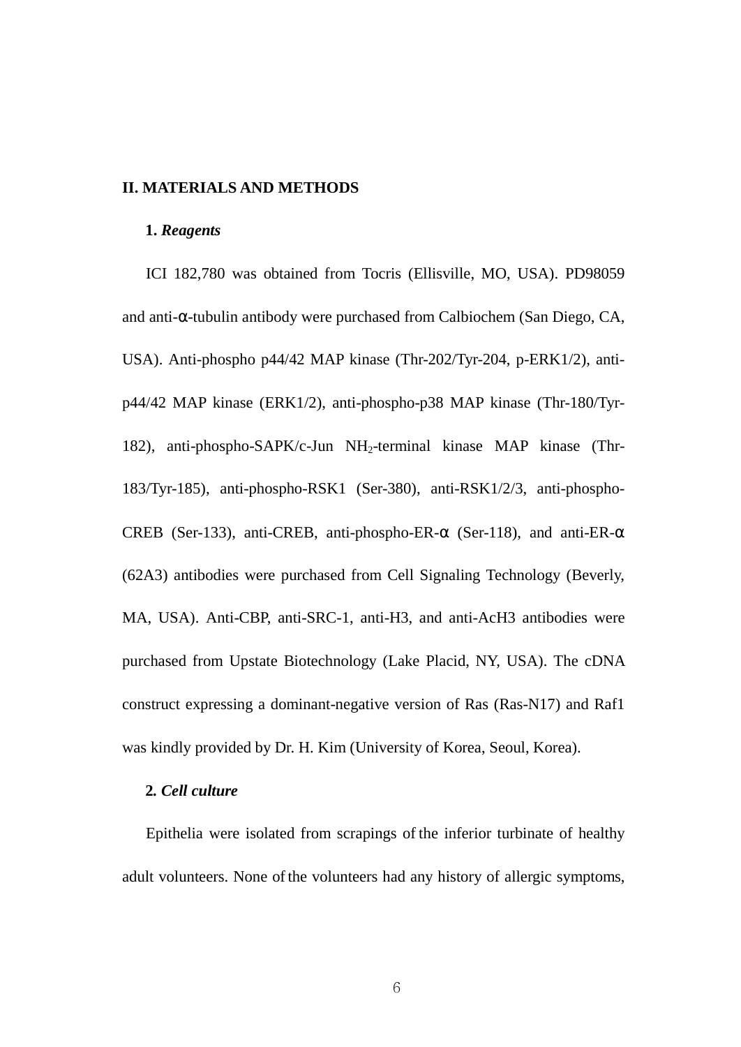# II. MATERIALS AND METHODS

## 1. *Reagents*

ICI 182,780 was obtained from Tocris (Ellisville, MO, USA). PD98059 and anti-α-tubulin antibody were purchased from Calbiochem (San Diego, CA, USA). Anti-phospho p44/42 MAP kinase (Thr-202/Tyr-204, p-ERK1/2), anti-p44/42 MAP kinase (ERK1/2), anti-phospho-p38 MAP kinase (Thr-180/Tyr-182), anti-phospho-SAPK/c-Jun $NH_2$-terminal kinase MAP kinase (Thr-183/Tyr-185), anti-phospho-RSK1 (Ser-380), anti-RSK1/2/3, anti-phospho-CREB (Ser-133), anti-CREB, anti-phospho-ER-α (Ser-118), and anti-ER-α (62A3) antibodies were purchased from Cell Signaling Technology (Beverly, MA, USA). Anti-CBP, anti-SRC-1, anti-H3, and anti-AcH3 antibodies were purchased from Upstate Biotechnology (Lake Placid, NY, USA). The cDNA construct expressing a dominant-negative version of Ras (Ras-N17) and Raf1 was kindly provided by Dr. H. Kim (University of Korea, Seoul, Korea).

## 2. *Cell culture*

Epithelia were isolated from scrapings of the inferior turbinate of healthy adult volunteers. None of the volunteers had any history of allergic symptoms,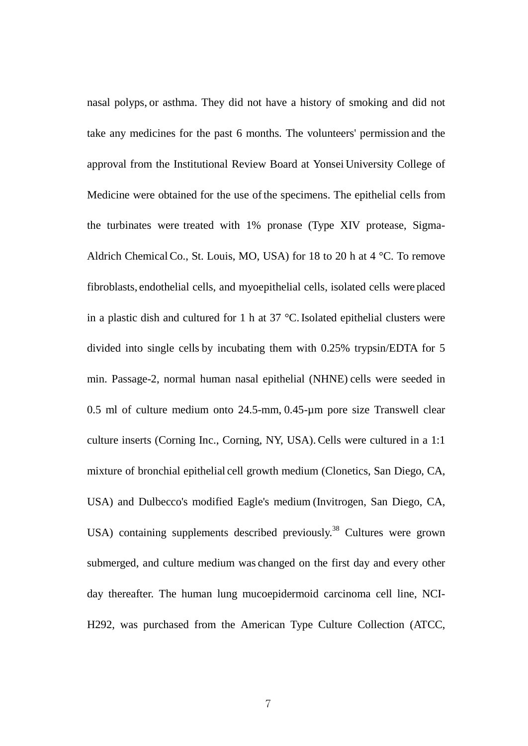nasal polyps, or asthma. They did not have a history of smoking and did not take any medicines for the past 6 months. The volunteers' permission and the approval from the Institutional Review Board at Yonsei University College of Medicine were obtained for the use of the specimens. The epithelial cells from the turbinates were treated with 1% pronase (Type XIV protease, Sigma-Aldrich Chemical Co., St. Louis, MO, USA) for 18 to 20 h at 4 °C. To remove fibroblasts, endothelial cells, and myoepithelial cells, isolated cells were placed in a plastic dish and cultured for 1 h at 37 °C. Isolated epithelial clusters were divided into single cells by incubating them with 0.25% trypsin/EDTA for 5 min. Passage-2, normal human nasal epithelial (NHNE) cells were seeded in 0.5 ml of culture medium onto 24.5-mm, 0.45-μm pore size Transwell clear culture inserts (Corning Inc., Corning, NY, USA). Cells were cultured in a 1:1 mixture of bronchial epithelial cell growth medium (Clonetics, San Diego, CA, USA) and Dulbecco's modified Eagle's medium (Invitrogen, San Diego, CA, USA) containing supplements described previously.[38] Cultures were grown submerged, and culture medium was changed on the first day and every other day thereafter. The human lung mucoepidermoid carcinoma cell line, NCI-H292, was purchased from the American Type Culture Collection (ATCC,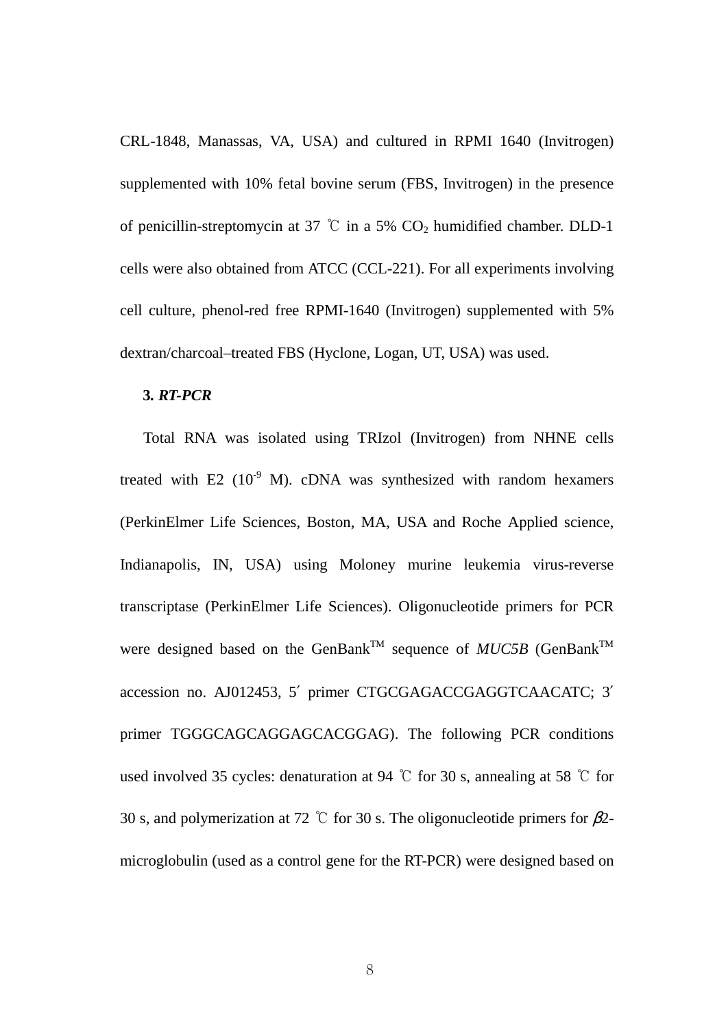CRL-1848, Manassas, VA, USA) and cultured in RPMI 1640 (Invitrogen) supplemented with 10% fetal bovine serum (FBS, Invitrogen) in the presence of penicillin-streptomycin at 37 ℃ in a 5% $CO_2$ humidified chamber. DLD-1 cells were also obtained from ATCC (CCL-221). For all experiments involving cell culture, phenol-red free RPMI-1640 (Invitrogen) supplemented with 5% dextran/charcoal–treated FBS (Hyclone, Logan, UT, USA) was used.

### 3. *RT-PCR*

Total RNA was isolated using TRIzol (Invitrogen) from NHNE cells treated with E2 ($10^{-9}$ M). cDNA was synthesized with random hexamers (PerkinElmer Life Sciences, Boston, MA, USA and Roche Applied science, Indianapolis, IN, USA) using Moloney murine leukemia virus-reverse transcriptase (PerkinElmer Life Sciences). Oligonucleotide primers for PCR were designed based on the GenBank™ sequence of *MUC5B* (GenBank™ accession no. AJ012453, 5′ primer CTGCGAGACCGAGGTCAACATC; 3′ primer TGGGCAGCAGGAGCACGGAG). The following PCR conditions used involved 35 cycles: denaturation at 94 ℃ for 30 s, annealing at 58 ℃ for 30 s, and polymerization at 72 ℃ for 30 s. The oligonucleotide primers for *β*2-microglobulin (used as a control gene for the RT-PCR) were designed based on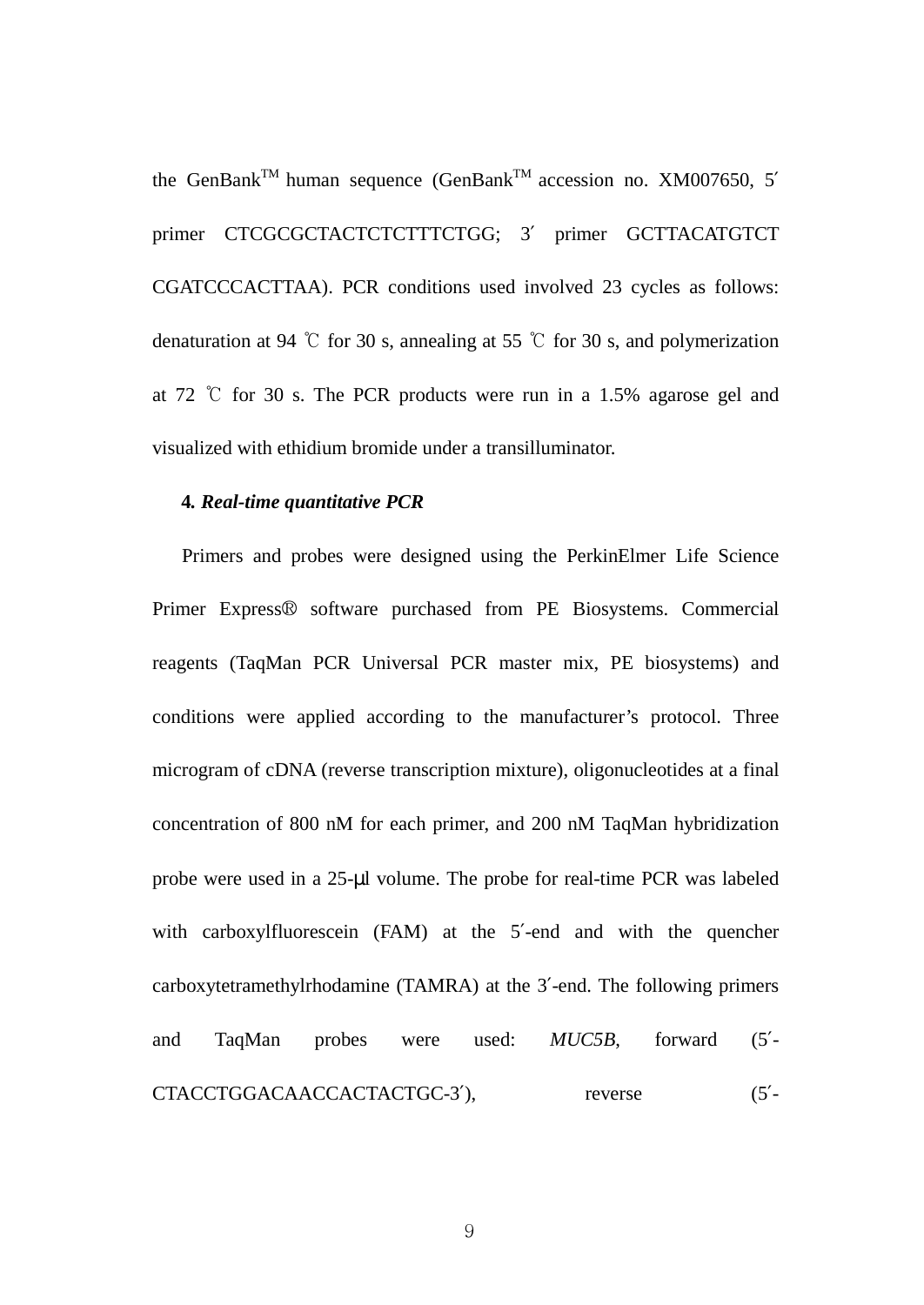the GenBank™ human sequence (GenBank™ accession no. XM007650, 5′ primer CTCGCGCTACTCTCTTTCTGG; 3′ primer GCTTACATGTCT CGATCCCACTTAA). PCR conditions used involved 23 cycles as follows: denaturation at 94 ℃ for 30 s, annealing at 55 ℃ for 30 s, and polymerization at 72 ℃ for 30 s. The PCR products were run in a 1.5% agarose gel and visualized with ethidium bromide under a transilluminator.

#### 4. *Real-time quantitative PCR*

Primers and probes were designed using the PerkinElmer Life Science Primer Express® software purchased from PE Biosystems. Commercial reagents (TaqMan PCR Universal PCR master mix, PE biosystems) and conditions were applied according to the manufacturer's protocol. Three microgram of cDNA (reverse transcription mixture), oligonucleotides at a final concentration of 800 nM for each primer, and 200 nM TaqMan hybridization probe were used in a 25-μl volume. The probe for real-time PCR was labeled with carboxylfluorescein (FAM) at the 5′-end and with the quencher carboxytetramethylrhodamine (TAMRA) at the 3′-end. The following primers and TaqMan probes were used: *MUC5B*, forward (5′-CTACCTGGACAACCACTACTGC-3′), reverse (5′-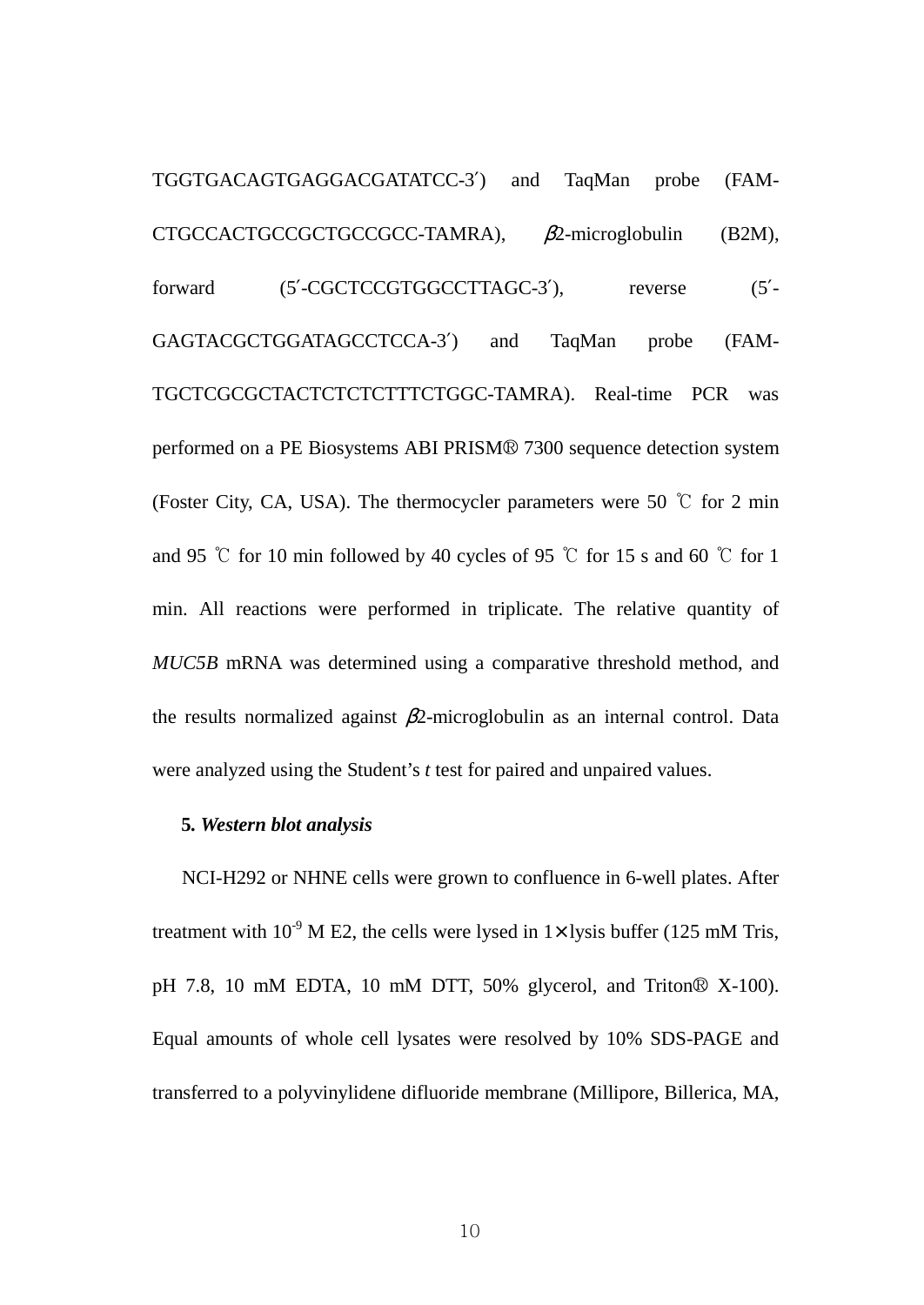TGGTGACAGTGAGGACGATATCC-3′) and TaqMan probe (FAM-CTGCCACTGCCGCTGCCGCC-TAMRA), $\beta$2-microglobulin (B2M), forward (5′-CGCTCCGTGGCCTTAGC-3′), reverse (5′-GAGTACGCTGGATAGCCTCCA-3′) and TaqMan probe (FAM-TGCTCGCGCTACTCTCTCTTTCTGGC-TAMRA). Real-time PCR was performed on a PE Biosystems ABI PRISM® 7300 sequence detection system (Foster City, CA, USA). The thermocycler parameters were 50 ℃ for 2 min and 95 ℃ for 10 min followed by 40 cycles of 95 ℃ for 15 s and 60 ℃ for 1 min. All reactions were performed in triplicate. The relative quantity of *MUC5B* mRNA was determined using a comparative threshold method, and the results normalized against $\beta$2-microglobulin as an internal control. Data were analyzed using the Student's *t* test for paired and unpaired values.

**5. *Western blot analysis***

NCI-H292 or NHNE cells were grown to confluence in 6-well plates. After treatment with $10^{-9}$ M E2, the cells were lysed in 1× lysis buffer (125 mM Tris, pH 7.8, 10 mM EDTA, 10 mM DTT, 50% glycerol, and Triton® X-100). Equal amounts of whole cell lysates were resolved by 10% SDS-PAGE and transferred to a polyvinylidene difluoride membrane (Millipore, Billerica, MA,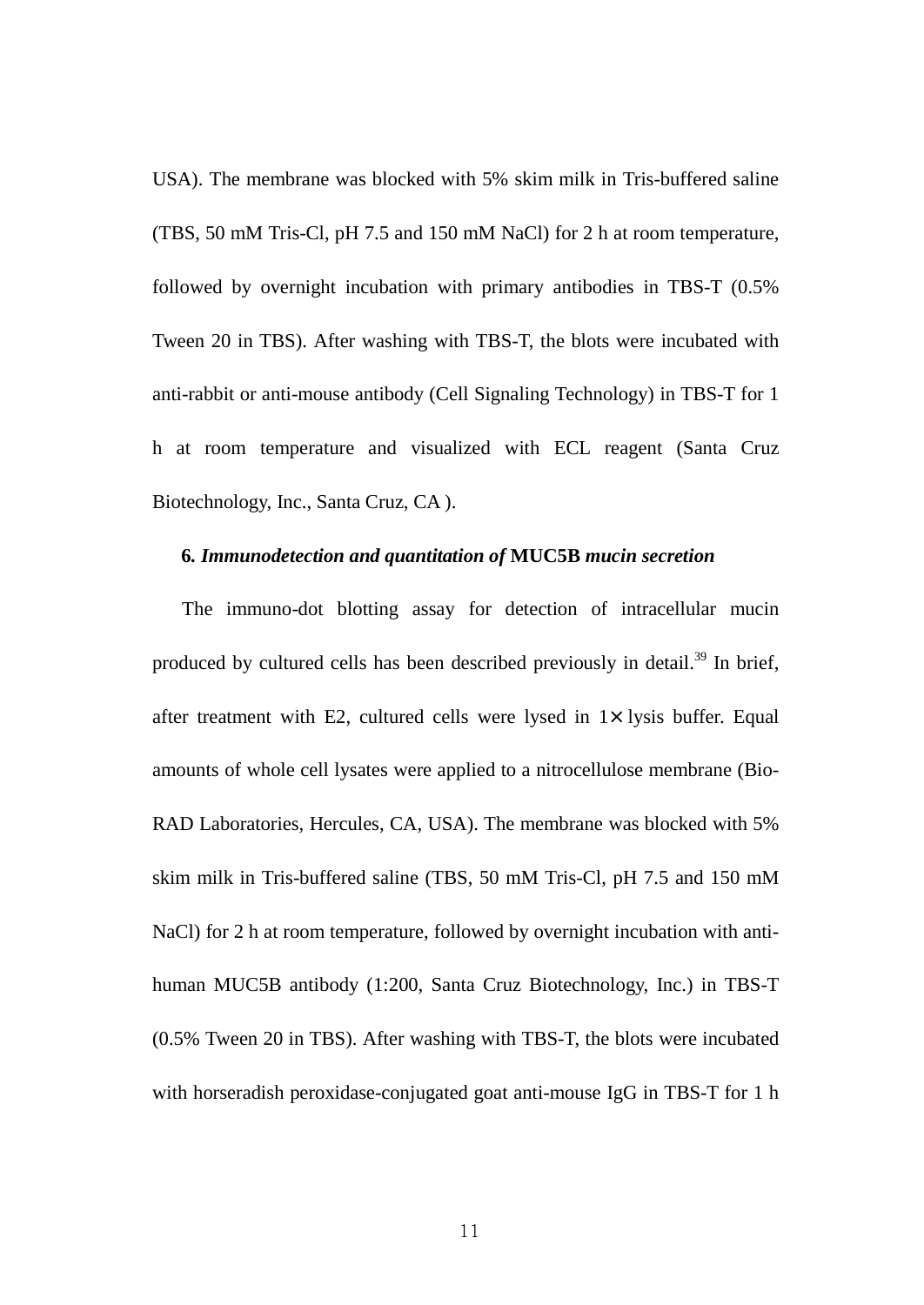USA). The membrane was blocked with 5% skim milk in Tris-buffered saline (TBS, 50 mM Tris-Cl, pH 7.5 and 150 mM NaCl) for 2 h at room temperature, followed by overnight incubation with primary antibodies in TBS-T (0.5% Tween 20 in TBS). After washing with TBS-T, the blots were incubated with anti-rabbit or anti-mouse antibody (Cell Signaling Technology) in TBS-T for 1 h at room temperature and visualized with ECL reagent (Santa Cruz Biotechnology, Inc., Santa Cruz, CA ).

### **6.** ***Immunodetection and quantitation of*** **MUC5B** ***mucin secretion***

The immuno-dot blotting assay for detection of intracellular mucin produced by cultured cells has been described previously in detail.[39] In brief, after treatment with E2, cultured cells were lysed in 1× lysis buffer. Equal amounts of whole cell lysates were applied to a nitrocellulose membrane (Bio-RAD Laboratories, Hercules, CA, USA). The membrane was blocked with 5% skim milk in Tris-buffered saline (TBS, 50 mM Tris-Cl, pH 7.5 and 150 mM NaCl) for 2 h at room temperature, followed by overnight incubation with anti-human MUC5B antibody (1:200, Santa Cruz Biotechnology, Inc.) in TBS-T (0.5% Tween 20 in TBS). After washing with TBS-T, the blots were incubated with horseradish peroxidase-conjugated goat anti-mouse IgG in TBS-T for 1 h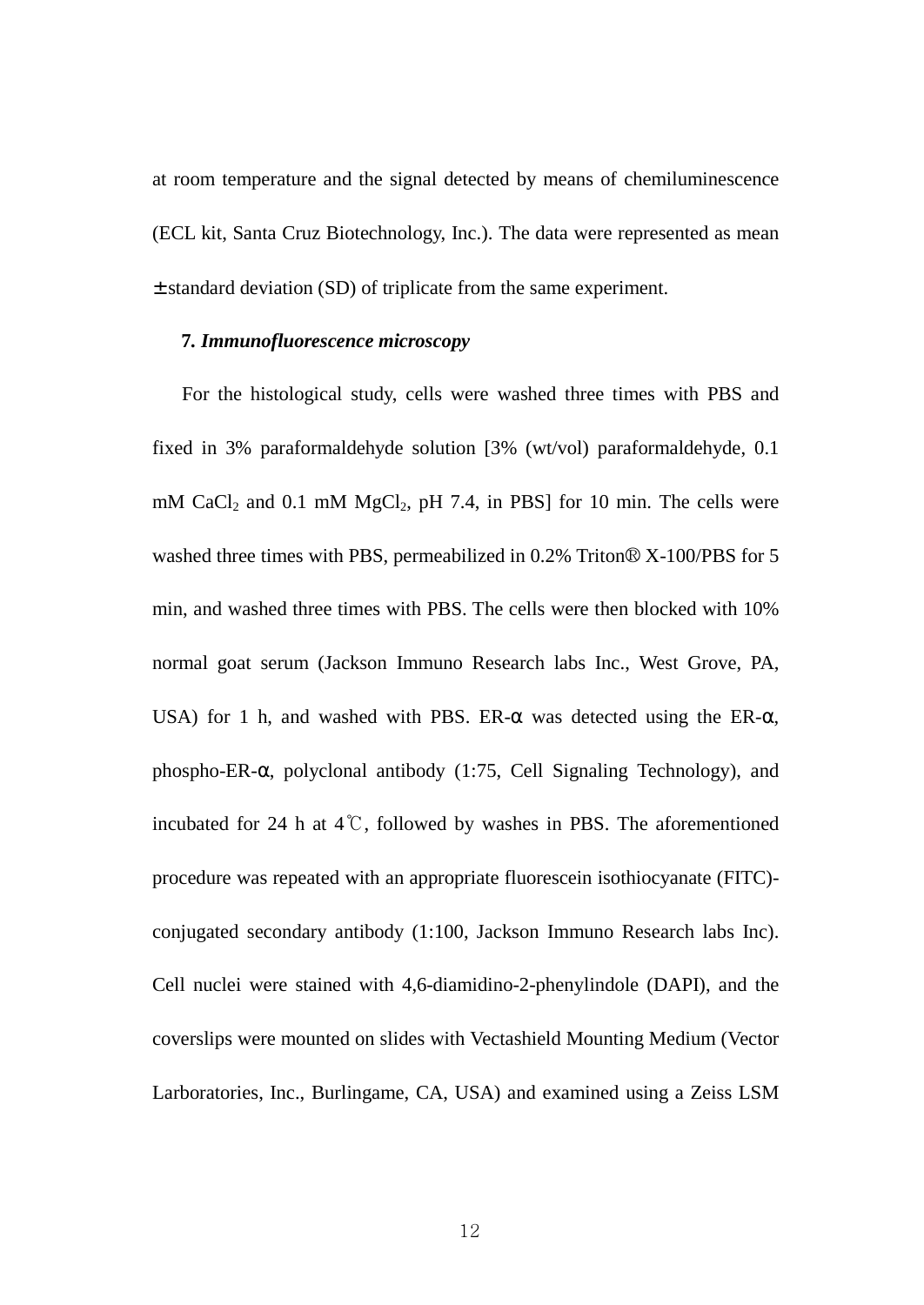at room temperature and the signal detected by means of chemiluminescence (ECL kit, Santa Cruz Biotechnology, Inc.). The data were represented as mean ± standard deviation (SD) of triplicate from the same experiment.

**7.** ***Immunofluorescence microscopy***

For the histological study, cells were washed three times with PBS and fixed in 3% paraformaldehyde solution [3% (wt/vol) paraformaldehyde, 0.1 mM $CaCl_2$ and 0.1 mM $MgCl_2$, pH 7.4, in PBS] for 10 min. The cells were washed three times with PBS, permeabilized in 0.2% Triton® X-100/PBS for 5 min, and washed three times with PBS. The cells were then blocked with 10% normal goat serum (Jackson Immuno Research labs Inc., West Grove, PA, USA) for 1 h, and washed with PBS. ER-α was detected using the ER-α, phospho-ER-α, polyclonal antibody (1:75, Cell Signaling Technology), and incubated for 24 h at 4℃, followed by washes in PBS. The aforementioned procedure was repeated with an appropriate fluorescein isothiocyanate (FITC)-conjugated secondary antibody (1:100, Jackson Immuno Research labs Inc). Cell nuclei were stained with 4,6-diamidino-2-phenylindole (DAPI), and the coverslips were mounted on slides with Vectashield Mounting Medium (Vector Larboratories, Inc., Burlingame, CA, USA) and examined using a Zeiss LSM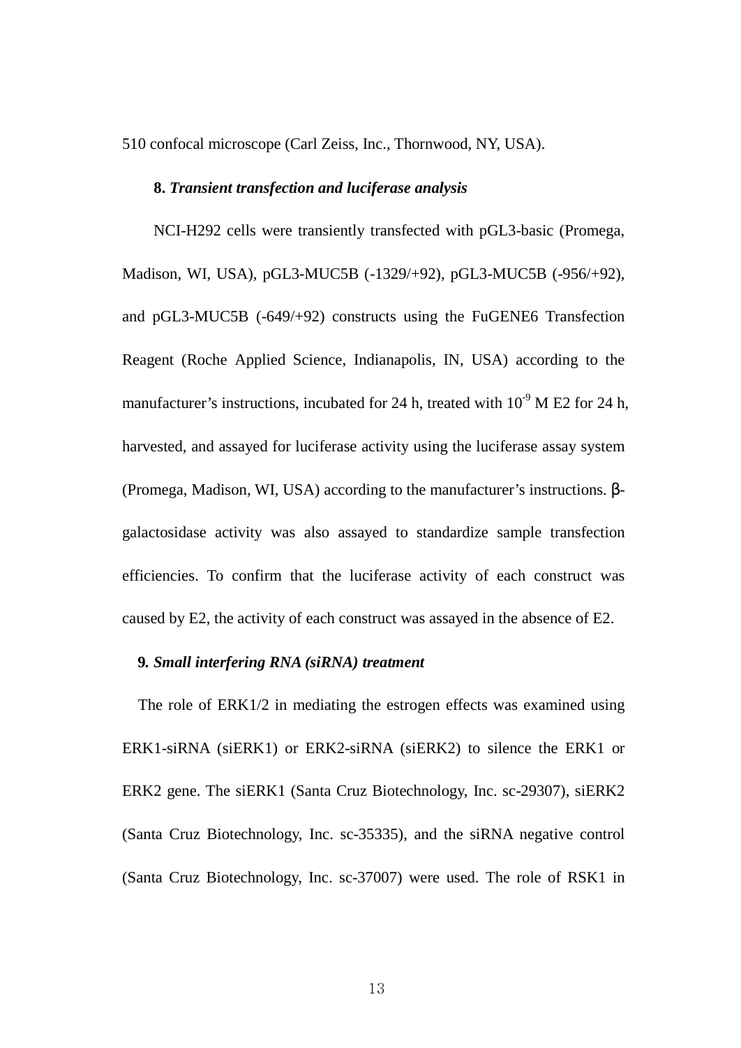510 confocal microscope (Carl Zeiss, Inc., Thornwood, NY, USA).

### 8. *Transient transfection and luciferase analysis*

NCI-H292 cells were transiently transfected with pGL3-basic (Promega, Madison, WI, USA), pGL3-MUC5B (-1329/+92), pGL3-MUC5B (-956/+92), and pGL3-MUC5B (-649/+92) constructs using the FuGENE6 Transfection Reagent (Roche Applied Science, Indianapolis, IN, USA) according to the manufacturer's instructions, incubated for 24 h, treated with $10^{-9}$ M E2 for 24 h, harvested, and assayed for luciferase activity using the luciferase assay system (Promega, Madison, WI, USA) according to the manufacturer's instructions. β-galactosidase activity was also assayed to standardize sample transfection efficiencies. To confirm that the luciferase activity of each construct was caused by E2, the activity of each construct was assayed in the absence of E2.

### 9. *Small interfering RNA (siRNA) treatment*

The role of ERK1/2 in mediating the estrogen effects was examined using ERK1-siRNA (siERK1) or ERK2-siRNA (siERK2) to silence the ERK1 or ERK2 gene. The siERK1 (Santa Cruz Biotechnology, Inc. sc-29307), siERK2 (Santa Cruz Biotechnology, Inc. sc-35335), and the siRNA negative control (Santa Cruz Biotechnology, Inc. sc-37007) were used. The role of RSK1 in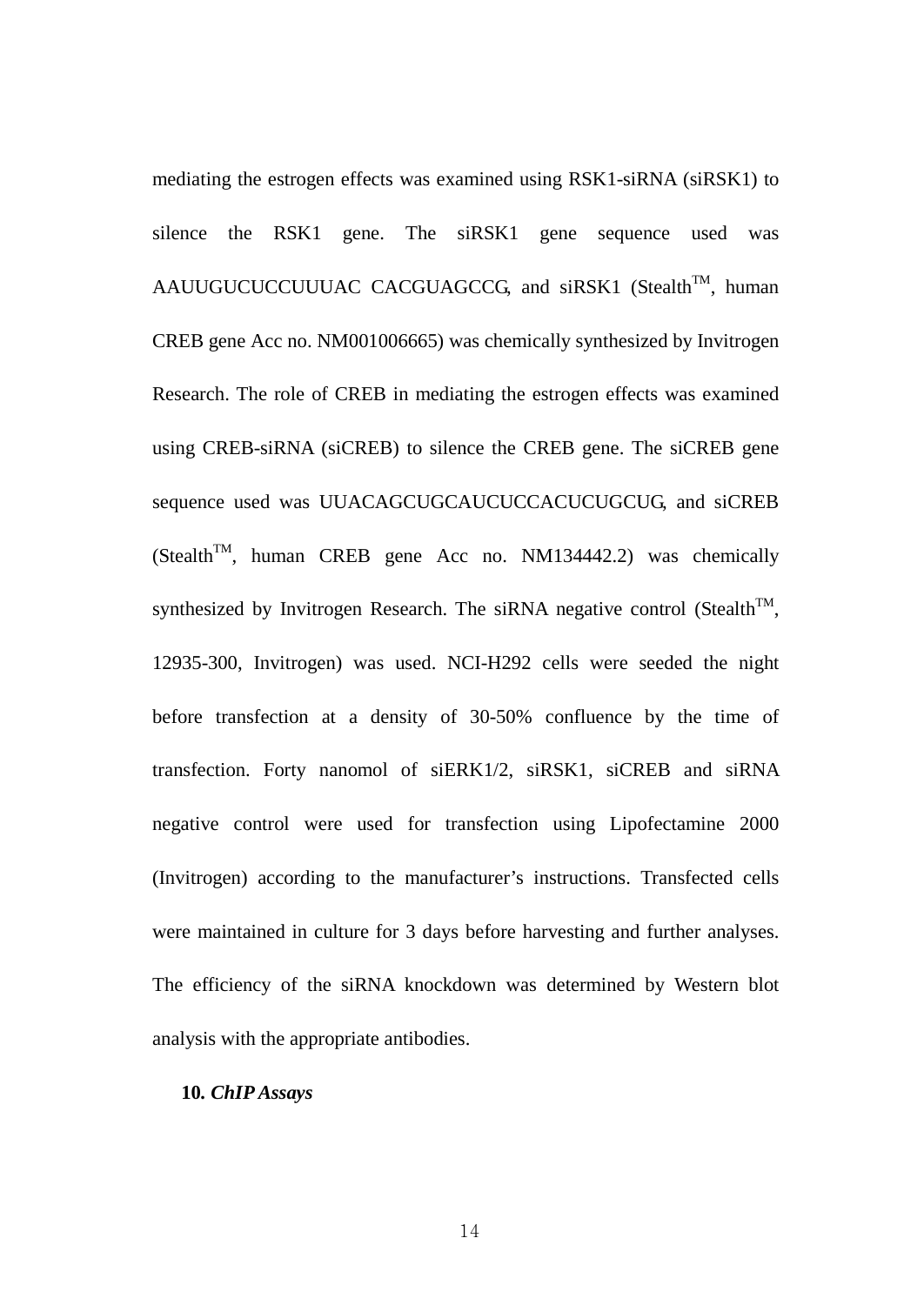mediating the estrogen effects was examined using RSK1-siRNA (siRSK1) to silence the RSK1 gene. The siRSK1 gene sequence used was AAUUGUCUCCUUUAC CACGUAGCCG, and siRSK1 (Stealth$^{TM}$, human CREB gene Acc no. NM001006665) was chemically synthesized by Invitrogen Research. The role of CREB in mediating the estrogen effects was examined using CREB-siRNA (siCREB) to silence the CREB gene. The siCREB gene sequence used was UUACAGCUGCAUCUCCACUCUGCUG, and siCREB (Stealth$^{TM}$, human CREB gene Acc no. NM134442.2) was chemically synthesized by Invitrogen Research. The siRNA negative control (Stealth$^{TM}$, 12935-300, Invitrogen) was used. NCI-H292 cells were seeded the night before transfection at a density of 30-50% confluence by the time of transfection. Forty nanomol of siERK1/2, siRSK1, siCREB and siRNA negative control were used for transfection using Lipofectamine 2000 (Invitrogen) according to the manufacturer's instructions. Transfected cells were maintained in culture for 3 days before harvesting and further analyses. The efficiency of the siRNA knockdown was determined by Western blot analysis with the appropriate antibodies.

### 10. *ChIP Assays*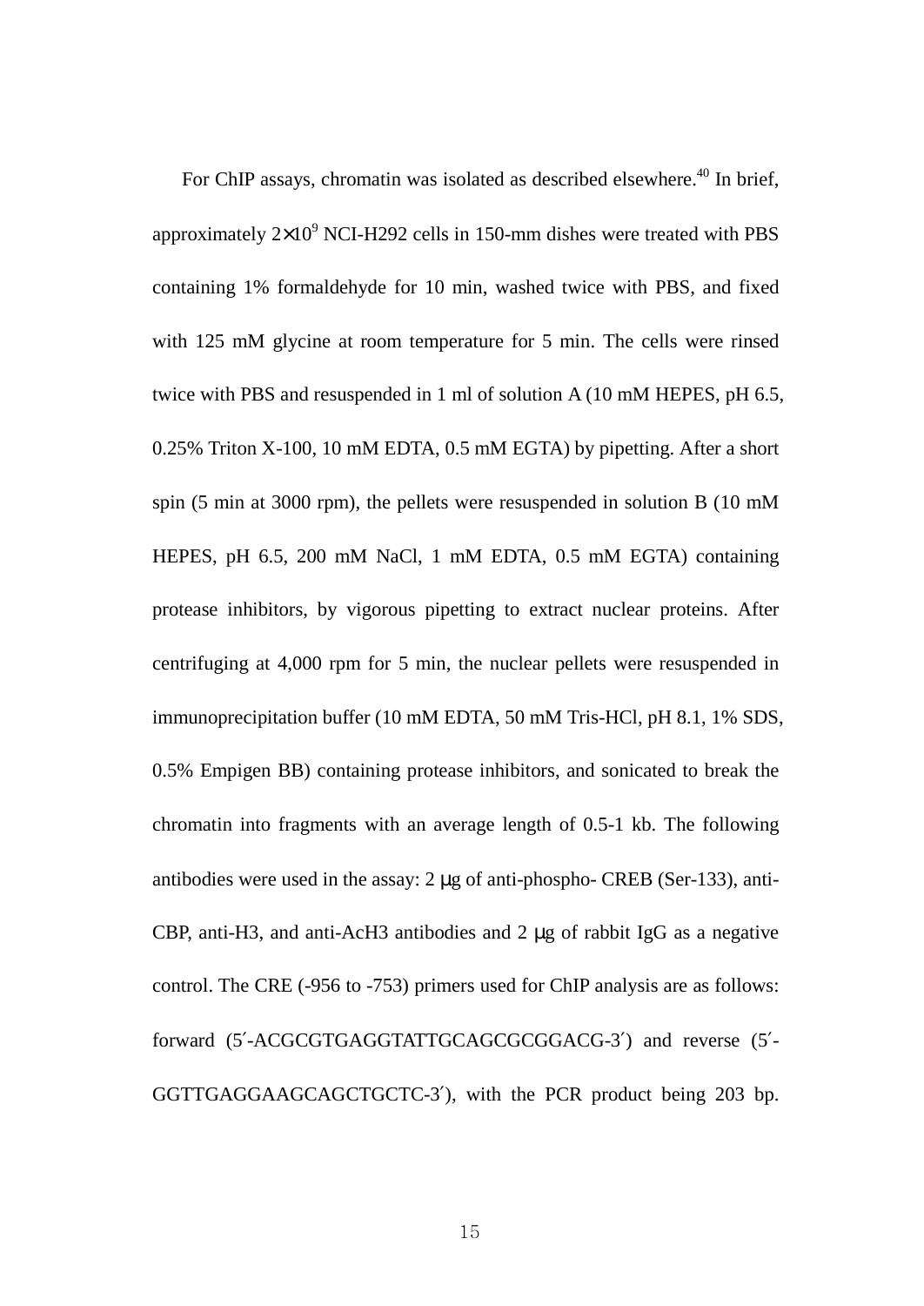For ChIP assays, chromatin was isolated as described elsewhere.[40] In brief, approximately $2\times10^9$ NCI-H292 cells in 150-mm dishes were treated with PBS containing 1% formaldehyde for 10 min, washed twice with PBS, and fixed with 125 mM glycine at room temperature for 5 min. The cells were rinsed twice with PBS and resuspended in 1 ml of solution A (10 mM HEPES, pH 6.5, 0.25% Triton X-100, 10 mM EDTA, 0.5 mM EGTA) by pipetting. After a short spin (5 min at 3000 rpm), the pellets were resuspended in solution B (10 mM HEPES, pH 6.5, 200 mM NaCl, 1 mM EDTA, 0.5 mM EGTA) containing protease inhibitors, by vigorous pipetting to extract nuclear proteins. After centrifuging at 4,000 rpm for 5 min, the nuclear pellets were resuspended in immunoprecipitation buffer (10 mM EDTA, 50 mM Tris-HCl, pH 8.1, 1% SDS, 0.5% Empigen BB) containing protease inhibitors, and sonicated to break the chromatin into fragments with an average length of 0.5-1 kb. The following antibodies were used in the assay: 2 μg of anti-phospho- CREB (Ser-133), anti-CBP, anti-H3, and anti-AcH3 antibodies and 2 μg of rabbit IgG as a negative control. The CRE (-956 to -753) primers used for ChIP analysis are as follows: forward (5′-ACGCGTGAGGTATTGCAGCGCGGACG-3′) and reverse (5′-GGTTGAGGAAGCAGCTGCTC-3′), with the PCR product being 203 bp.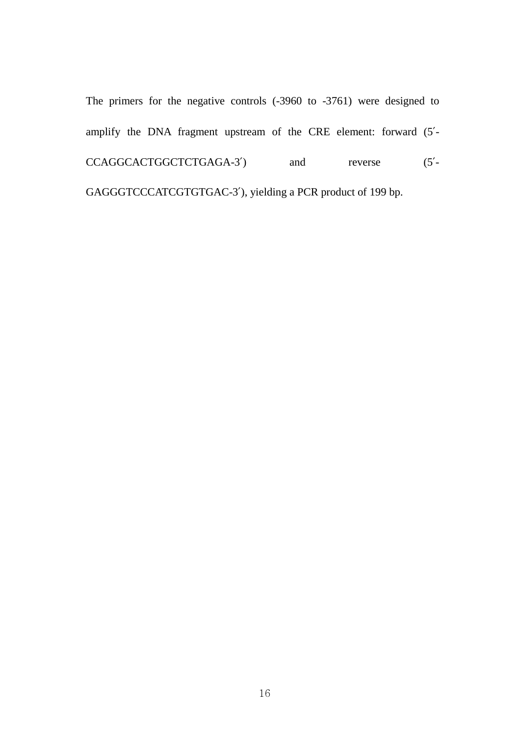The primers for the negative controls (-3960 to -3761) were designed to amplify the DNA fragment upstream of the CRE element: forward (5′-CCAGGCACTGGCTCTGAGA-3′) and reverse (5′-GAGGGTCCCATCGTGTGAC-3′), yielding a PCR product of 199 bp.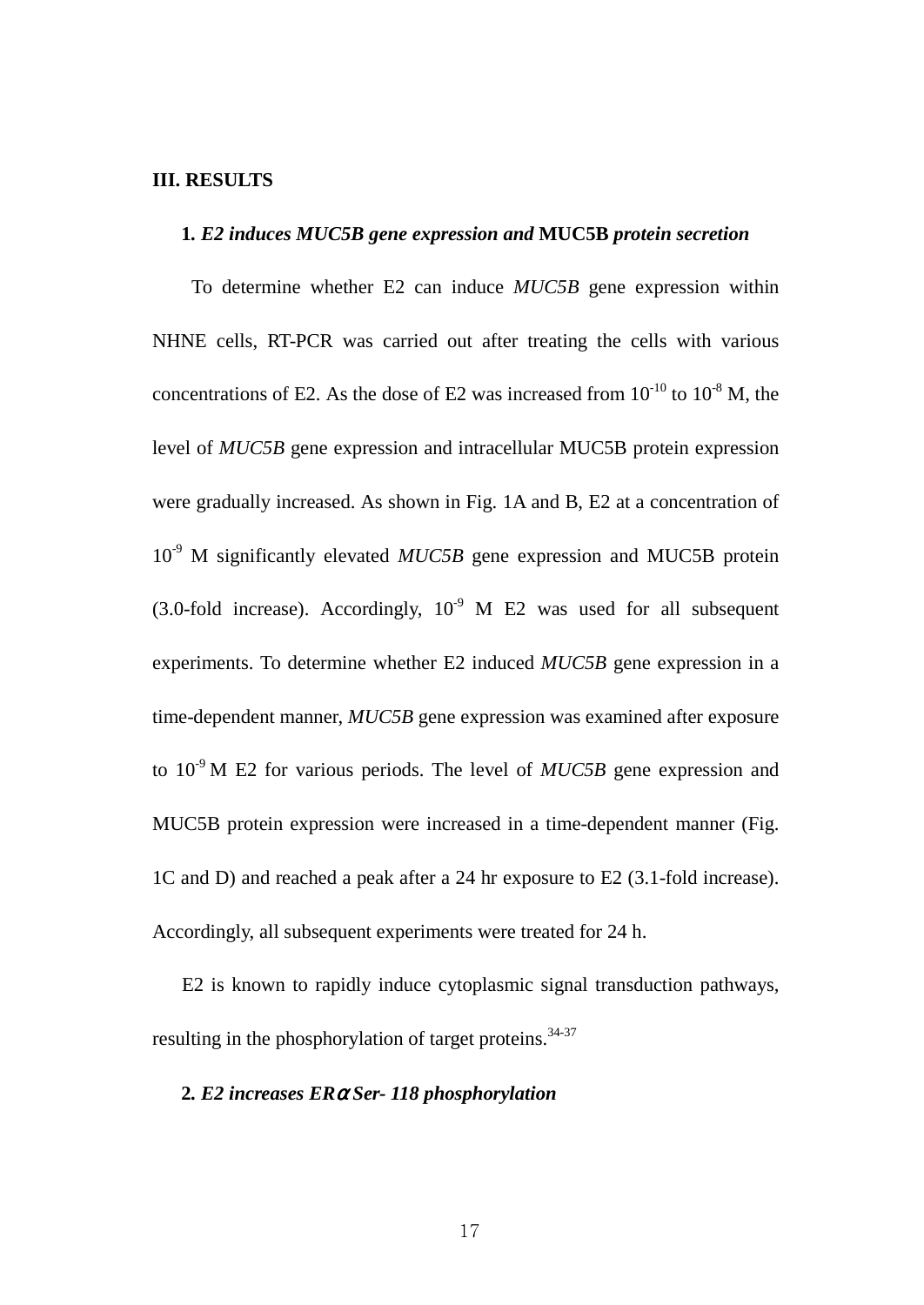## III. RESULTS

### 1. *E2 induces MUC5B gene expression and* **MUC5B** *protein secretion*

To determine whether E2 can induce *MUC5B* gene expression within NHNE cells, RT-PCR was carried out after treating the cells with various concentrations of E2. As the dose of E2 was increased from $10^{-10}$ to $10^{-8}$ M, the level of *MUC5B* gene expression and intracellular MUC5B protein expression were gradually increased. As shown in Fig. 1A and B, E2 at a concentration of $10^{-9}$ M significantly elevated *MUC5B* gene expression and MUC5B protein (3.0-fold increase). Accordingly, $10^{-9}$ M E2 was used for all subsequent experiments. To determine whether E2 induced *MUC5B* gene expression in a time-dependent manner, *MUC5B* gene expression was examined after exposure to $10^{-9}$ M E2 for various periods. The level of *MUC5B* gene expression and MUC5B protein expression were increased in a time-dependent manner (Fig. 1C and D) and reached a peak after a 24 hr exposure to E2 (3.1-fold increase). Accordingly, all subsequent experiments were treated for 24 h.

E2 is known to rapidly induce cytoplasmic signal transduction pathways, resulting in the phosphorylation of target proteins.[34-37]

### 2. *E2 increases ERα Ser- 118 phosphorylation*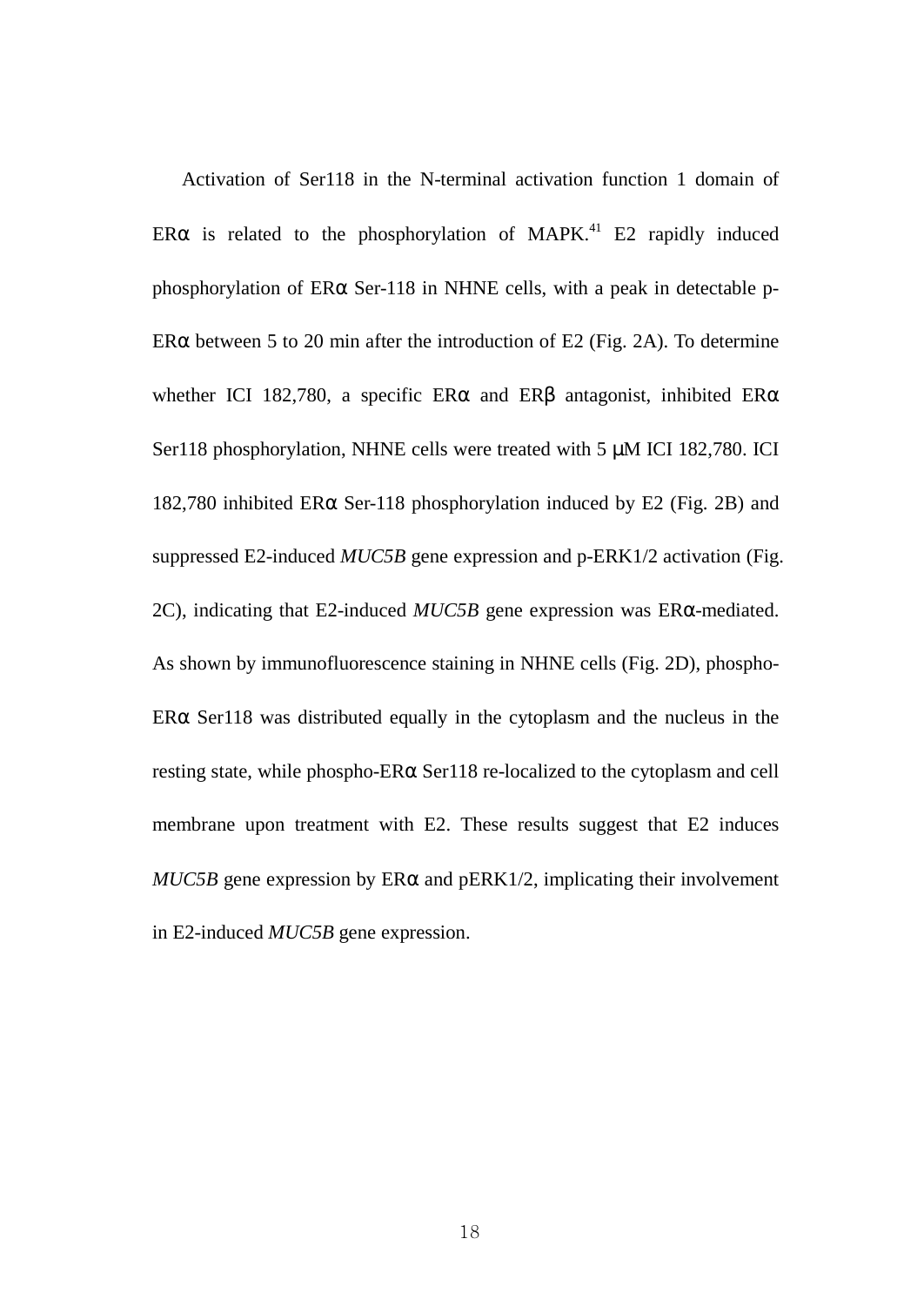Activation of Ser118 in the N-terminal activation function 1 domain of ERα is related to the phosphorylation of MAPK.[41] E2 rapidly induced phosphorylation of ERα Ser-118 in NHNE cells, with a peak in detectable p-ERα between 5 to 20 min after the introduction of E2 (Fig. 2A). To determine whether ICI 182,780, a specific ERα and ERβ antagonist, inhibited ERα Ser118 phosphorylation, NHNE cells were treated with 5 μM ICI 182,780. ICI 182,780 inhibited ERα Ser-118 phosphorylation induced by E2 (Fig. 2B) and suppressed E2-induced *MUC5B* gene expression and p-ERK1/2 activation (Fig. 2C), indicating that E2-induced *MUC5B* gene expression was ERα-mediated. As shown by immunofluorescence staining in NHNE cells (Fig. 2D), phospho-ERα Ser118 was distributed equally in the cytoplasm and the nucleus in the resting state, while phospho-ERα Ser118 re-localized to the cytoplasm and cell membrane upon treatment with E2. These results suggest that E2 induces *MUC5B* gene expression by ERα and pERK1/2, implicating their involvement in E2-induced *MUC5B* gene expression.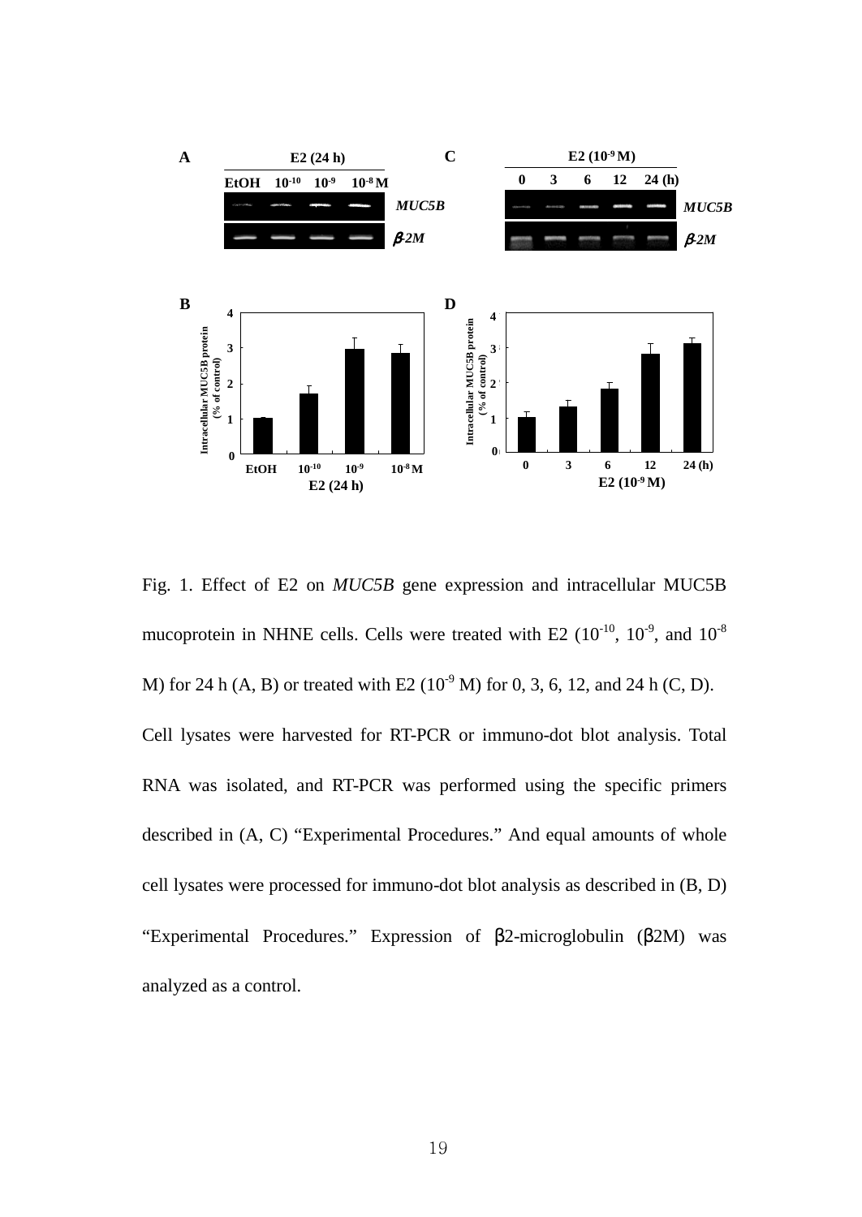Fig. 1. Effect of E2 on *MUC5B* gene expression and intracellular MUC5B mucoprotein in NHNE cells. Cells were treated with E2 ($10^{-10}$, $10^{-9}$, and $10^{-8}$ M) for 24 h (A, B) or treated with E2 ($10^{-9}$ M) for 0, 3, 6, 12, and 24 h (C, D). Cell lysates were harvested for RT-PCR or immuno-dot blot analysis. Total RNA was isolated, and RT-PCR was performed using the specific primers described in (A, C) “Experimental Procedures.” And equal amounts of whole cell lysates were processed for immuno-dot blot analysis as described in (B, D) “Experimental Procedures.” Expression of β2-microglobulin (β2M) was analyzed as a control.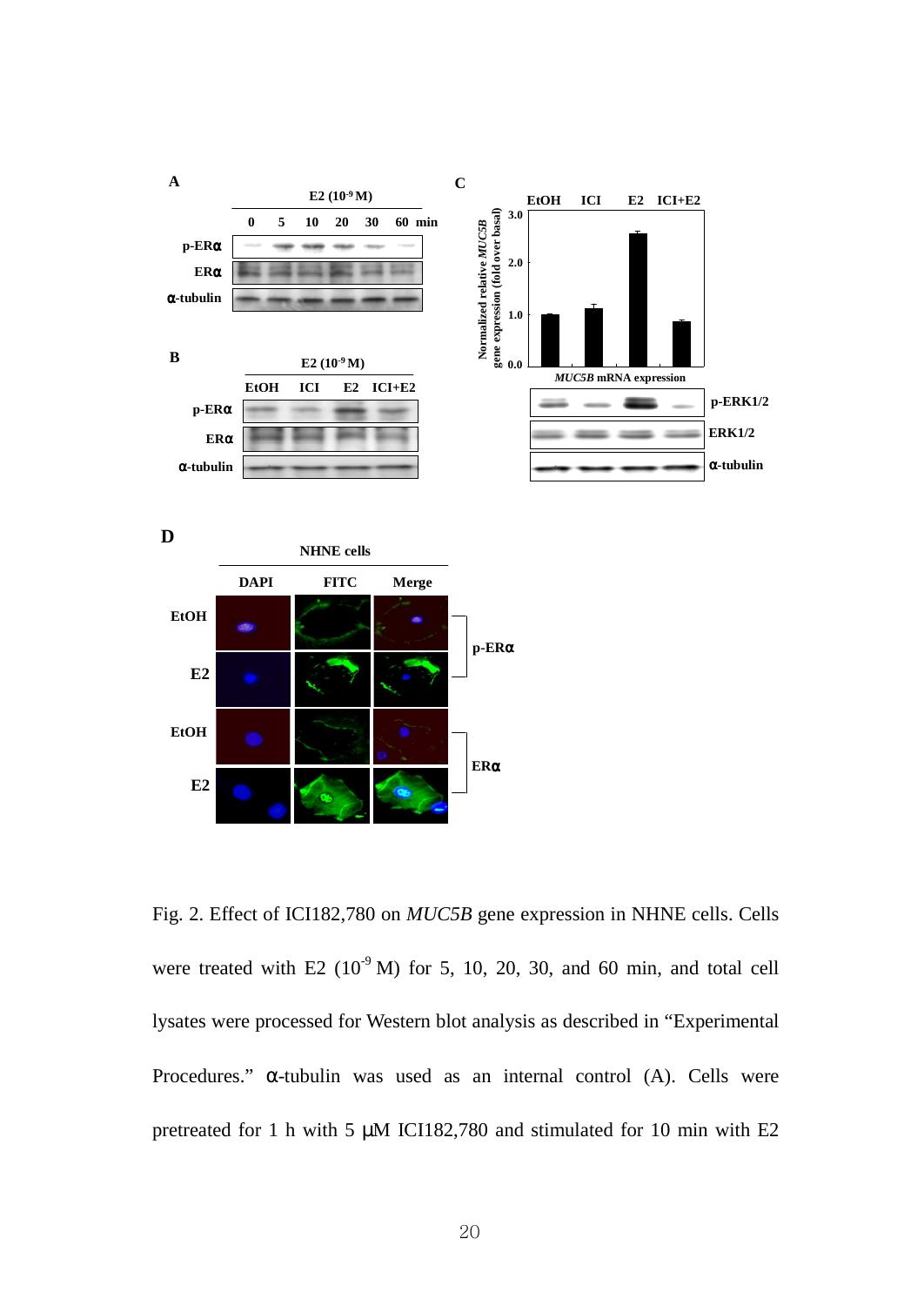Fig. 2. Effect of ICI182,780 on *MUC5B* gene expression in NHNE cells. Cells were treated with E2 ($10^{-9}$ M) for 5, 10, 20, 30, and 60 min, and total cell lysates were processed for Western blot analysis as described in "Experimental Procedures." α-tubulin was used as an internal control (A). Cells were pretreated for 1 h with 5 μM ICI182,780 and stimulated for 10 min with E2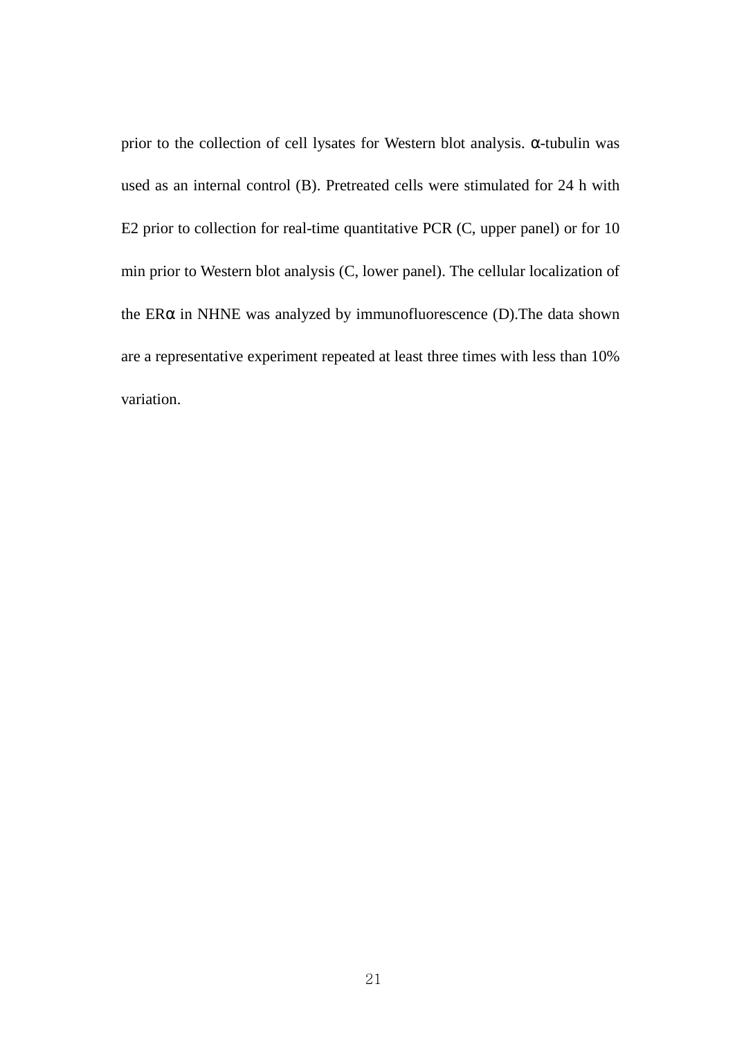prior to the collection of cell lysates for Western blot analysis. α-tubulin was used as an internal control (B). Pretreated cells were stimulated for 24 h with E2 prior to collection for real-time quantitative PCR (C, upper panel) or for 10 min prior to Western blot analysis (C, lower panel). The cellular localization of the ERα in NHNE was analyzed by immunofluorescence (D).The data shown are a representative experiment repeated at least three times with less than 10% variation.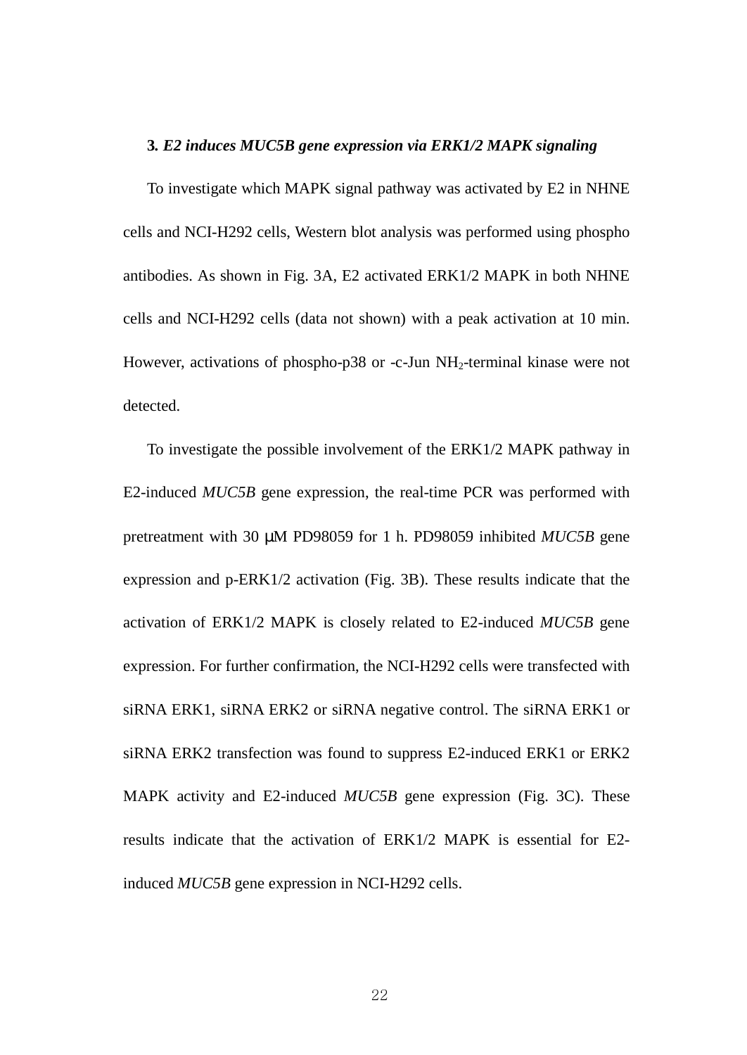### **3.** ***E2 induces MUC5B gene expression via ERK1/2 MAPK signaling***

To investigate which MAPK signal pathway was activated by E2 in NHNE cells and NCI-H292 cells, Western blot analysis was performed using phospho antibodies. As shown in Fig. 3A, E2 activated ERK1/2 MAPK in both NHNE cells and NCI-H292 cells (data not shown) with a peak activation at 10 min. However, activations of phospho-p38 or -c-Jun $NH_2$-terminal kinase were not detected.

To investigate the possible involvement of the ERK1/2 MAPK pathway in E2-induced *MUC5B* gene expression, the real-time PCR was performed with pretreatment with 30 μM PD98059 for 1 h. PD98059 inhibited *MUC5B* gene expression and p-ERK1/2 activation (Fig. 3B). These results indicate that the activation of ERK1/2 MAPK is closely related to E2-induced *MUC5B* gene expression. For further confirmation, the NCI-H292 cells were transfected with siRNA ERK1, siRNA ERK2 or siRNA negative control. The siRNA ERK1 or siRNA ERK2 transfection was found to suppress E2-induced ERK1 or ERK2 MAPK activity and E2-induced *MUC5B* gene expression (Fig. 3C). These results indicate that the activation of ERK1/2 MAPK is essential for E2-induced *MUC5B* gene expression in NCI-H292 cells.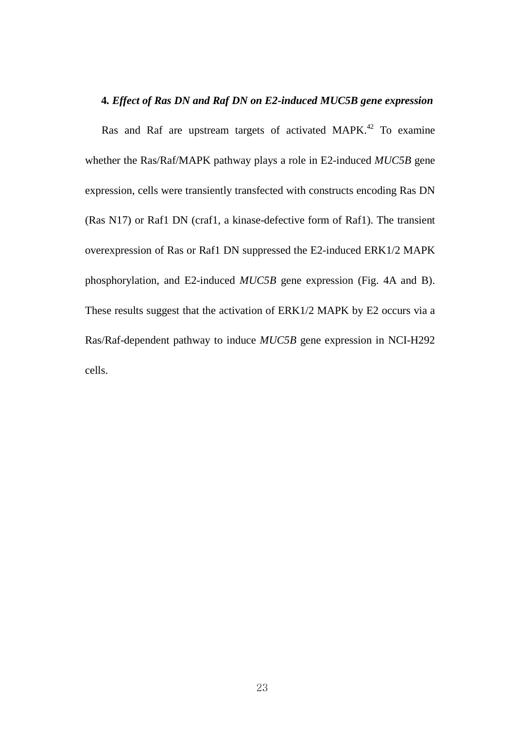### 4. *Effect of Ras DN and Raf DN on E2-induced MUC5B gene expression*

Ras and Raf are upstream targets of activated MAPK.[42] To examine whether the Ras/Raf/MAPK pathway plays a role in E2-induced *MUC5B* gene expression, cells were transiently transfected with constructs encoding Ras DN (Ras N17) or Raf1 DN (craf1, a kinase-defective form of Raf1). The transient overexpression of Ras or Raf1 DN suppressed the E2-induced ERK1/2 MAPK phosphorylation, and E2-induced *MUC5B* gene expression (Fig. 4A and B). These results suggest that the activation of ERK1/2 MAPK by E2 occurs via a Ras/Raf-dependent pathway to induce *MUC5B* gene expression in NCI-H292 cells.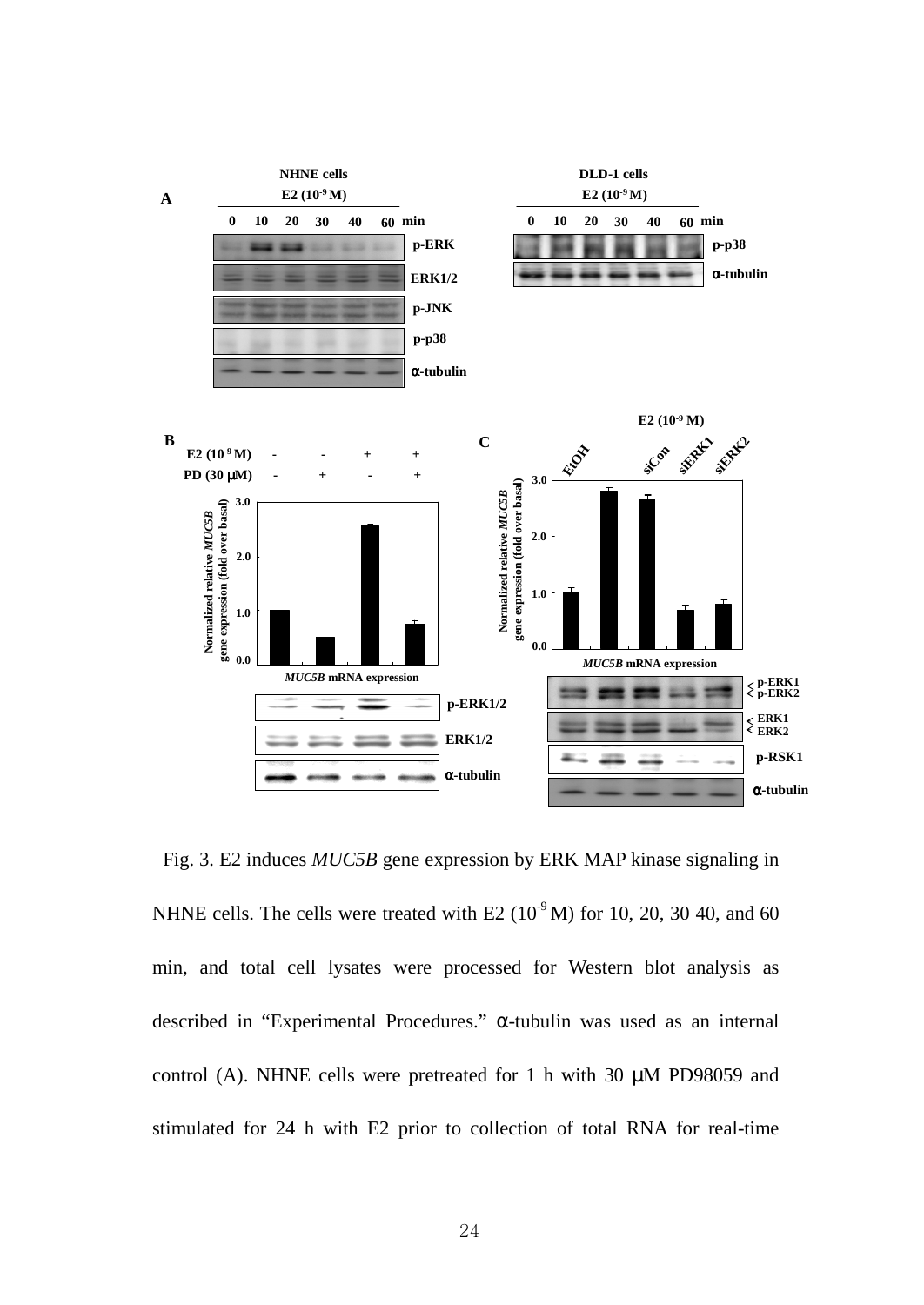Fig. 3. E2 induces *MUC5B* gene expression by ERK MAP kinase signaling in NHNE cells. The cells were treated with E2 ($10^{-9}$ M) for 10, 20, 30 40, and 60 min, and total cell lysates were processed for Western blot analysis as described in "Experimental Procedures." α-tubulin was used as an internal control (A). NHNE cells were pretreated for 1 h with 30 μM PD98059 and stimulated for 24 h with E2 prior to collection of total RNA for real-time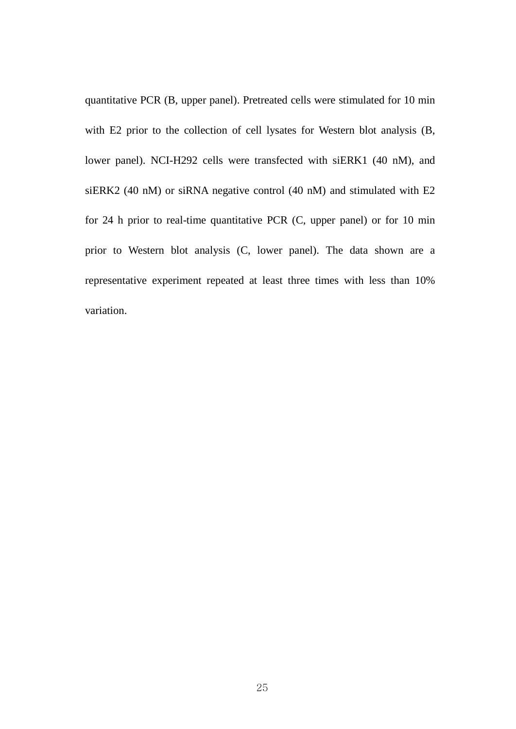quantitative PCR (B, upper panel). Pretreated cells were stimulated for 10 min with E2 prior to the collection of cell lysates for Western blot analysis (B, lower panel). NCI-H292 cells were transfected with siERK1 (40 nM), and siERK2 (40 nM) or siRNA negative control (40 nM) and stimulated with E2 for 24 h prior to real-time quantitative PCR (C, upper panel) or for 10 min prior to Western blot analysis (C, lower panel). The data shown are a representative experiment repeated at least three times with less than 10% variation.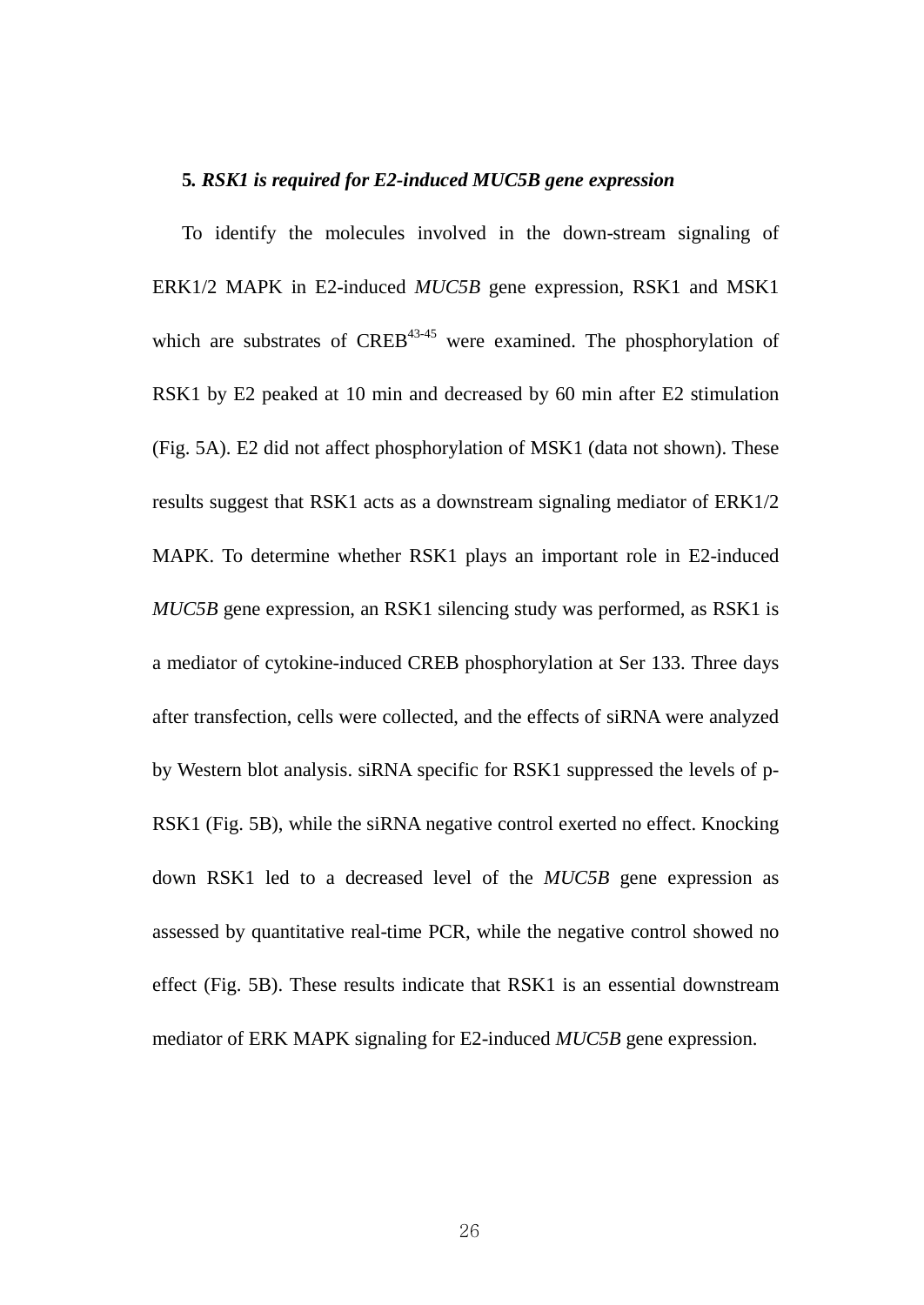### 5. *RSK1 is required for E2-induced MUC5B gene expression*

To identify the molecules involved in the down-stream signaling of ERK1/2 MAPK in E2-induced *MUC5B* gene expression, RSK1 and MSK1 which are substrates of CREB[43-45] were examined. The phosphorylation of RSK1 by E2 peaked at 10 min and decreased by 60 min after E2 stimulation (Fig. 5A). E2 did not affect phosphorylation of MSK1 (data not shown). These results suggest that RSK1 acts as a downstream signaling mediator of ERK1/2 MAPK. To determine whether RSK1 plays an important role in E2-induced *MUC5B* gene expression, an RSK1 silencing study was performed, as RSK1 is a mediator of cytokine-induced CREB phosphorylation at Ser 133. Three days after transfection, cells were collected, and the effects of siRNA were analyzed by Western blot analysis. siRNA specific for RSK1 suppressed the levels of p-RSK1 (Fig. 5B), while the siRNA negative control exerted no effect. Knocking down RSK1 led to a decreased level of the *MUC5B* gene expression as assessed by quantitative real-time PCR, while the negative control showed no effect (Fig. 5B). These results indicate that RSK1 is an essential downstream mediator of ERK MAPK signaling for E2-induced *MUC5B* gene expression.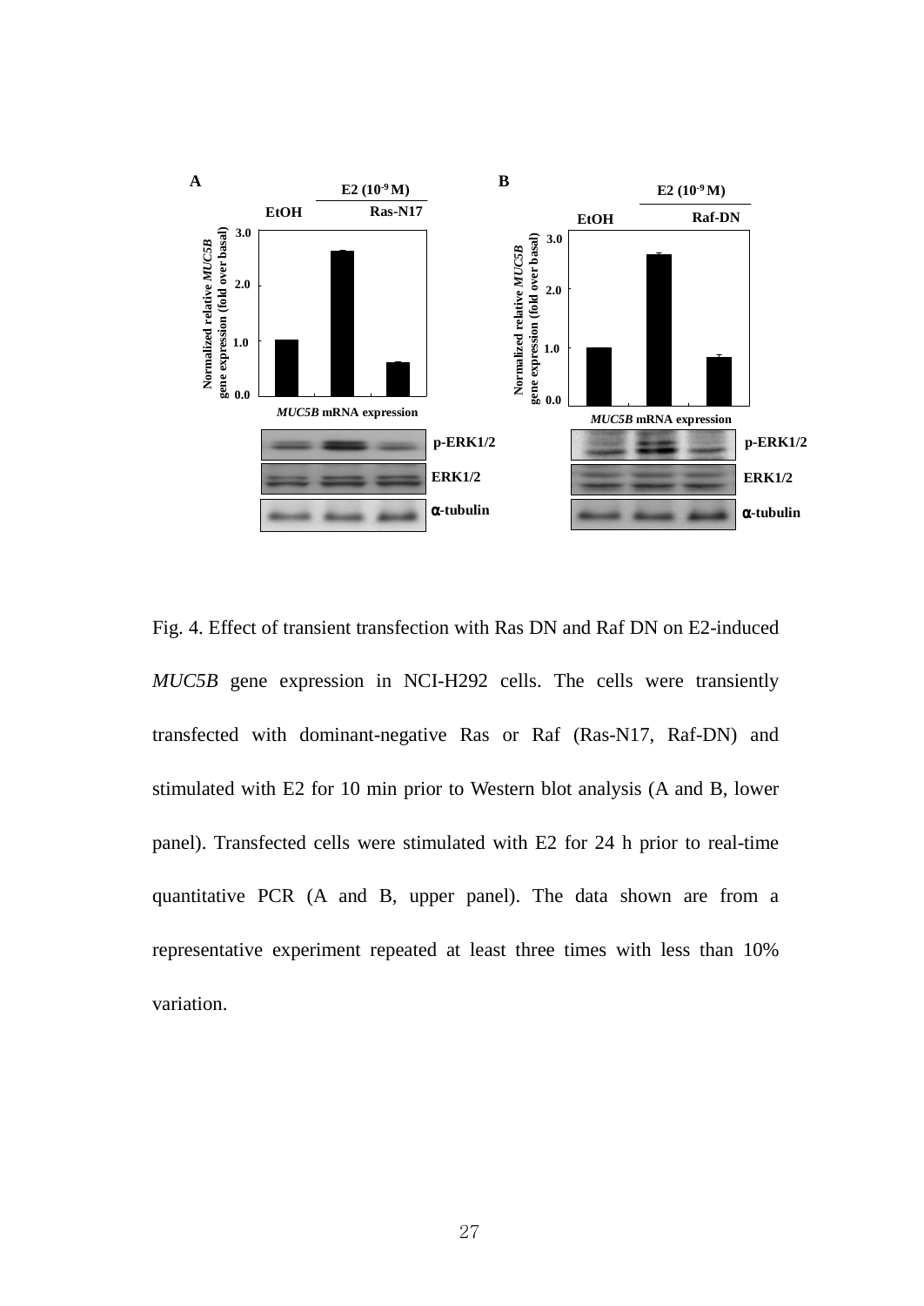Fig. 4. Effect of transient transfection with Ras DN and Raf DN on E2-induced *MUC5B* gene expression in NCI-H292 cells. The cells were transiently transfected with dominant-negative Ras or Raf (Ras-N17, Raf-DN) and stimulated with E2 for 10 min prior to Western blot analysis (A and B, lower panel). Transfected cells were stimulated with E2 for 24 h prior to real-time quantitative PCR (A and B, upper panel). The data shown are from a representative experiment repeated at least three times with less than 10% variation.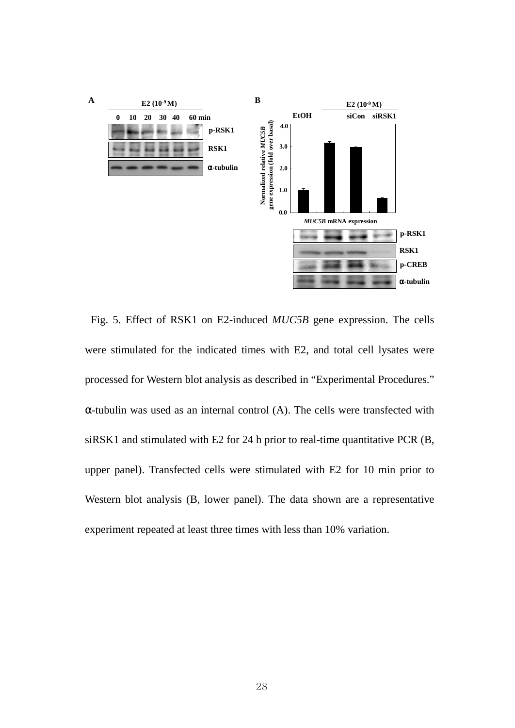Fig. 5. Effect of RSK1 on E2-induced *MUC5B* gene expression. The cells were stimulated for the indicated times with E2, and total cell lysates were processed for Western blot analysis as described in “Experimental Procedures.” α-tubulin was used as an internal control (A). The cells were transfected with siRSK1 and stimulated with E2 for 24 h prior to real-time quantitative PCR (B, upper panel). Transfected cells were stimulated with E2 for 10 min prior to Western blot analysis (B, lower panel). The data shown are a representative experiment repeated at least three times with less than 10% variation.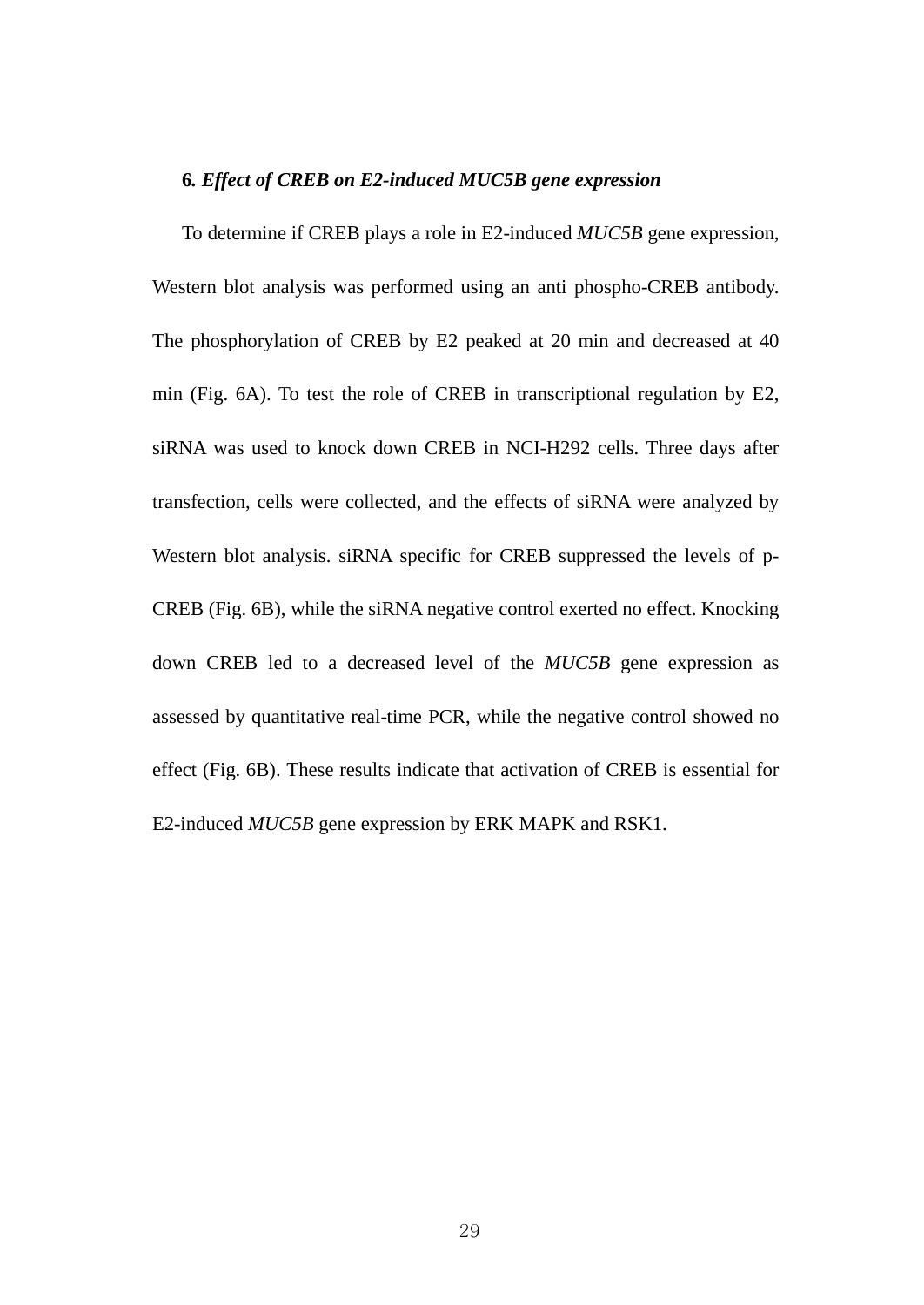### 6. *Effect of CREB on E2-induced MUC5B gene expression*

To determine if CREB plays a role in E2-induced *MUC5B* gene expression, Western blot analysis was performed using an anti phospho-CREB antibody. The phosphorylation of CREB by E2 peaked at 20 min and decreased at 40 min (Fig. 6A). To test the role of CREB in transcriptional regulation by E2, siRNA was used to knock down CREB in NCI-H292 cells. Three days after transfection, cells were collected, and the effects of siRNA were analyzed by Western blot analysis. siRNA specific for CREB suppressed the levels of p-CREB (Fig. 6B), while the siRNA negative control exerted no effect. Knocking down CREB led to a decreased level of the *MUC5B* gene expression as assessed by quantitative real-time PCR, while the negative control showed no effect (Fig. 6B). These results indicate that activation of CREB is essential for E2-induced *MUC5B* gene expression by ERK MAPK and RSK1.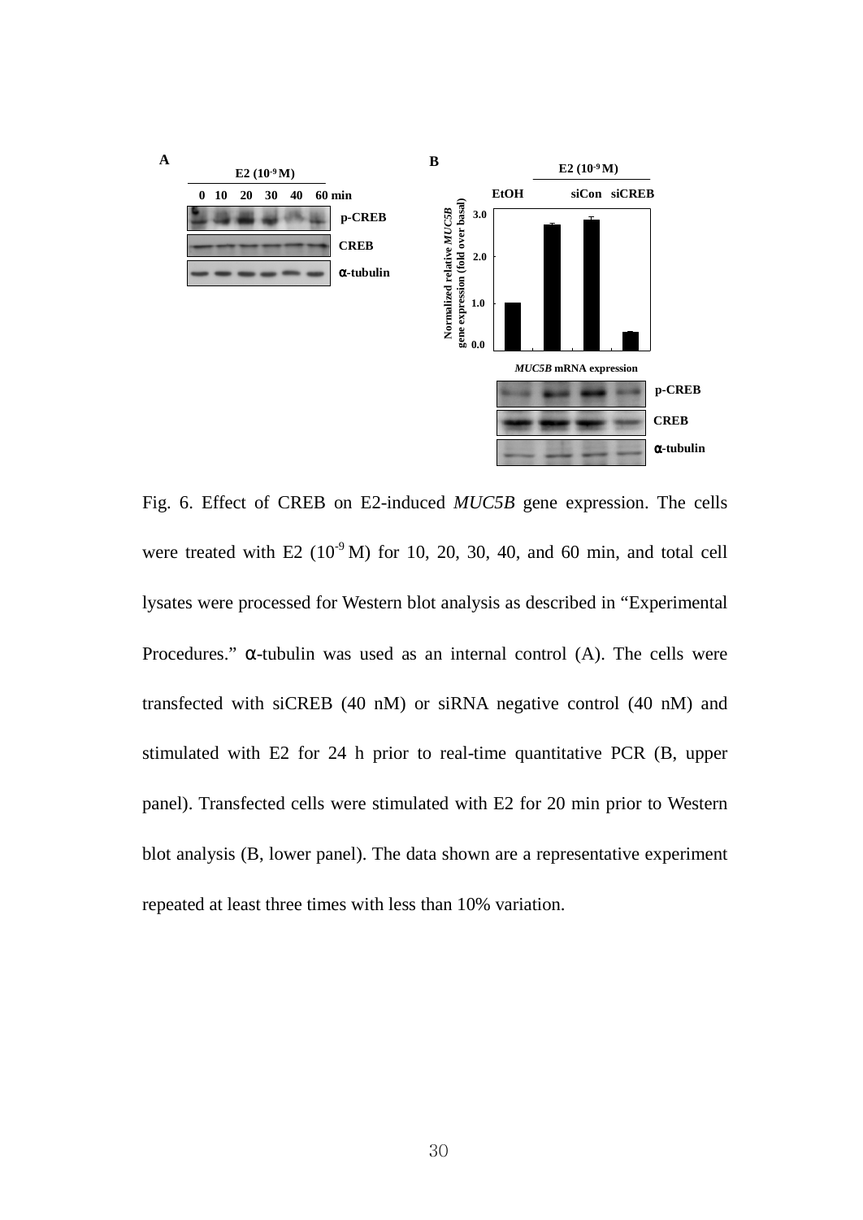A

E2 ($10^{-9}$ M)

0 10 20 30 40 60 min

p-CREB

CREB

α-tubulin

B

E2 ($10^{-9}$ M)

EtOH siCon siCREB

Normalized relative *MUC5B* gene expression (fold over basal)

3.0

2.0

1.0

0.0

*MUC5B* mRNA expression

p-CREB

CREB

α-tubulin

Fig. 6. Effect of CREB on E2-induced *MUC5B* gene expression. The cells were treated with E2 ($10^{-9}$ M) for 10, 20, 30, 40, and 60 min, and total cell lysates were processed for Western blot analysis as described in "Experimental Procedures." α-tubulin was used as an internal control (A). The cells were transfected with siCREB (40 nM) or siRNA negative control (40 nM) and stimulated with E2 for 24 h prior to real-time quantitative PCR (B, upper panel). Transfected cells were stimulated with E2 for 20 min prior to Western blot analysis (B, lower panel). The data shown are a representative experiment repeated at least three times with less than 10% variation.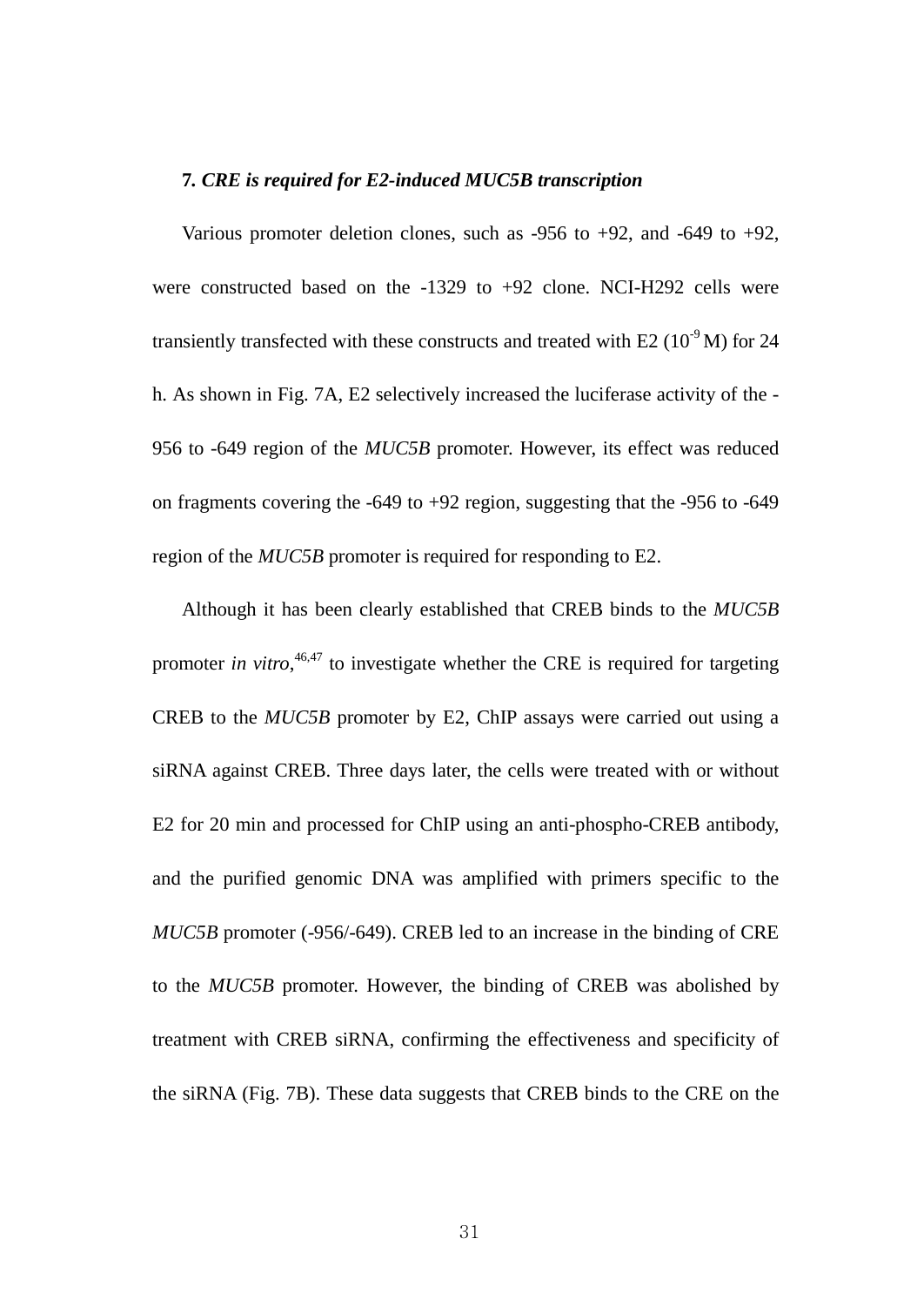### 7. *CRE is required for E2-induced MUC5B transcription*

Various promoter deletion clones, such as -956 to +92, and -649 to +92, were constructed based on the -1329 to +92 clone. NCI-H292 cells were transiently transfected with these constructs and treated with E2 ($10^{-9}$ M) for 24 h. As shown in Fig. 7A, E2 selectively increased the luciferase activity of the -956 to -649 region of the *MUC5B* promoter. However, its effect was reduced on fragments covering the -649 to +92 region, suggesting that the -956 to -649 region of the *MUC5B* promoter is required for responding to E2.

Although it has been clearly established that CREB binds to the *MUC5B* promoter *in vitro*,[46,47] to investigate whether the CRE is required for targeting CREB to the *MUC5B* promoter by E2, ChIP assays were carried out using a siRNA against CREB. Three days later, the cells were treated with or without E2 for 20 min and processed for ChIP using an anti-phospho-CREB antibody, and the purified genomic DNA was amplified with primers specific to the *MUC5B* promoter (-956/-649). CREB led to an increase in the binding of CRE to the *MUC5B* promoter. However, the binding of CREB was abolished by treatment with CREB siRNA, confirming the effectiveness and specificity of the siRNA (Fig. 7B). These data suggests that CREB binds to the CRE on the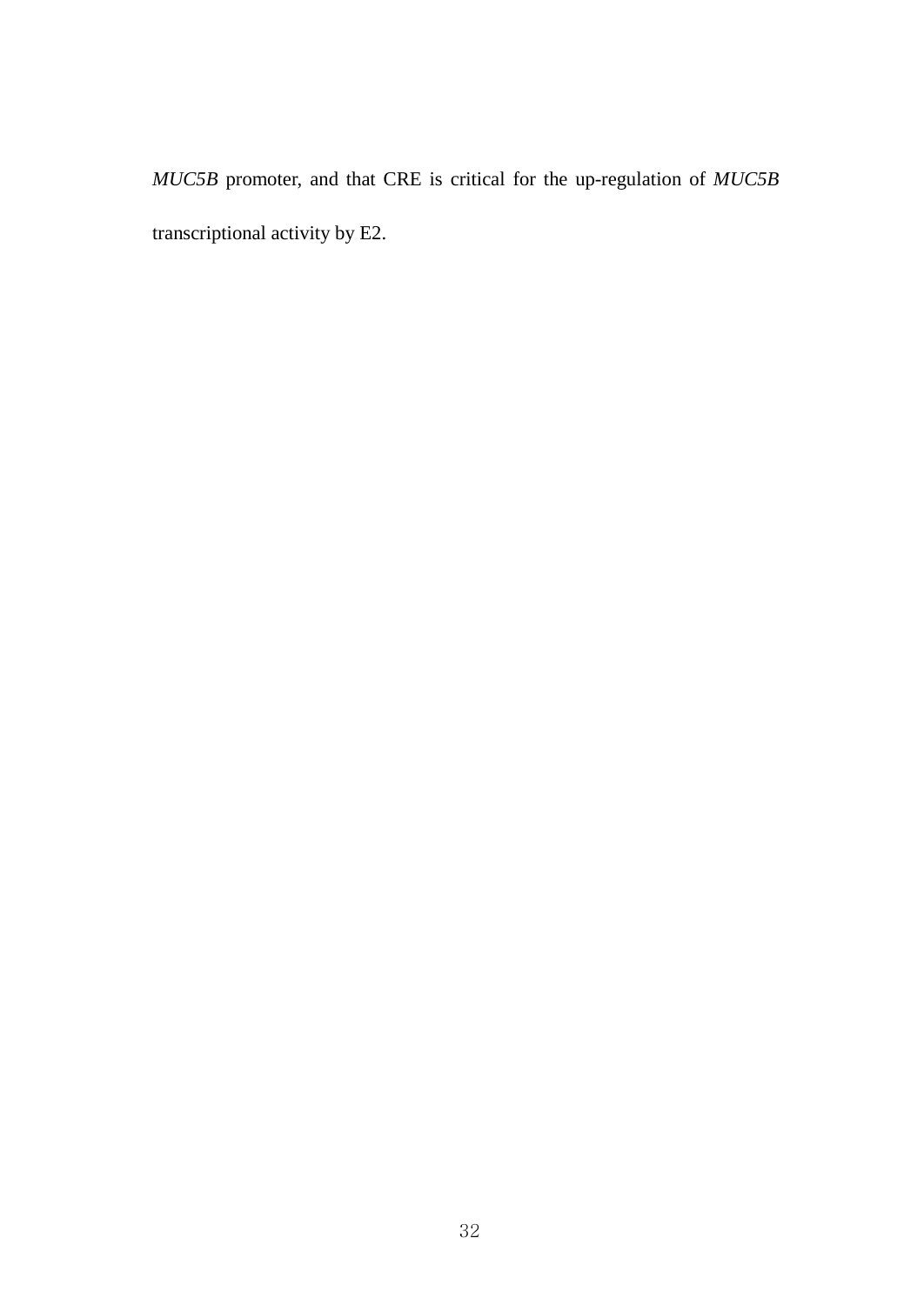*MUC5B* promoter, and that CRE is critical for the up-regulation of *MUC5B* transcriptional activity by E2.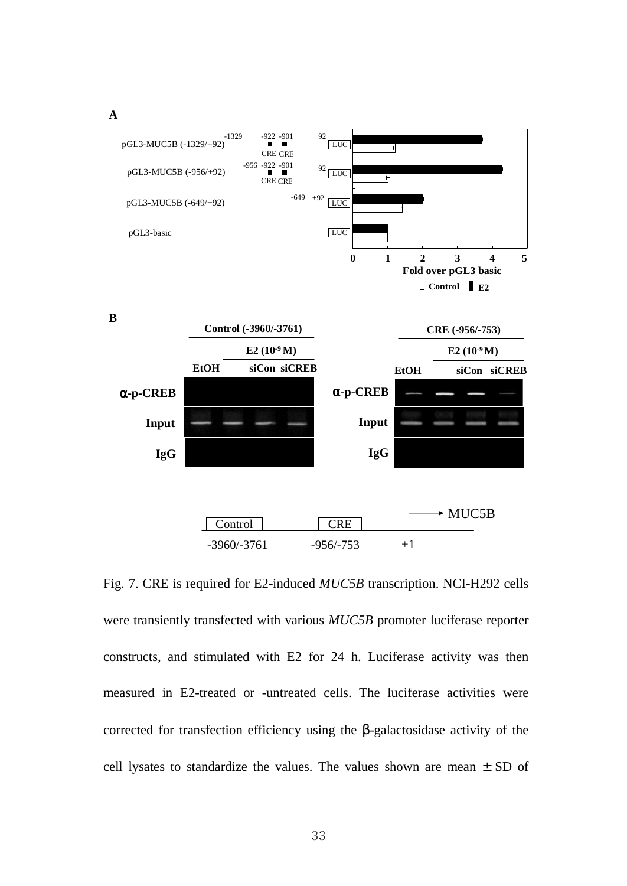Fig. 7. CRE is required for E2-induced *MUC5B* transcription. NCI-H292 cells were transiently transfected with various *MUC5B* promoter luciferase reporter constructs, and stimulated with E2 for 24 h. Luciferase activity was then measured in E2-treated or -untreated cells. The luciferase activities were corrected for transfection efficiency using the β-galactosidase activity of the cell lysates to standardize the values. The values shown are mean ± SD of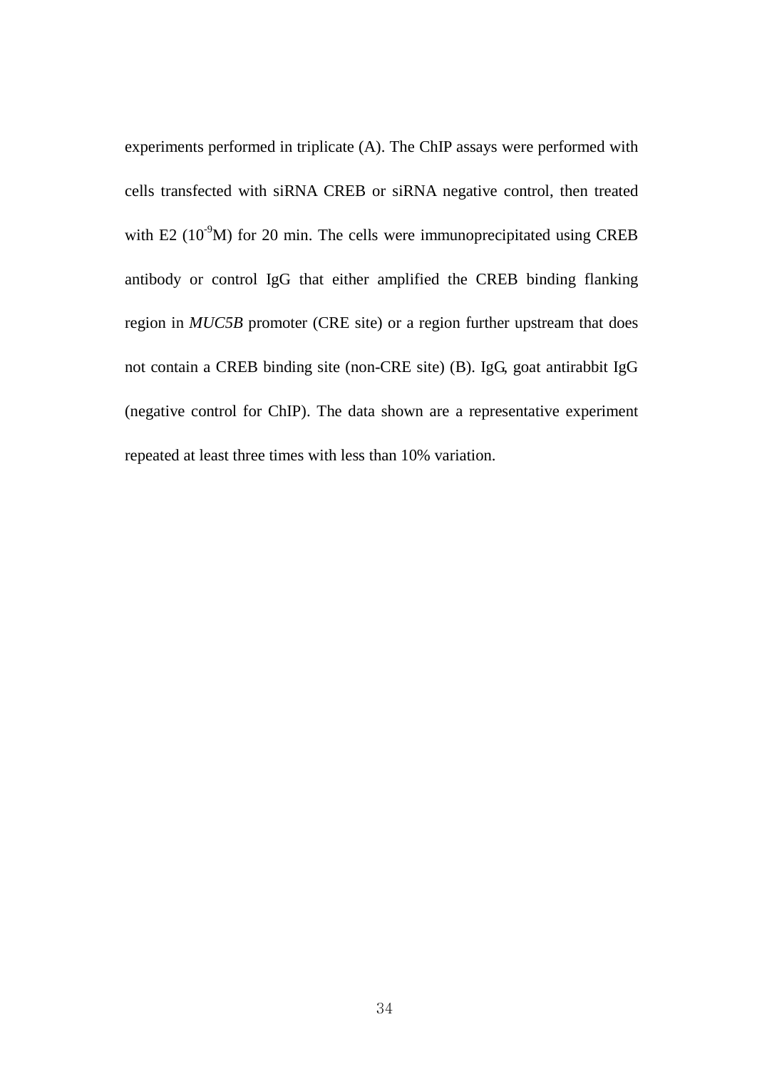experiments performed in triplicate (A). The ChIP assays were performed with cells transfected with siRNA CREB or siRNA negative control, then treated with E2 ($10^{-9}$M) for 20 min. The cells were immunoprecipitated using CREB antibody or control IgG that either amplified the CREB binding flanking region in *MUC5B* promoter (CRE site) or a region further upstream that does not contain a CREB binding site (non-CRE site) (B). IgG, goat antirabbit IgG (negative control for ChIP). The data shown are a representative experiment repeated at least three times with less than 10% variation.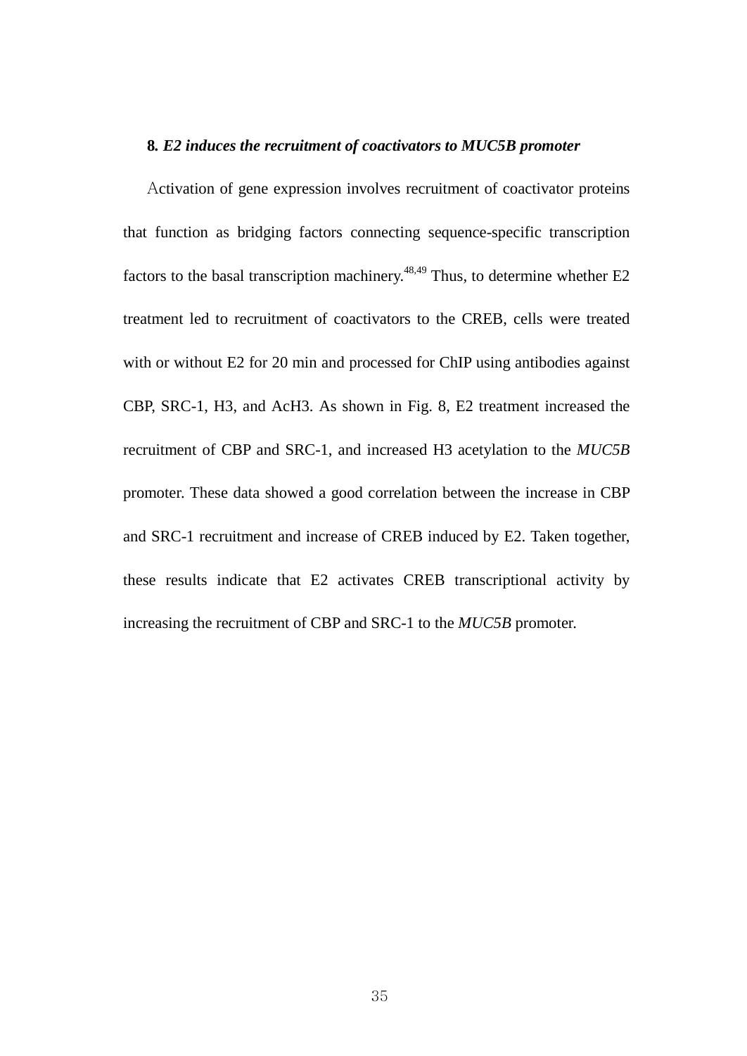### 8. *E2 induces the recruitment of coactivators to MUC5B promoter*

Activation of gene expression involves recruitment of coactivator proteins that function as bridging factors connecting sequence-specific transcription factors to the basal transcription machinery.[48,49] Thus, to determine whether E2 treatment led to recruitment of coactivators to the CREB, cells were treated with or without E2 for 20 min and processed for ChIP using antibodies against CBP, SRC-1, H3, and AcH3. As shown in Fig. 8, E2 treatment increased the recruitment of CBP and SRC-1, and increased H3 acetylation to the *MUC5B* promoter. These data showed a good correlation between the increase in CBP and SRC-1 recruitment and increase of CREB induced by E2. Taken together, these results indicate that E2 activates CREB transcriptional activity by increasing the recruitment of CBP and SRC-1 to the *MUC5B* promoter.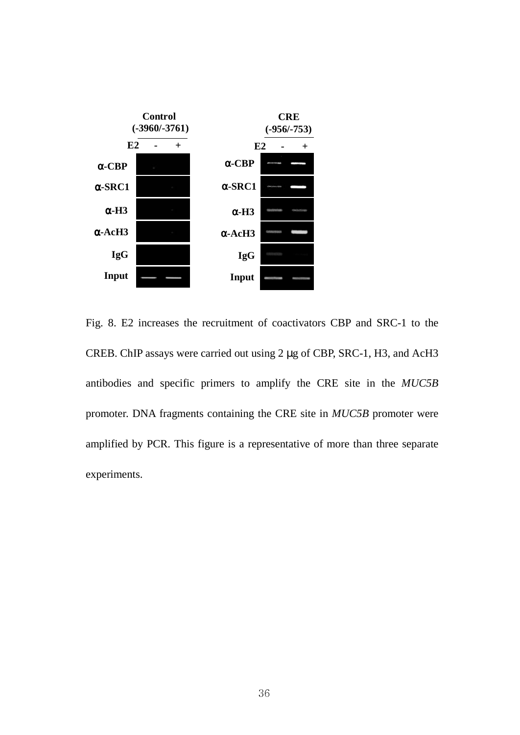Fig. 8. E2 increases the recruitment of coactivators CBP and SRC-1 to the CREB. ChIP assays were carried out using 2 μg of CBP, SRC-1, H3, and AcH3 antibodies and specific primers to amplify the CRE site in the *MUC5B* promoter. DNA fragments containing the CRE site in *MUC5B* promoter were amplified by PCR. This figure is a representative of more than three separate experiments.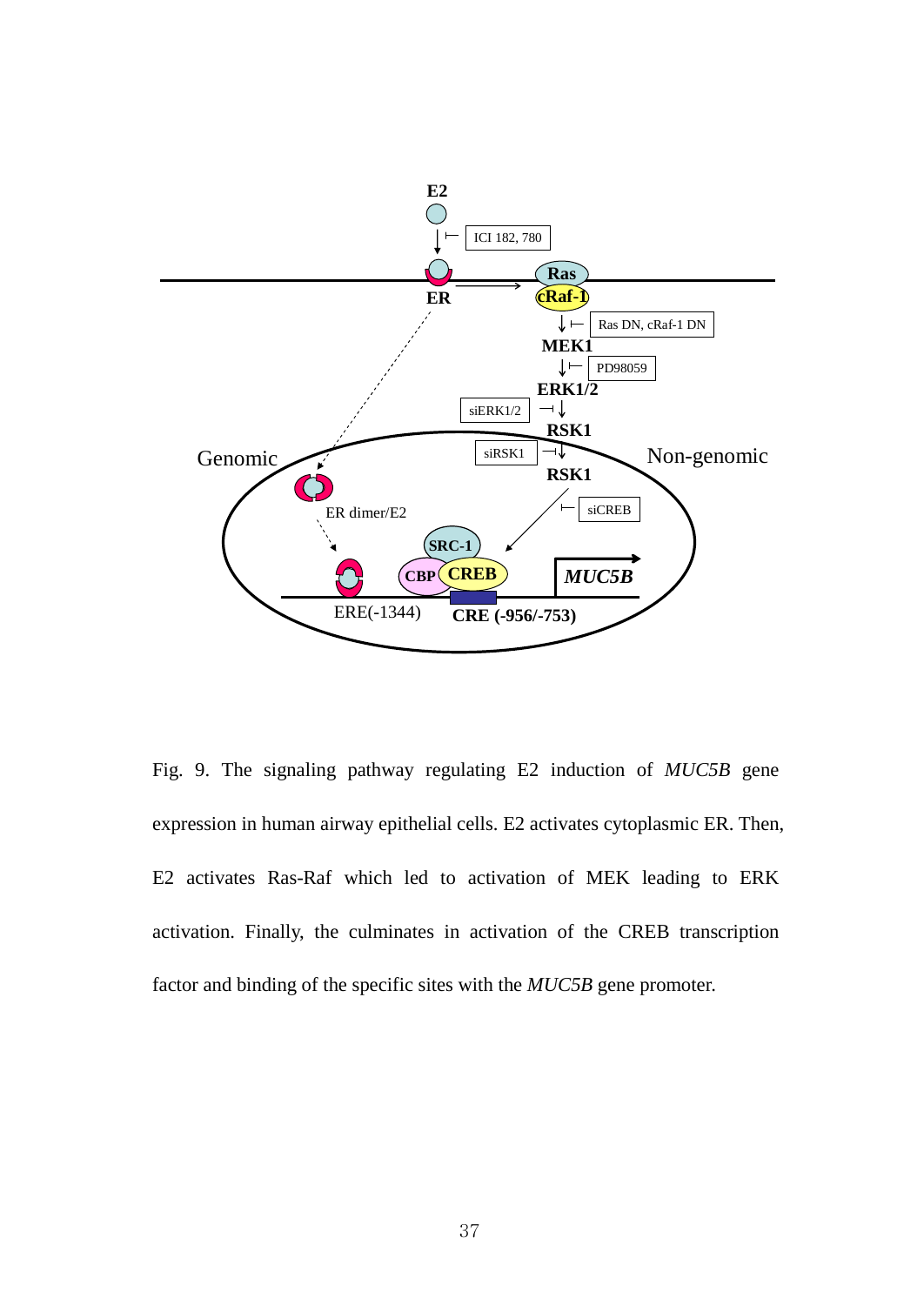Fig. 9. The signaling pathway regulating E2 induction of *MUC5B* gene expression in human airway epithelial cells. E2 activates cytoplasmic ER. Then, E2 activates Ras-Raf which led to activation of MEK leading to ERK activation. Finally, the culminates in activation of the CREB transcription factor and binding of the specific sites with the *MUC5B* gene promoter.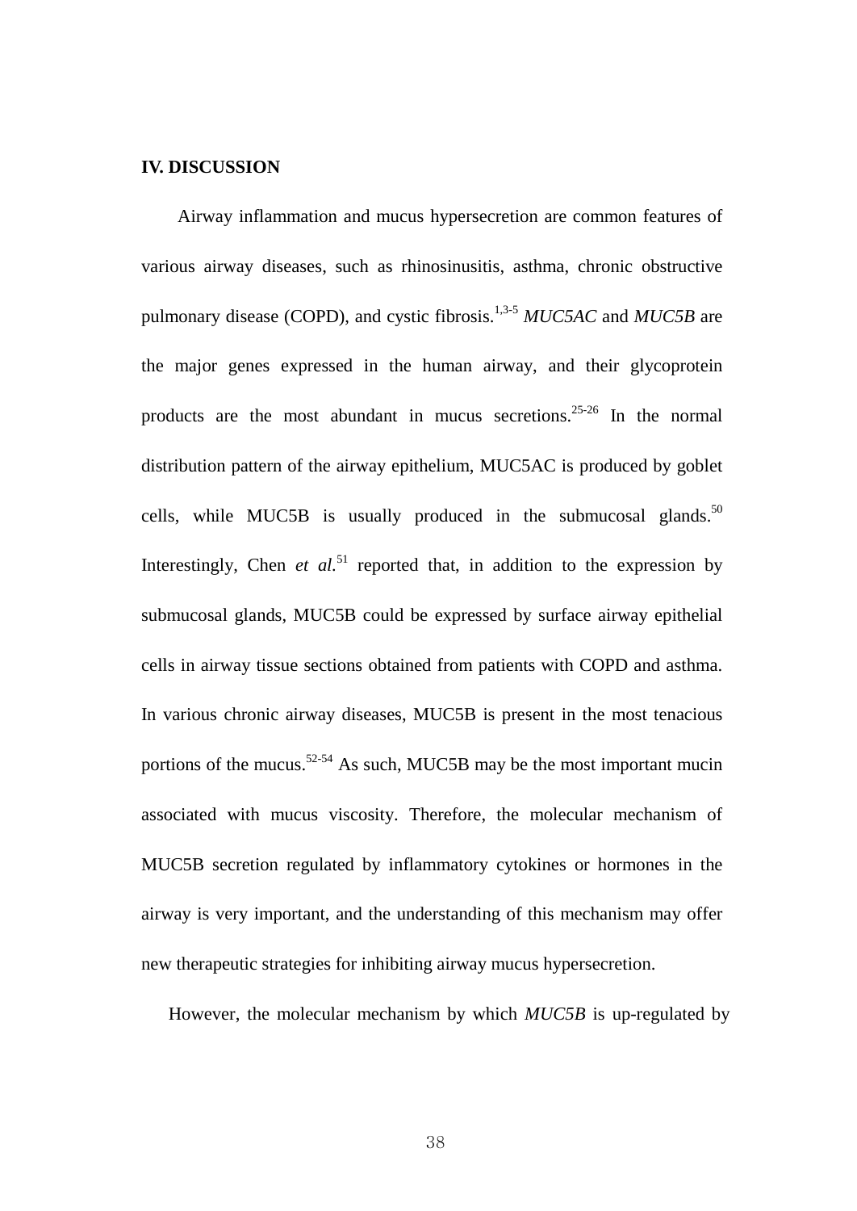## IV. DISCUSSION

Airway inflammation and mucus hypersecretion are common features of various airway diseases, such as rhinosinusitis, asthma, chronic obstructive pulmonary disease (COPD), and cystic fibrosis.[1,3-5] *MUC5AC* and *MUC5B* are the major genes expressed in the human airway, and their glycoprotein products are the most abundant in mucus secretions.[25-26] In the normal distribution pattern of the airway epithelium, MUC5AC is produced by goblet cells, while MUC5B is usually produced in the submucosal glands.[50] Interestingly, Chen *et al.*[51] reported that, in addition to the expression by submucosal glands, MUC5B could be expressed by surface airway epithelial cells in airway tissue sections obtained from patients with COPD and asthma. In various chronic airway diseases, MUC5B is present in the most tenacious portions of the mucus.[52-54] As such, MUC5B may be the most important mucin associated with mucus viscosity. Therefore, the molecular mechanism of MUC5B secretion regulated by inflammatory cytokines or hormones in the airway is very important, and the understanding of this mechanism may offer new therapeutic strategies for inhibiting airway mucus hypersecretion.

However, the molecular mechanism by which *MUC5B* is up-regulated by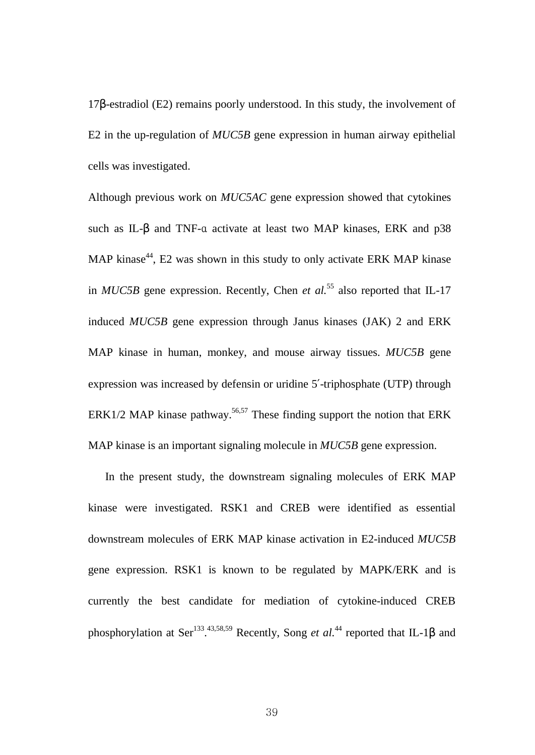17β-estradiol (E2) remains poorly understood. In this study, the involvement of E2 in the up-regulation of *MUC5B* gene expression in human airway epithelial cells was investigated.

Although previous work on *MUC5AC* gene expression showed that cytokines such as IL-β and TNF-α activate at least two MAP kinases, ERK and p38 MAP kinase[44], E2 was shown in this study to only activate ERK MAP kinase in *MUC5B* gene expression. Recently, Chen *et al.*[55] also reported that IL-17 induced *MUC5B* gene expression through Janus kinases (JAK) 2 and ERK MAP kinase in human, monkey, and mouse airway tissues. *MUC5B* gene expression was increased by defensin or uridine 5′-triphosphate (UTP) through ERK1/2 MAP kinase pathway.[56,57] These finding support the notion that ERK MAP kinase is an important signaling molecule in *MUC5B* gene expression.

In the present study, the downstream signaling molecules of ERK MAP kinase were investigated. RSK1 and CREB were identified as essential downstream molecules of ERK MAP kinase activation in E2-induced *MUC5B* gene expression. RSK1 is known to be regulated by MAPK/ERK and is currently the best candidate for mediation of cytokine-induced CREB phosphorylation at Ser[133].[43,58,59] Recently, Song *et al.*[44] reported that IL-1β and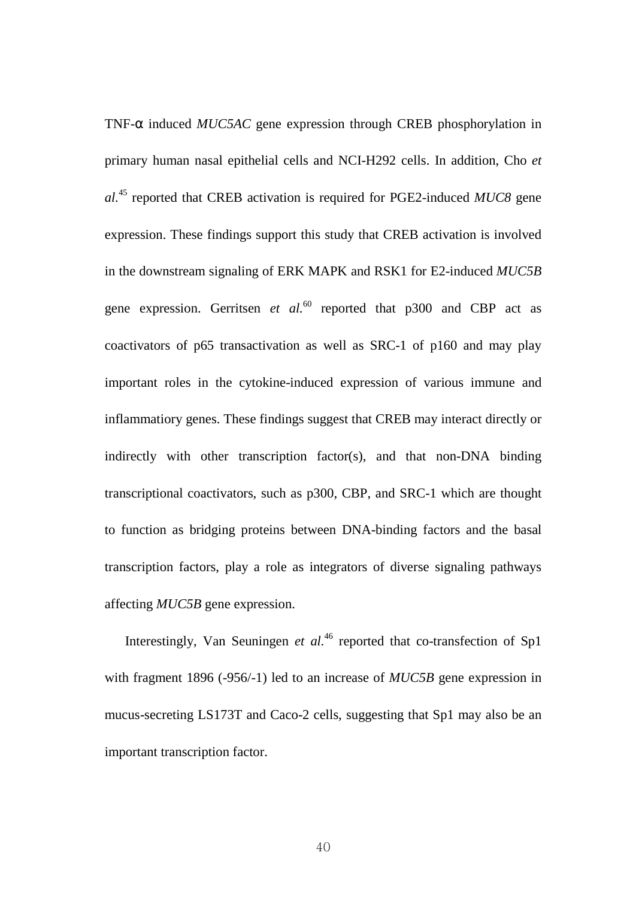TNF-α induced *MUC5AC* gene expression through CREB phosphorylation in primary human nasal epithelial cells and NCI-H292 cells. In addition, Cho *et al.*[45] reported that CREB activation is required for PGE2-induced *MUC8* gene expression. These findings support this study that CREB activation is involved in the downstream signaling of ERK MAPK and RSK1 for E2-induced *MUC5B* gene expression. Gerritsen *et al.*[60] reported that p300 and CBP act as coactivators of p65 transactivation as well as SRC-1 of p160 and may play important roles in the cytokine-induced expression of various immune and inflammatiory genes. These findings suggest that CREB may interact directly or indirectly with other transcription factor(s), and that non-DNA binding transcriptional coactivators, such as p300, CBP, and SRC-1 which are thought to function as bridging proteins between DNA-binding factors and the basal transcription factors, play a role as integrators of diverse signaling pathways affecting *MUC5B* gene expression.

Interestingly, Van Seuningen *et al.*[46] reported that co-transfection of Sp1 with fragment 1896 (-956/-1) led to an increase of *MUC5B* gene expression in mucus-secreting LS173T and Caco-2 cells, suggesting that Sp1 may also be an important transcription factor.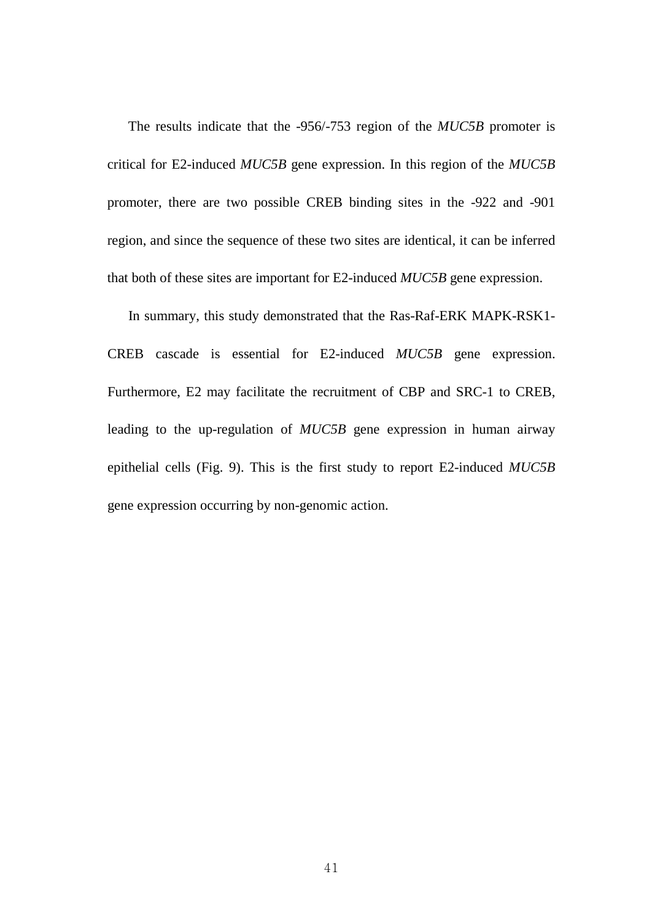The results indicate that the -956/-753 region of the *MUC5B* promoter is critical for E2-induced *MUC5B* gene expression. In this region of the *MUC5B* promoter, there are two possible CREB binding sites in the -922 and -901 region, and since the sequence of these two sites are identical, it can be inferred that both of these sites are important for E2-induced *MUC5B* gene expression.

In summary, this study demonstrated that the Ras-Raf-ERK MAPK-RSK1-CREB cascade is essential for E2-induced *MUC5B* gene expression. Furthermore, E2 may facilitate the recruitment of CBP and SRC-1 to CREB, leading to the up-regulation of *MUC5B* gene expression in human airway epithelial cells (Fig. 9). This is the first study to report E2-induced *MUC5B* gene expression occurring by non-genomic action.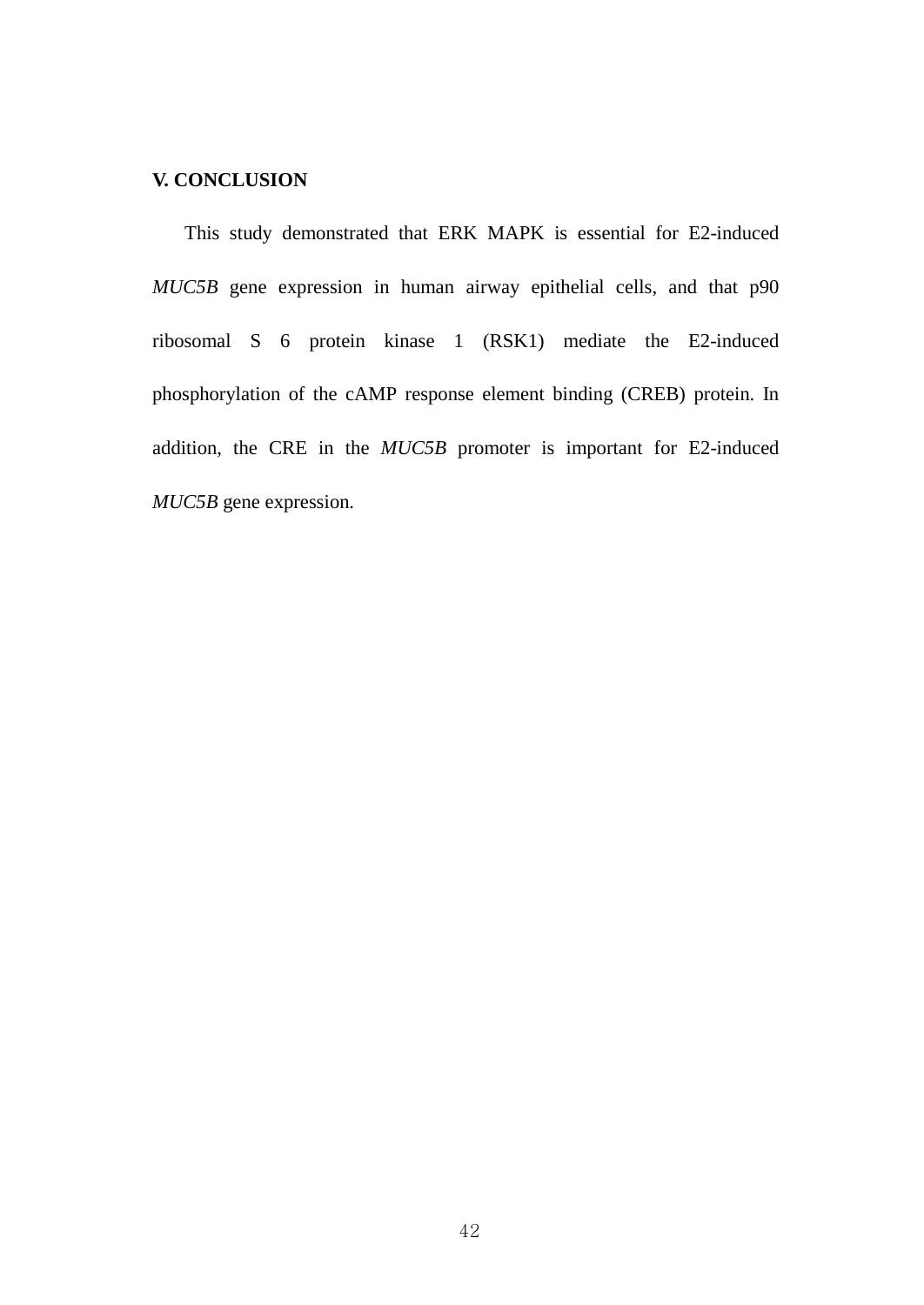## V. CONCLUSION

This study demonstrated that ERK MAPK is essential for E2-induced *MUC5B* gene expression in human airway epithelial cells, and that p90 ribosomal S 6 protein kinase 1 (RSK1) mediate the E2-induced phosphorylation of the cAMP response element binding (CREB) protein. In addition, the CRE in the *MUC5B* promoter is important for E2-induced *MUC5B* gene expression.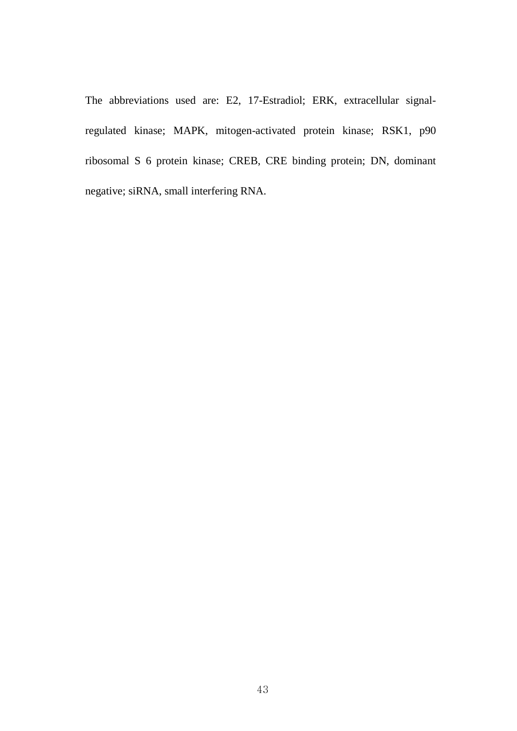The abbreviations used are: E2, 17-Estradiol; ERK, extracellular signal-regulated kinase; MAPK, mitogen-activated protein kinase; RSK1, p90 ribosomal S 6 protein kinase; CREB, CRE binding protein; DN, dominant negative; siRNA, small interfering RNA.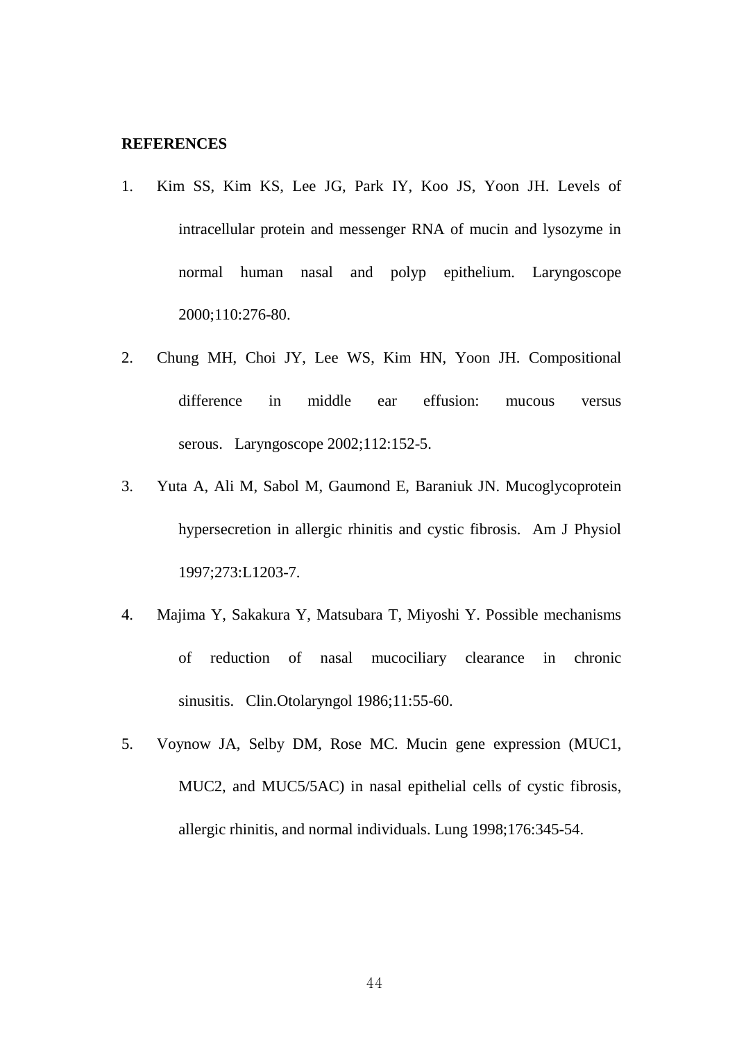**REFERENCES**

1. Kim SS, Kim KS, Lee JG, Park IY, Koo JS, Yoon JH. Levels of intracellular protein and messenger RNA of mucin and lysozyme in normal human nasal and polyp epithelium. Laryngoscope 2000;110:276-80.
2. Chung MH, Choi JY, Lee WS, Kim HN, Yoon JH. Compositional difference in middle ear effusion: mucous versus serous. Laryngoscope 2002;112:152-5.
3. Yuta A, Ali M, Sabol M, Gaumond E, Baraniuk JN. Mucoglycoprotein hypersecretion in allergic rhinitis and cystic fibrosis. Am J Physiol 1997;273:L1203-7.
4. Majima Y, Sakakura Y, Matsubara T, Miyoshi Y. Possible mechanisms of reduction of nasal mucociliary clearance in chronic sinusitis. Clin.Otolaryngol 1986;11:55-60.
5. Voynow JA, Selby DM, Rose MC. Mucin gene expression (MUC1, MUC2, and MUC5/5AC) in nasal epithelial cells of cystic fibrosis, allergic rhinitis, and normal individuals. Lung 1998;176:345-54.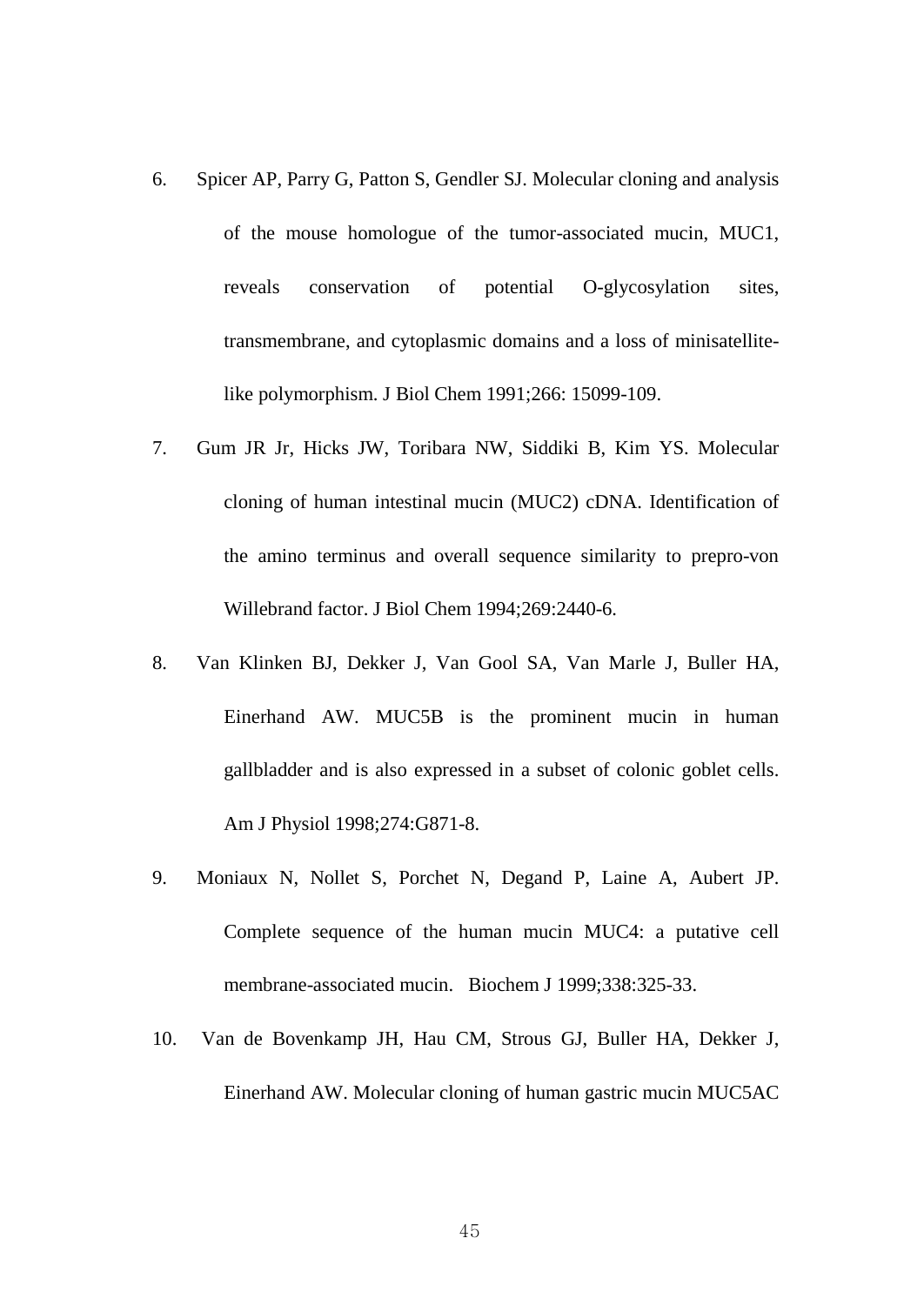6. Spicer AP, Parry G, Patton S, Gendler SJ. Molecular cloning and analysis of the mouse homologue of the tumor-associated mucin, MUC1, reveals conservation of potential O-glycosylation sites, transmembrane, and cytoplasmic domains and a loss of minisatellite-like polymorphism. J Biol Chem 1991;266: 15099-109.

7. Gum JR Jr, Hicks JW, Toribara NW, Siddiki B, Kim YS. Molecular cloning of human intestinal mucin (MUC2) cDNA. Identification of the amino terminus and overall sequence similarity to prepro-von Willebrand factor. J Biol Chem 1994;269:2440-6.

8. Van Klinken BJ, Dekker J, Van Gool SA, Van Marle J, Buller HA, Einerhand AW. MUC5B is the prominent mucin in human gallbladder and is also expressed in a subset of colonic goblet cells. Am J Physiol 1998;274:G871-8.

9. Moniaux N, Nollet S, Porchet N, Degand P, Laine A, Aubert JP. Complete sequence of the human mucin MUC4: a putative cell membrane-associated mucin. Biochem J 1999;338:325-33.

10. Van de Bovenkamp JH, Hau CM, Strous GJ, Buller HA, Dekker J, Einerhand AW. Molecular cloning of human gastric mucin MUC5AC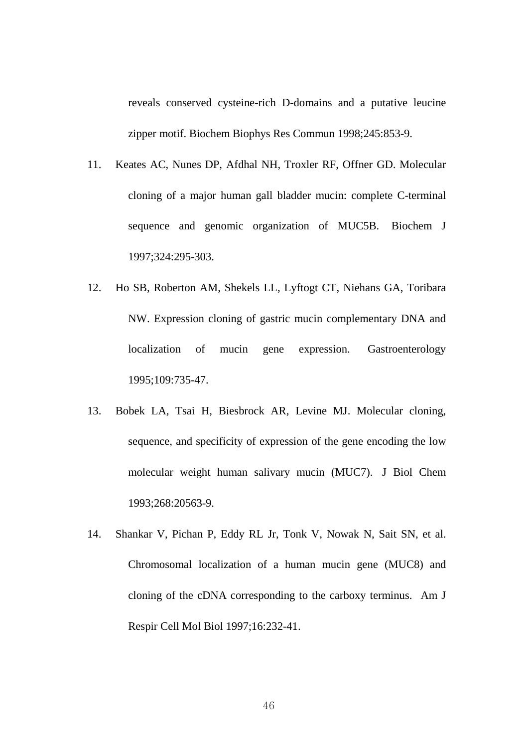reveals conserved cysteine-rich D-domains and a putative leucine zipper motif. Biochem Biophys Res Commun 1998;245:853-9.

11. Keates AC, Nunes DP, Afdhal NH, Troxler RF, Offner GD. Molecular cloning of a major human gall bladder mucin: complete C-terminal sequence and genomic organization of MUC5B. Biochem J 1997;324:295-303.

12. Ho SB, Roberton AM, Shekels LL, Lyftogt CT, Niehans GA, Toribara NW. Expression cloning of gastric mucin complementary DNA and localization of mucin gene expression. Gastroenterology 1995;109:735-47.

13. Bobek LA, Tsai H, Biesbrock AR, Levine MJ. Molecular cloning, sequence, and specificity of expression of the gene encoding the low molecular weight human salivary mucin (MUC7). J Biol Chem 1993;268:20563-9.

14. Shankar V, Pichan P, Eddy RL Jr, Tonk V, Nowak N, Sait SN, et al. Chromosomal localization of a human mucin gene (MUC8) and cloning of the cDNA corresponding to the carboxy terminus. Am J Respir Cell Mol Biol 1997;16:232-41.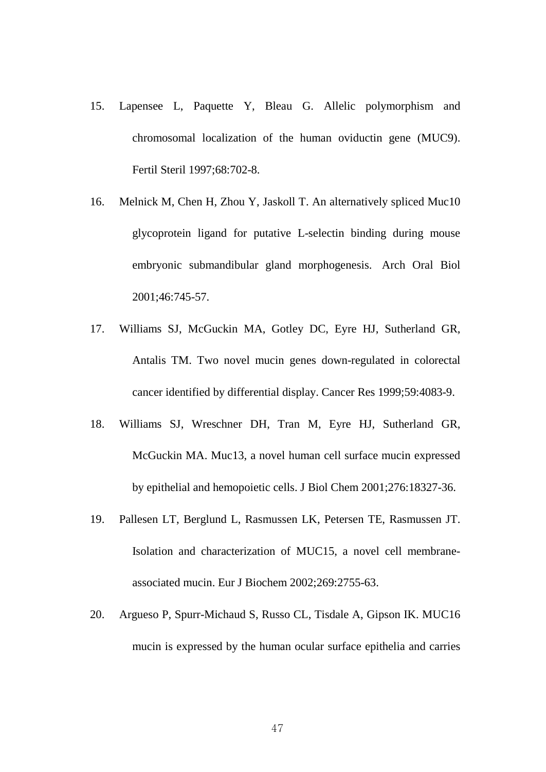15. Lapensee L, Paquette Y, Bleau G. Allelic polymorphism and chromosomal localization of the human oviductin gene (MUC9). Fertil Steril 1997;68:702-8.

16. Melnick M, Chen H, Zhou Y, Jaskoll T. An alternatively spliced Muc10 glycoprotein ligand for putative L-selectin binding during mouse embryonic submandibular gland morphogenesis. Arch Oral Biol 2001;46:745-57.

17. Williams SJ, McGuckin MA, Gotley DC, Eyre HJ, Sutherland GR, Antalis TM. Two novel mucin genes down-regulated in colorectal cancer identified by differential display. Cancer Res 1999;59:4083-9.

18. Williams SJ, Wreschner DH, Tran M, Eyre HJ, Sutherland GR, McGuckin MA. Muc13, a novel human cell surface mucin expressed by epithelial and hemopoietic cells. J Biol Chem 2001;276:18327-36.

19. Pallesen LT, Berglund L, Rasmussen LK, Petersen TE, Rasmussen JT. Isolation and characterization of MUC15, a novel cell membrane-associated mucin. Eur J Biochem 2002;269:2755-63.

20. Argueso P, Spurr-Michaud S, Russo CL, Tisdale A, Gipson IK. MUC16 mucin is expressed by the human ocular surface epithelia and carries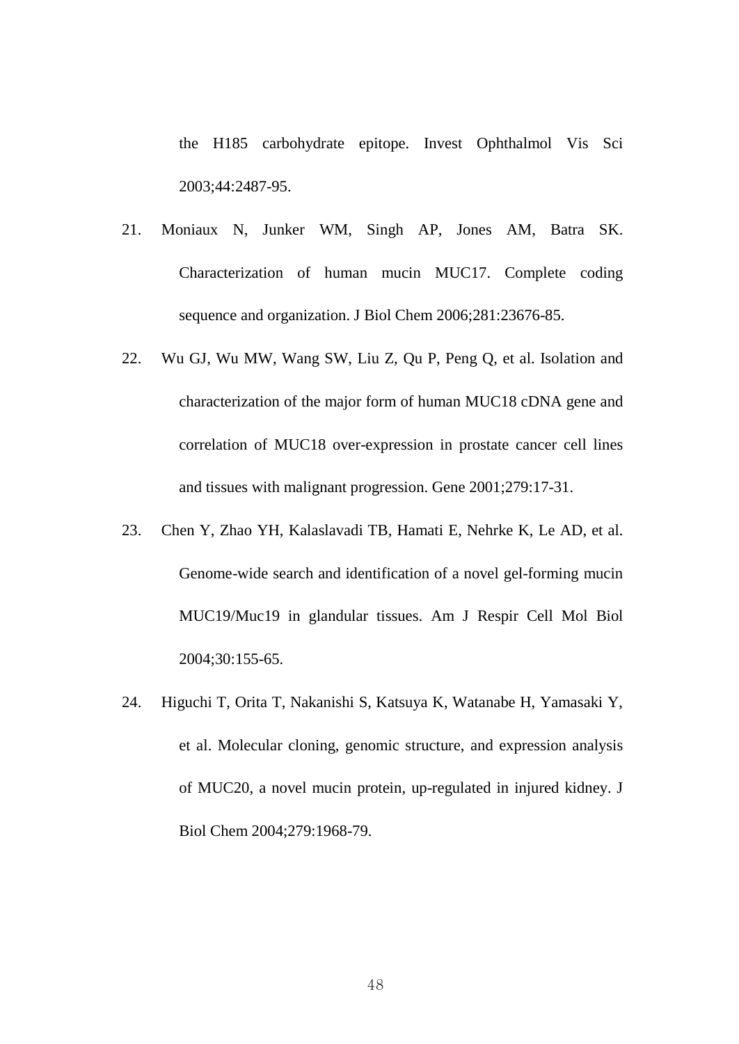the H185 carbohydrate epitope. Invest Ophthalmol Vis Sci 2003;44:2487-95.

21. Moniaux N, Junker WM, Singh AP, Jones AM, Batra SK. Characterization of human mucin MUC17. Complete coding sequence and organization. J Biol Chem 2006;281:23676-85.

22. Wu GJ, Wu MW, Wang SW, Liu Z, Qu P, Peng Q, et al. Isolation and characterization of the major form of human MUC18 cDNA gene and correlation of MUC18 over-expression in prostate cancer cell lines and tissues with malignant progression. Gene 2001;279:17-31.

23. Chen Y, Zhao YH, Kalaslavadi TB, Hamati E, Nehrke K, Le AD, et al. Genome-wide search and identification of a novel gel-forming mucin MUC19/Muc19 in glandular tissues. Am J Respir Cell Mol Biol 2004;30:155-65.

24. Higuchi T, Orita T, Nakanishi S, Katsuya K, Watanabe H, Yamasaki Y, et al. Molecular cloning, genomic structure, and expression analysis of MUC20, a novel mucin protein, up-regulated in injured kidney. J Biol Chem 2004;279:1968-79.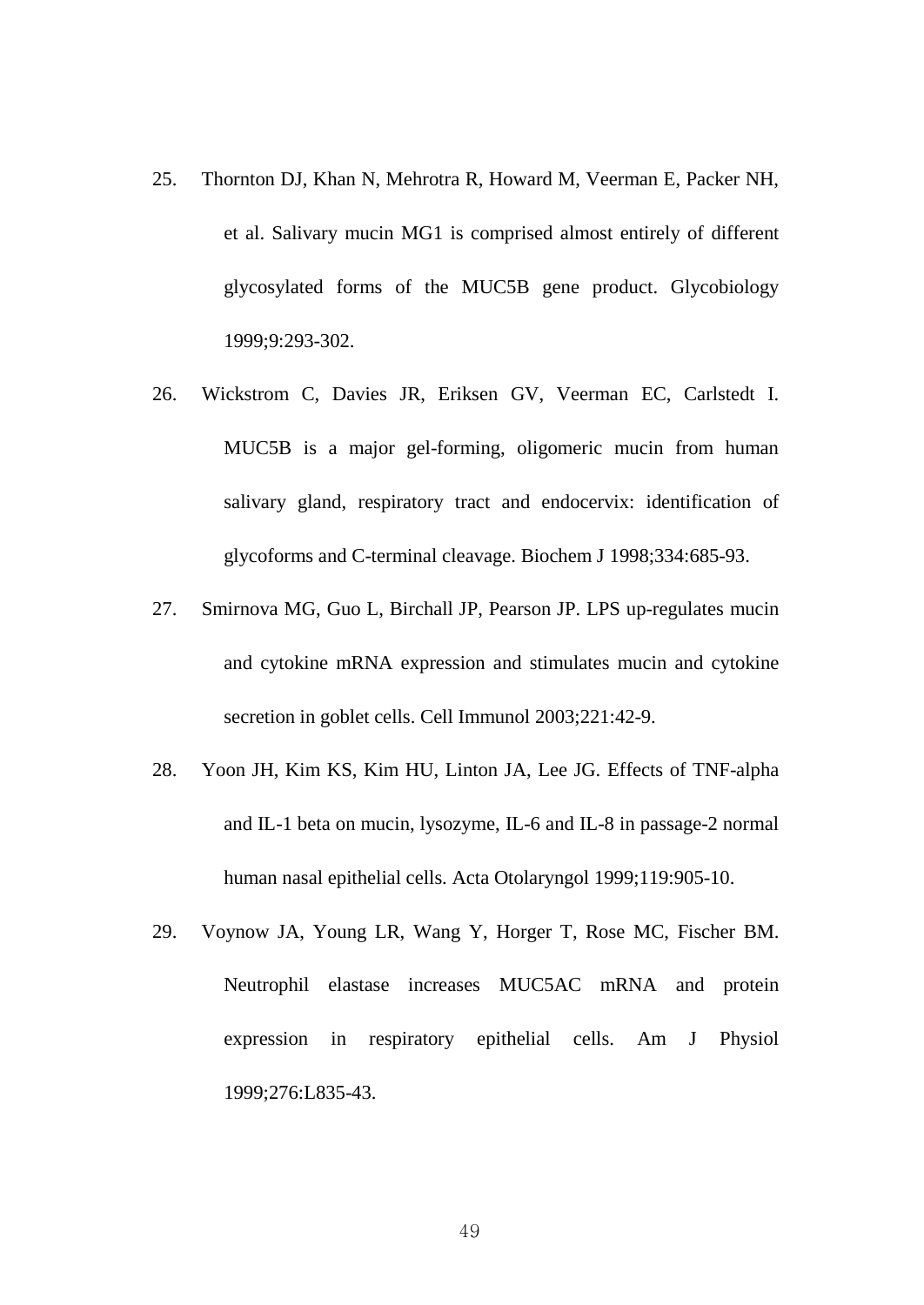25. Thornton DJ, Khan N, Mehrotra R, Howard M, Veerman E, Packer NH, et al. Salivary mucin MG1 is comprised almost entirely of different glycosylated forms of the MUC5B gene product. Glycobiology 1999;9:293-302.

26. Wickstrom C, Davies JR, Eriksen GV, Veerman EC, Carlstedt I. MUC5B is a major gel-forming, oligomeric mucin from human salivary gland, respiratory tract and endocervix: identification of glycoforms and C-terminal cleavage. Biochem J 1998;334:685-93.

27. Smirnova MG, Guo L, Birchall JP, Pearson JP. LPS up-regulates mucin and cytokine mRNA expression and stimulates mucin and cytokine secretion in goblet cells. Cell Immunol 2003;221:42-9.

28. Yoon JH, Kim KS, Kim HU, Linton JA, Lee JG. Effects of TNF-alpha and IL-1 beta on mucin, lysozyme, IL-6 and IL-8 in passage-2 normal human nasal epithelial cells. Acta Otolaryngol 1999;119:905-10.

29. Voynow JA, Young LR, Wang Y, Horger T, Rose MC, Fischer BM. Neutrophil elastase increases MUC5AC mRNA and protein expression in respiratory epithelial cells. Am J Physiol 1999;276:L835-43.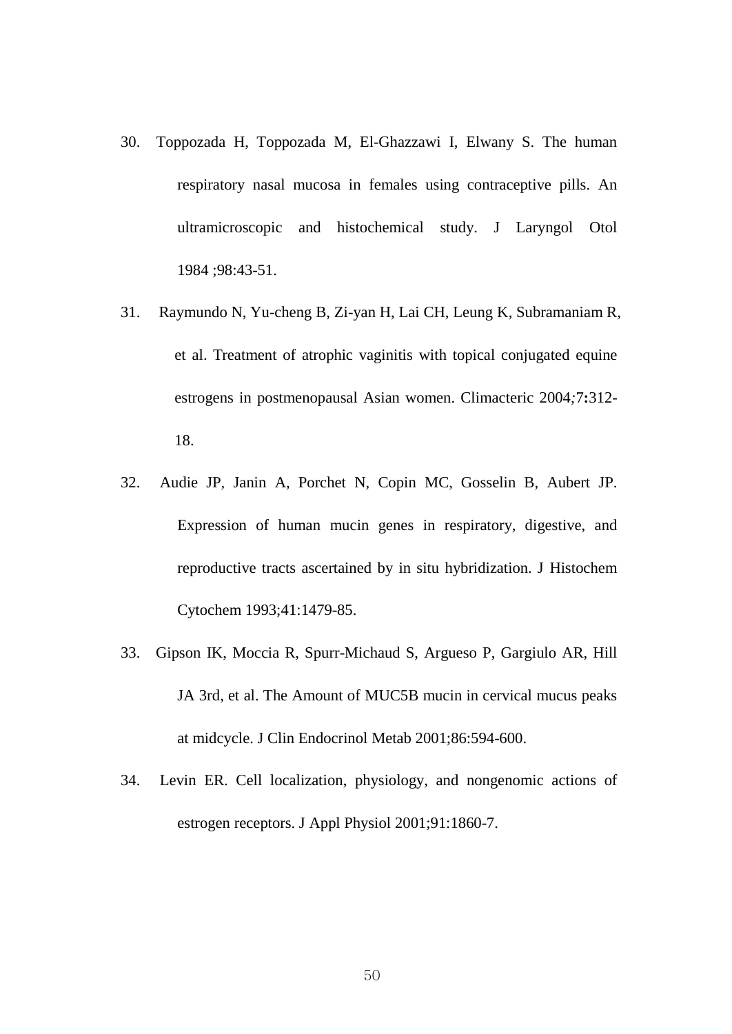30. Toppozada H, Toppozada M, El-Ghazzawi I, Elwany S. The human respiratory nasal mucosa in females using contraceptive pills. An ultramicroscopic and histochemical study. J Laryngol Otol 1984 ;98:43-51.

31. Raymundo N, Yu-cheng B, Zi-yan H, Lai CH, Leung K, Subramaniam R, et al. Treatment of atrophic vaginitis with topical conjugated equine estrogens in postmenopausal Asian women. Climacteric 2004;7:312-18.

32. Audie JP, Janin A, Porchet N, Copin MC, Gosselin B, Aubert JP. Expression of human mucin genes in respiratory, digestive, and reproductive tracts ascertained by in situ hybridization. J Histochem Cytochem 1993;41:1479-85.

33. Gipson IK, Moccia R, Spurr-Michaud S, Argueso P, Gargiulo AR, Hill JA 3rd, et al. The Amount of MUC5B mucin in cervical mucus peaks at midcycle. J Clin Endocrinol Metab 2001;86:594-600.

34. Levin ER. Cell localization, physiology, and nongenomic actions of estrogen receptors. J Appl Physiol 2001;91:1860-7.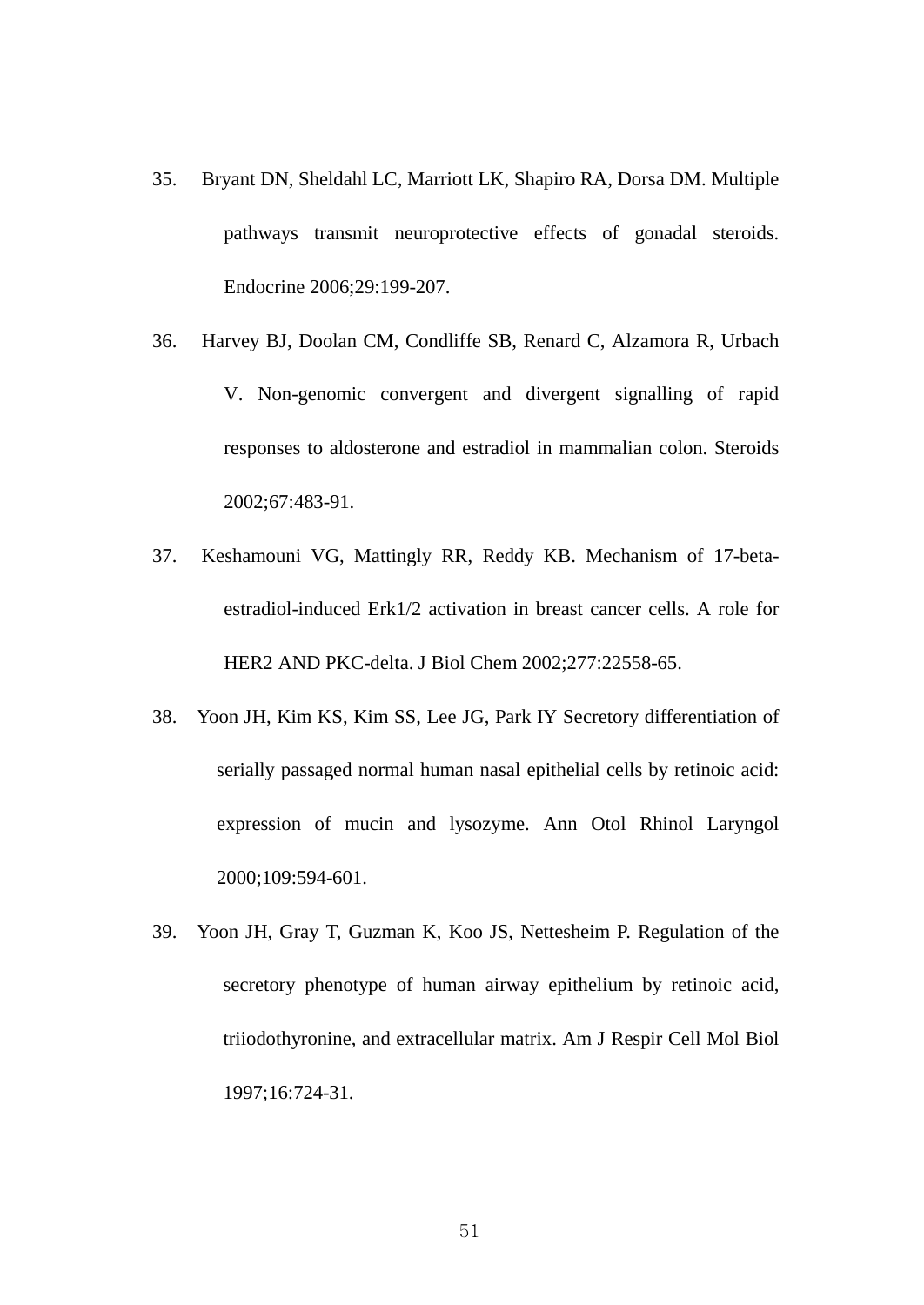35. Bryant DN, Sheldahl LC, Marriott LK, Shapiro RA, Dorsa DM. Multiple pathways transmit neuroprotective effects of gonadal steroids. Endocrine 2006;29:199-207.

36. Harvey BJ, Doolan CM, Condliffe SB, Renard C, Alzamora R, Urbach V. Non-genomic convergent and divergent signalling of rapid responses to aldosterone and estradiol in mammalian colon. Steroids 2002;67:483-91.

37. Keshamouni VG, Mattingly RR, Reddy KB. Mechanism of 17-beta-estradiol-induced Erk1/2 activation in breast cancer cells. A role for HER2 AND PKC-delta. J Biol Chem 2002;277:22558-65.

38. Yoon JH, Kim KS, Kim SS, Lee JG, Park IY Secretory differentiation of serially passaged normal human nasal epithelial cells by retinoic acid: expression of mucin and lysozyme. Ann Otol Rhinol Laryngol 2000;109:594-601.

39. Yoon JH, Gray T, Guzman K, Koo JS, Nettesheim P. Regulation of the secretory phenotype of human airway epithelium by retinoic acid, triiodothyronine, and extracellular matrix. Am J Respir Cell Mol Biol 1997;16:724-31.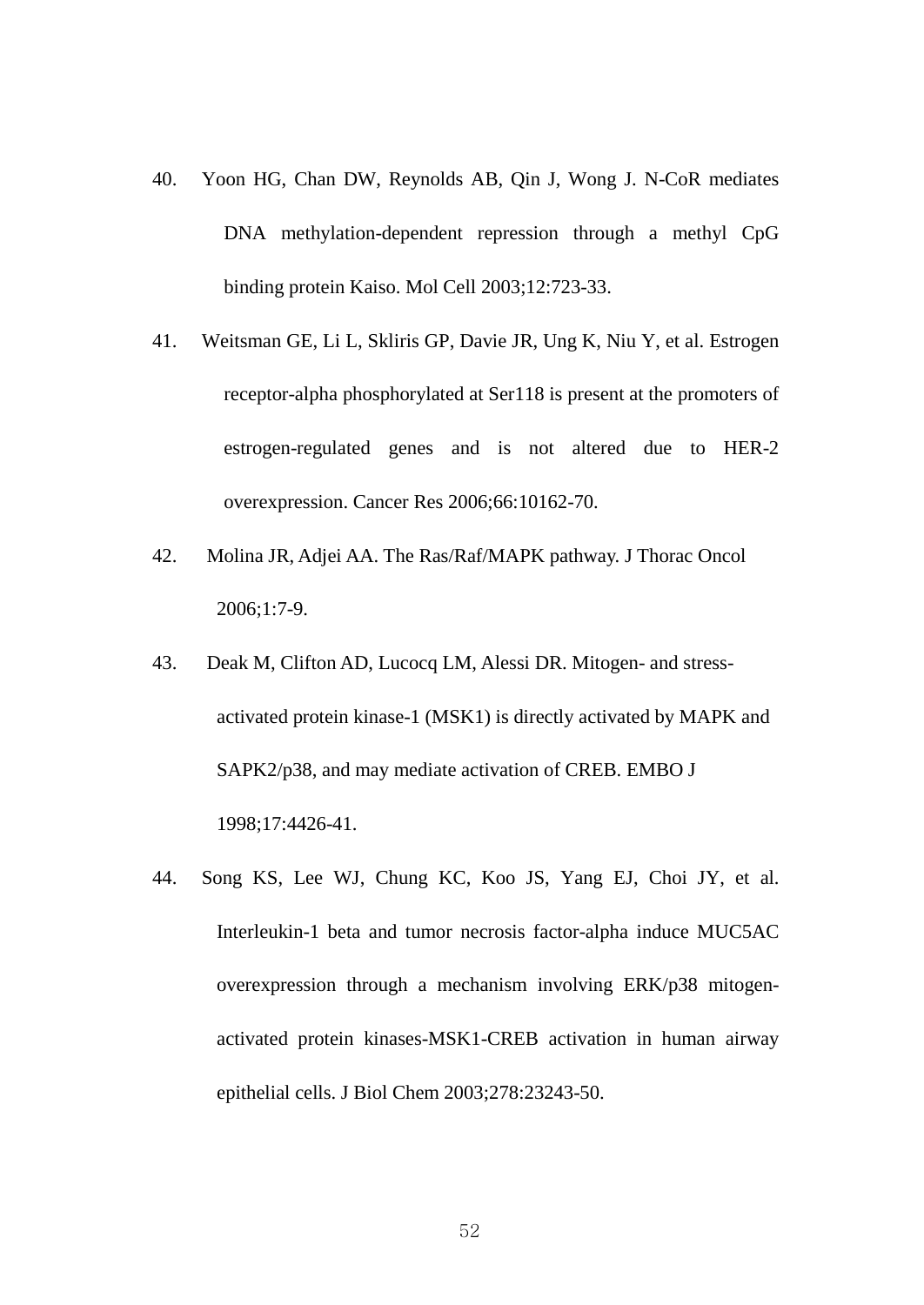40. Yoon HG, Chan DW, Reynolds AB, Qin J, Wong J. N-CoR mediates DNA methylation-dependent repression through a methyl CpG binding protein Kaiso. Mol Cell 2003;12:723-33.

41. Weitsman GE, Li L, Skliris GP, Davie JR, Ung K, Niu Y, et al. Estrogen receptor-alpha phosphorylated at Ser118 is present at the promoters of estrogen-regulated genes and is not altered due to HER-2 overexpression. Cancer Res 2006;66:10162-70.

42. Molina JR, Adjei AA. The Ras/Raf/MAPK pathway. J Thorac Oncol 2006;1:7-9.

43. Deak M, Clifton AD, Lucocq LM, Alessi DR. Mitogen- and stress-activated protein kinase-1 (MSK1) is directly activated by MAPK and SAPK2/p38, and may mediate activation of CREB. EMBO J 1998;17:4426-41.

44. Song KS, Lee WJ, Chung KC, Koo JS, Yang EJ, Choi JY, et al. Interleukin-1 beta and tumor necrosis factor-alpha induce MUC5AC overexpression through a mechanism involving ERK/p38 mitogen-activated protein kinases-MSK1-CREB activation in human airway epithelial cells. J Biol Chem 2003;278:23243-50.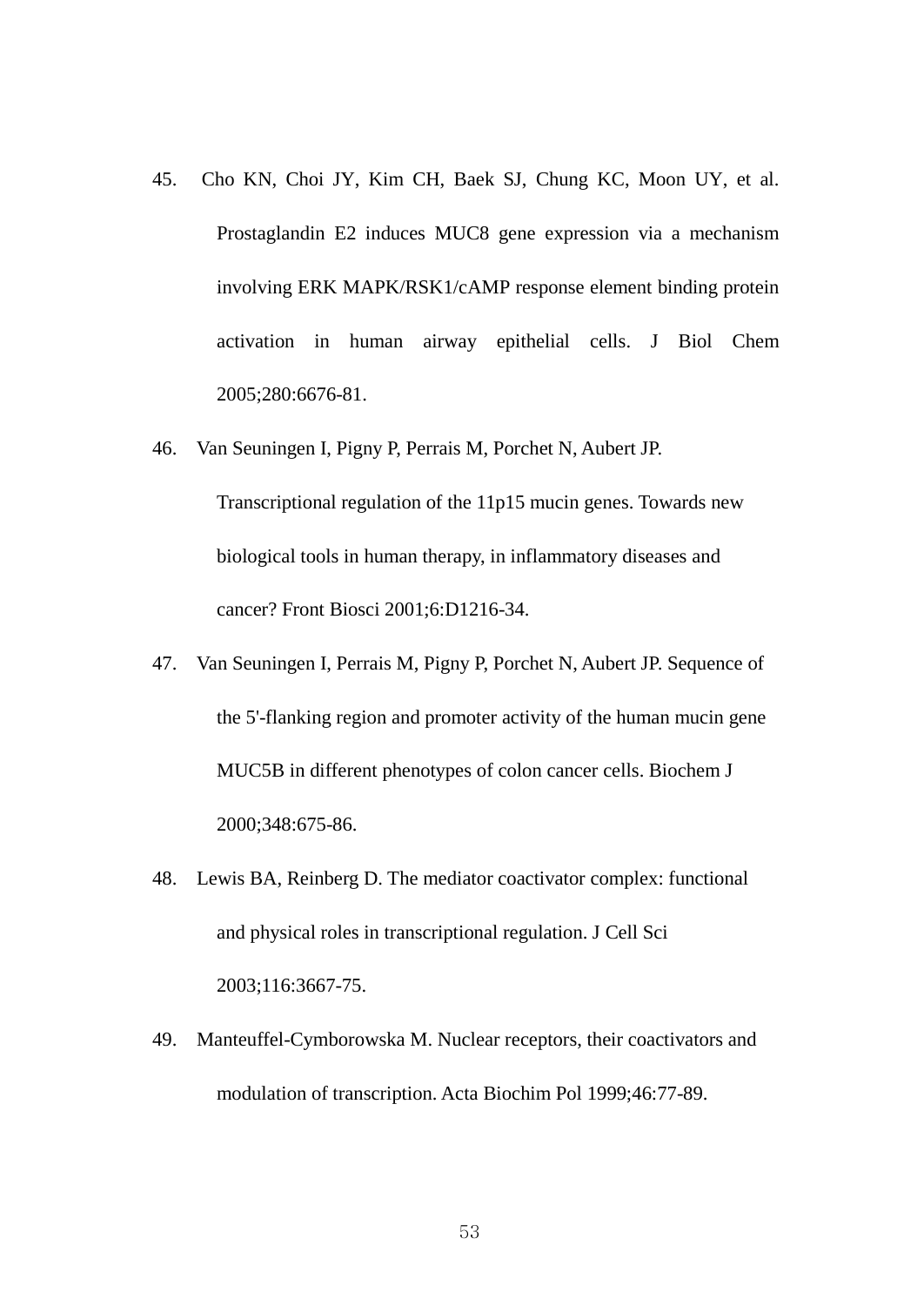45. Cho KN, Choi JY, Kim CH, Baek SJ, Chung KC, Moon UY, et al. Prostaglandin E2 induces MUC8 gene expression via a mechanism involving ERK MAPK/RSK1/cAMP response element binding protein activation in human airway epithelial cells. J Biol Chem 2005;280:6676-81.

46. Van Seuningen I, Pigny P, Perrais M, Porchet N, Aubert JP. Transcriptional regulation of the 11p15 mucin genes. Towards new biological tools in human therapy, in inflammatory diseases and cancer? Front Biosci 2001;6:D1216-34.

47. Van Seuningen I, Perrais M, Pigny P, Porchet N, Aubert JP. Sequence of the 5'-flanking region and promoter activity of the human mucin gene MUC5B in different phenotypes of colon cancer cells. Biochem J 2000;348:675-86.

48. Lewis BA, Reinberg D. The mediator coactivator complex: functional and physical roles in transcriptional regulation. J Cell Sci 2003;116:3667-75.

49. Manteuffel-Cymborowska M. Nuclear receptors, their coactivators and modulation of transcription. Acta Biochim Pol 1999;46:77-89.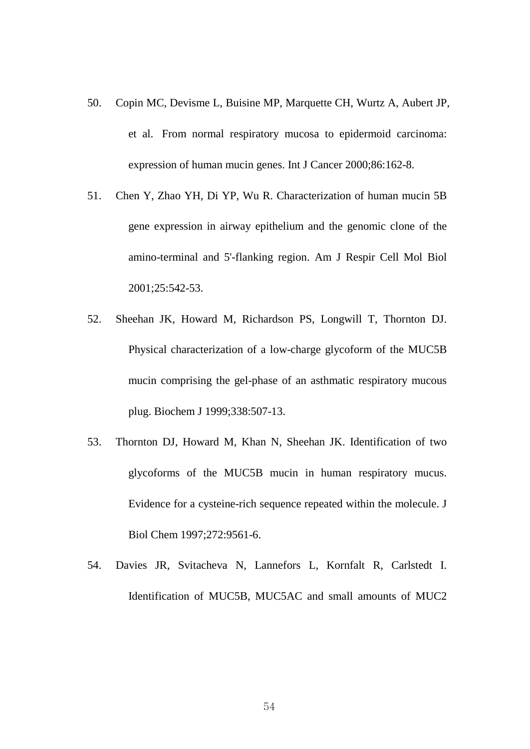50. Copin MC, Devisme L, Buisine MP, Marquette CH, Wurtz A, Aubert JP, et al. From normal respiratory mucosa to epidermoid carcinoma: expression of human mucin genes. Int J Cancer 2000;86:162-8.

51. Chen Y, Zhao YH, Di YP, Wu R. Characterization of human mucin 5B gene expression in airway epithelium and the genomic clone of the amino-terminal and 5'-flanking region. Am J Respir Cell Mol Biol 2001;25:542-53.

52. Sheehan JK, Howard M, Richardson PS, Longwill T, Thornton DJ. Physical characterization of a low-charge glycoform of the MUC5B mucin comprising the gel-phase of an asthmatic respiratory mucous plug. Biochem J 1999;338:507-13.

53. Thornton DJ, Howard M, Khan N, Sheehan JK. Identification of two glycoforms of the MUC5B mucin in human respiratory mucus. Evidence for a cysteine-rich sequence repeated within the molecule. J Biol Chem 1997;272:9561-6.

54. Davies JR, Svitacheva N, Lannefors L, Kornfalt R, Carlstedt I. Identification of MUC5B, MUC5AC and small amounts of MUC2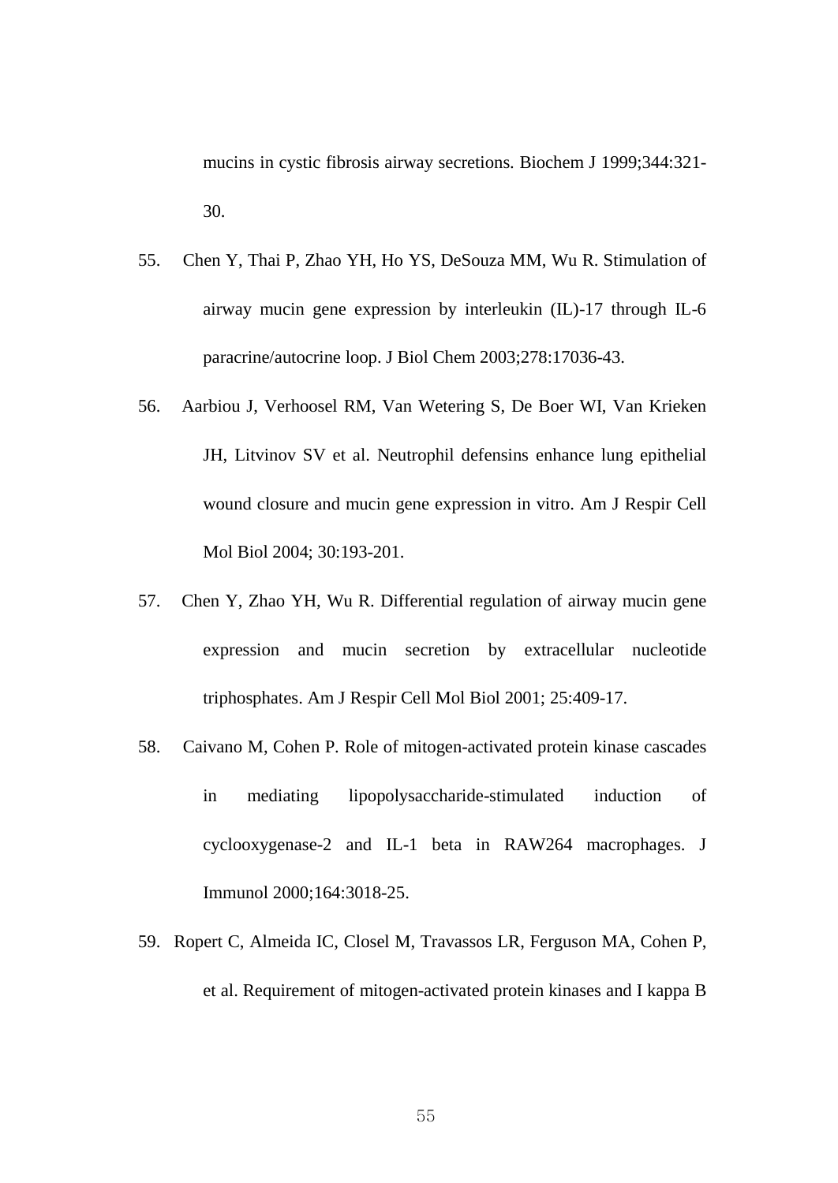mucins in cystic fibrosis airway secretions. Biochem J 1999;344:321-30.

55. Chen Y, Thai P, Zhao YH, Ho YS, DeSouza MM, Wu R. Stimulation of airway mucin gene expression by interleukin (IL)-17 through IL-6 paracrine/autocrine loop. J Biol Chem 2003;278:17036-43.

56. Aarbiou J, Verhoosel RM, Van Wetering S, De Boer WI, Van Krieken JH, Litvinov SV et al. Neutrophil defensins enhance lung epithelial wound closure and mucin gene expression in vitro. Am J Respir Cell Mol Biol 2004; 30:193-201.

57. Chen Y, Zhao YH, Wu R. Differential regulation of airway mucin gene expression and mucin secretion by extracellular nucleotide triphosphates. Am J Respir Cell Mol Biol 2001; 25:409-17.

58. Caivano M, Cohen P. Role of mitogen-activated protein kinase cascades in mediating lipopolysaccharide-stimulated induction of cyclooxygenase-2 and IL-1 beta in RAW264 macrophages. J Immunol 2000;164:3018-25.

59. Ropert C, Almeida IC, Closel M, Travassos LR, Ferguson MA, Cohen P, et al. Requirement of mitogen-activated protein kinases and I kappa B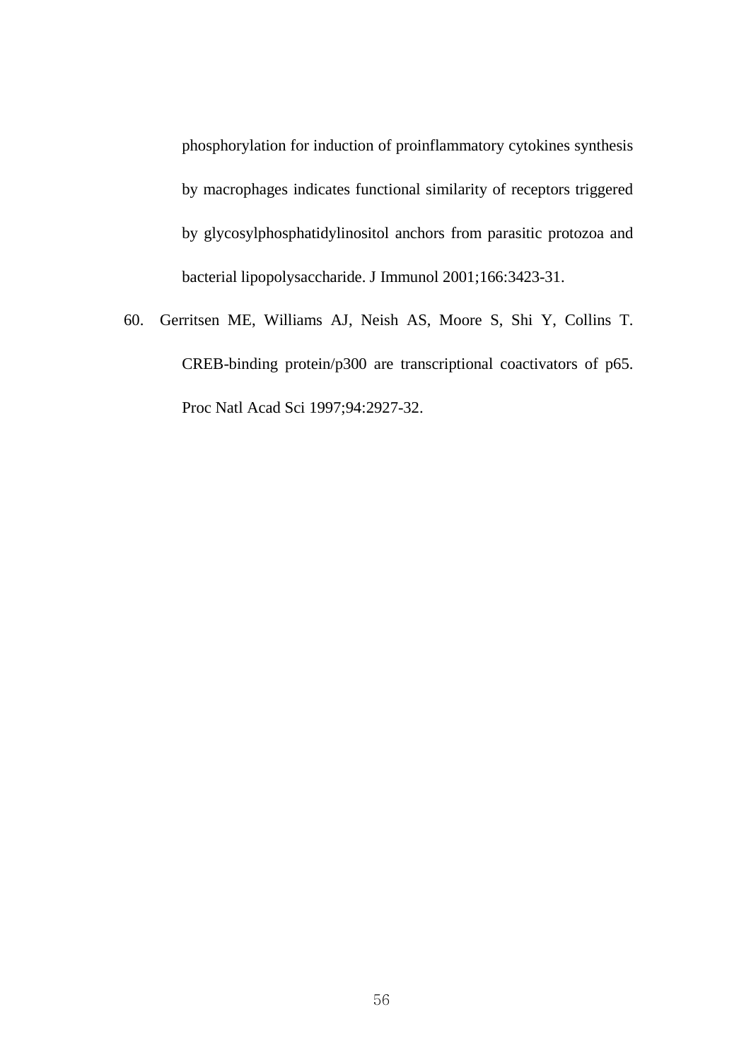phosphorylation for induction of proinflammatory cytokines synthesis by macrophages indicates functional similarity of receptors triggered by glycosylphosphatidylinositol anchors from parasitic protozoa and bacterial lipopolysaccharide. J Immunol 2001;166:3423-31.

60. Gerritsen ME, Williams AJ, Neish AS, Moore S, Shi Y, Collins T. CREB-binding protein/p300 are transcriptional coactivators of p65. Proc Natl Acad Sci 1997;94:2927-32.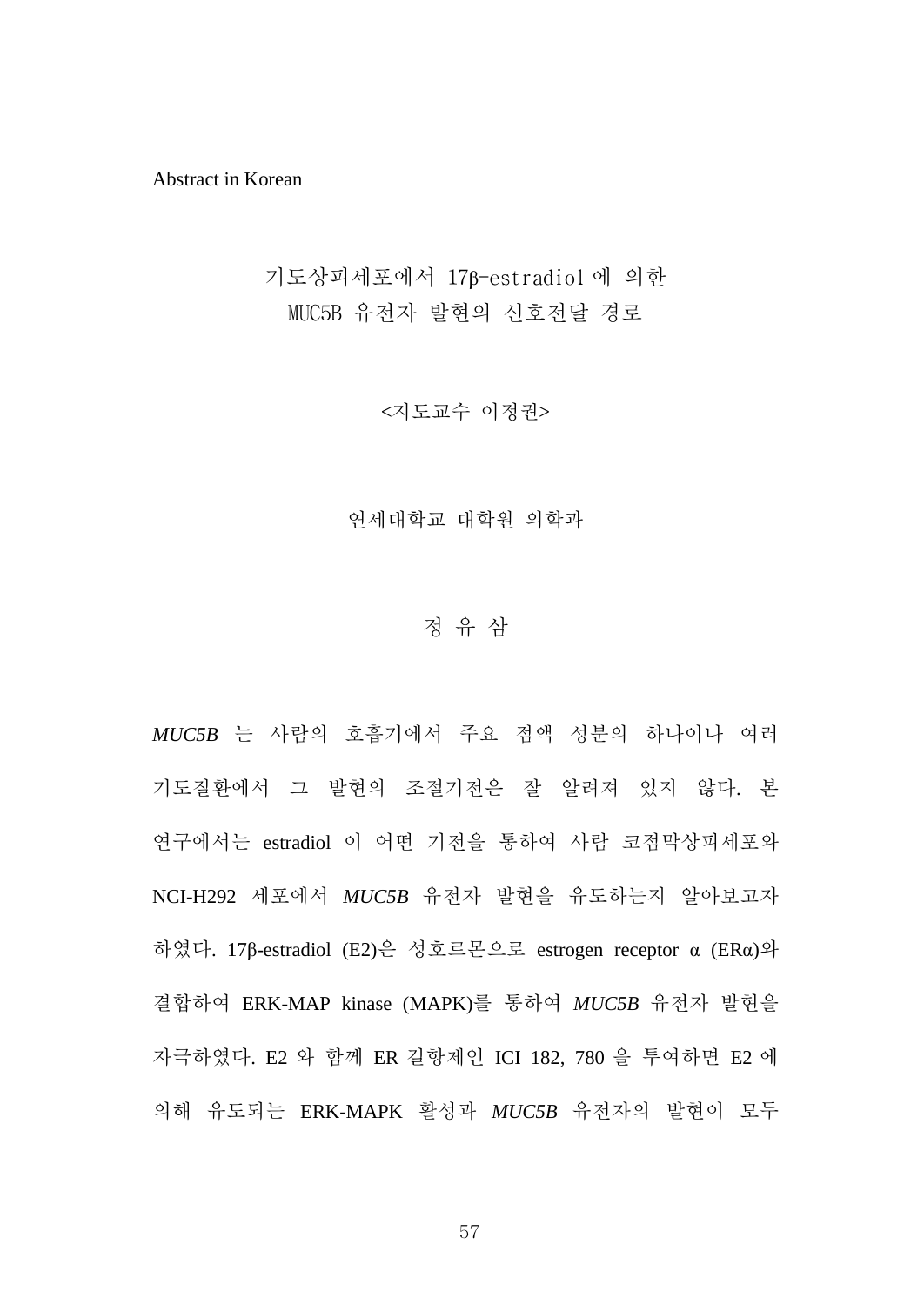Abstract in Korean

# 기도상피세포에서 17β-estradiol에 의한 MUC5B 유전자 발현의 신호전달 경로

<지도교수 이정권>

연세대학교 대학원 의학과

정 유 삼

*MUC5B*는 사람의 호흡기에서 주요 점액 성분의 하나이나 여러 기도질환에서 그 발현의 조절기전은 잘 알려져 있지 않다. 본 연구에서는 estradiol이 어떤 기전을 통하여 사람 코점막상피세포와 NCI-H292 세포에서 *MUC5B* 유전자 발현을 유도하는지 알아보고자 하였다. 17β-estradiol (E2)은 성호르몬으로 estrogen receptor α (ERα)와 결합하여 ERK-MAP kinase (MAPK)를 통하여 *MUC5B* 유전자 발현을 자극하였다. E2와 함께 ER 길항제인 ICI 182, 780을 투여하면 E2에 의해 유도되는 ERK-MAPK 활성과 *MUC5B* 유전자의 발현이 모두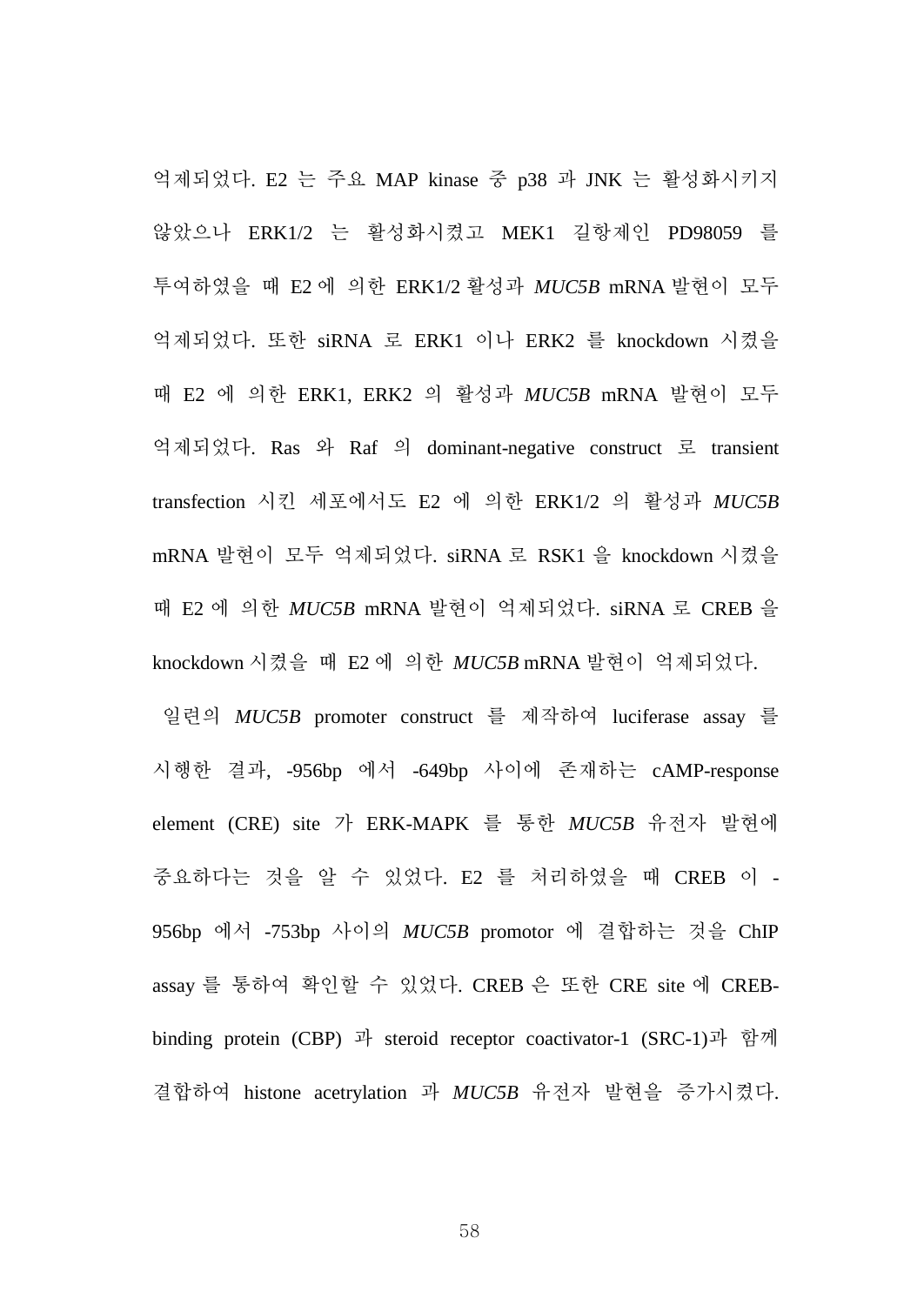억제되었다. E2 는 주요 MAP kinase 중 p38 과 JNK 는 활성화시키지 않았으나 ERK1/2 는 활성화시켰고 MEK1 길항제인 PD98059 를 투여하였을 때 E2 에 의한 ERK1/2 활성과 *MUC5B* mRNA 발현이 모두 억제되었다. 또한 siRNA 로 ERK1 이나 ERK2 를 knockdown 시켰을 때 E2 에 의한 ERK1, ERK2 의 활성과 *MUC5B* mRNA 발현이 모두 억제되었다. Ras 와 Raf 의 dominant-negative construct 로 transient transfection 시킨 세포에서도 E2 에 의한 ERK1/2 의 활성과 *MUC5B* mRNA 발현이 모두 억제되었다. siRNA 로 RSK1 을 knockdown 시켰을 때 E2 에 의한 *MUC5B* mRNA 발현이 억제되었다. siRNA 로 CREB 을 knockdown 시켰을 때 E2 에 의한 *MUC5B* mRNA 발현이 억제되었다.

일련의 *MUC5B* promoter construct 를 제작하여 luciferase assay 를 시행한 결과, -956bp 에서 -649bp 사이에 존재하는 cAMP-response element (CRE) site 가 ERK-MAPK 를 통한 *MUC5B* 유전자 발현에 중요하다는 것을 알 수 있었다. E2 를 처리하였을 때 CREB 이 -956bp 에서 -753bp 사이의 *MUC5B* promotor 에 결합하는 것을 ChIP assay 를 통하여 확인할 수 있었다. CREB 은 또한 CRE site 에 CREB-binding protein (CBP) 과 steroid receptor coactivator-1 (SRC-1)과 함께 결합하여 histone acetrylation 과 *MUC5B* 유전자 발현을 증가시켰다.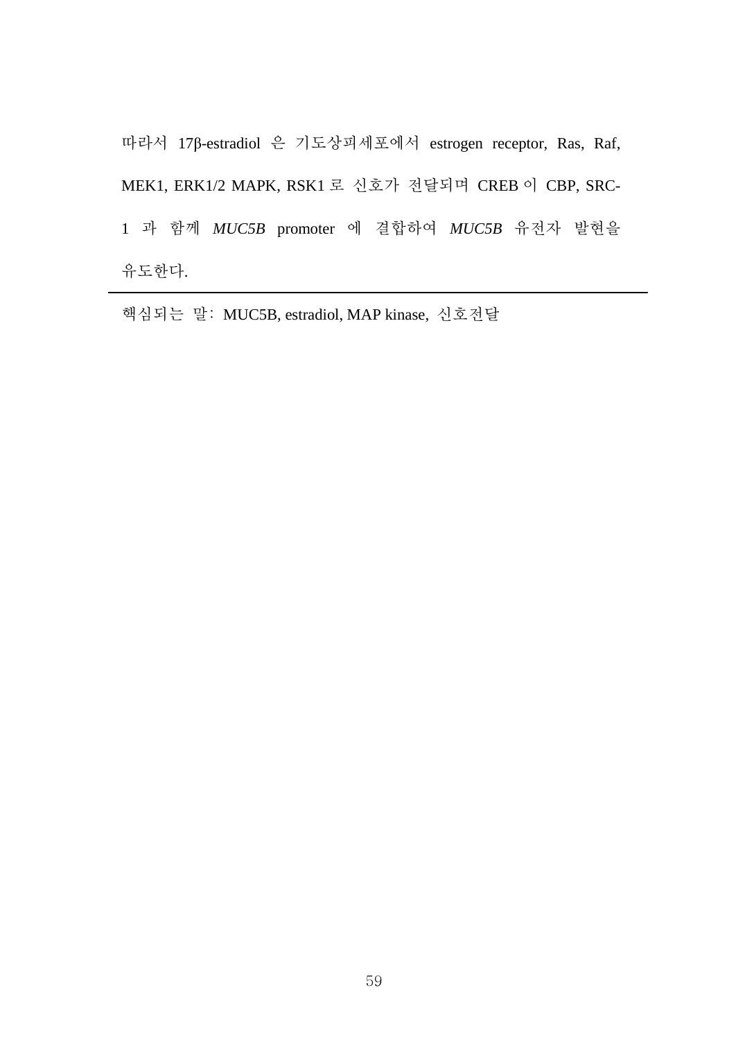따라서 17β-estradiol 은 기도상피세포에서 estrogen receptor, Ras, Raf, MEK1, ERK1/2 MAPK, RSK1 로 신호가 전달되며 CREB 이 CBP, SRC-1 과 함께 *MUC5B* promoter 에 결합하여 *MUC5B* 유전자 발현을 유도한다.

---

핵심되는 말: MUC5B, estradiol, MAP kinase, 신호전달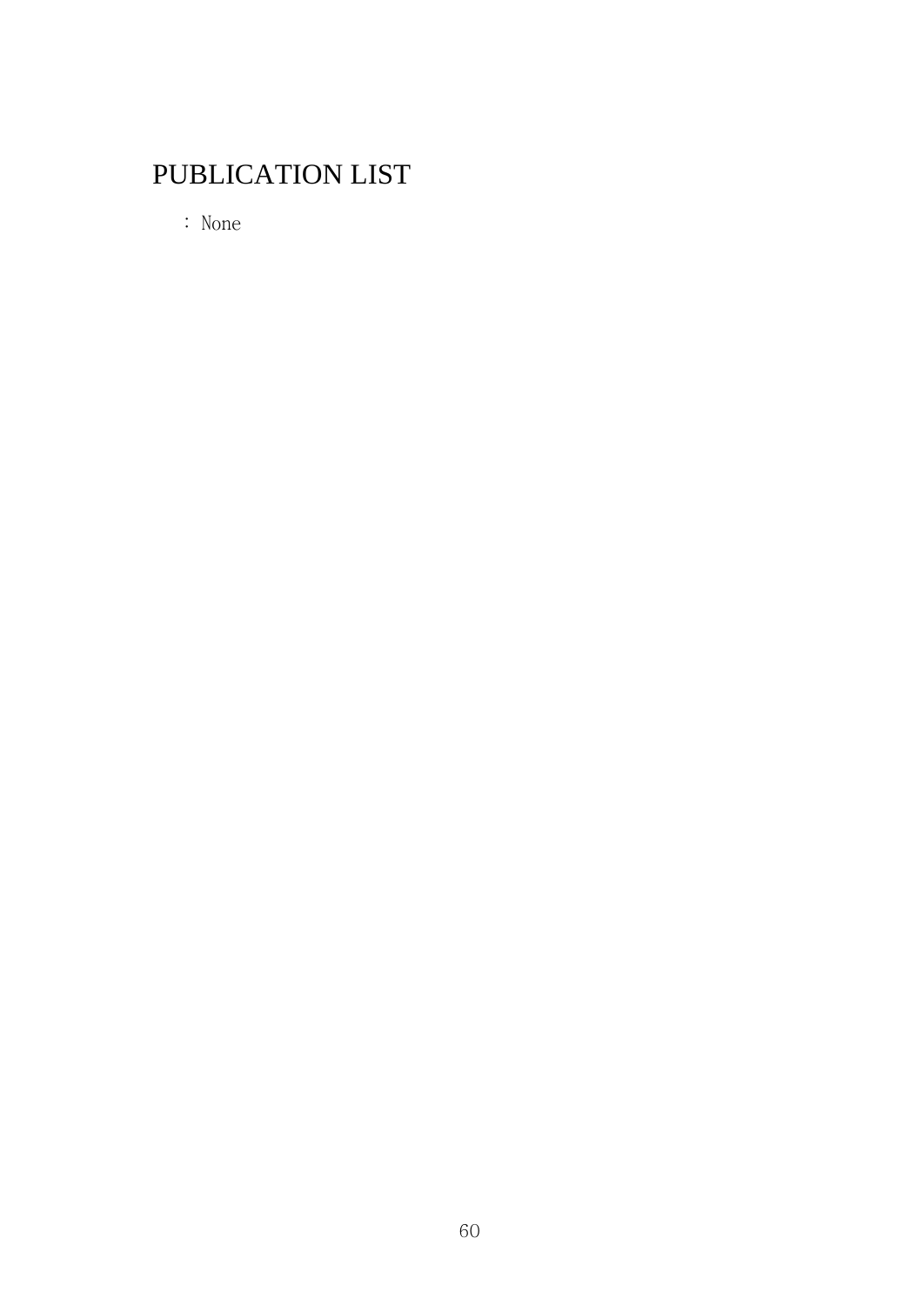# PUBLICATION LIST

: None